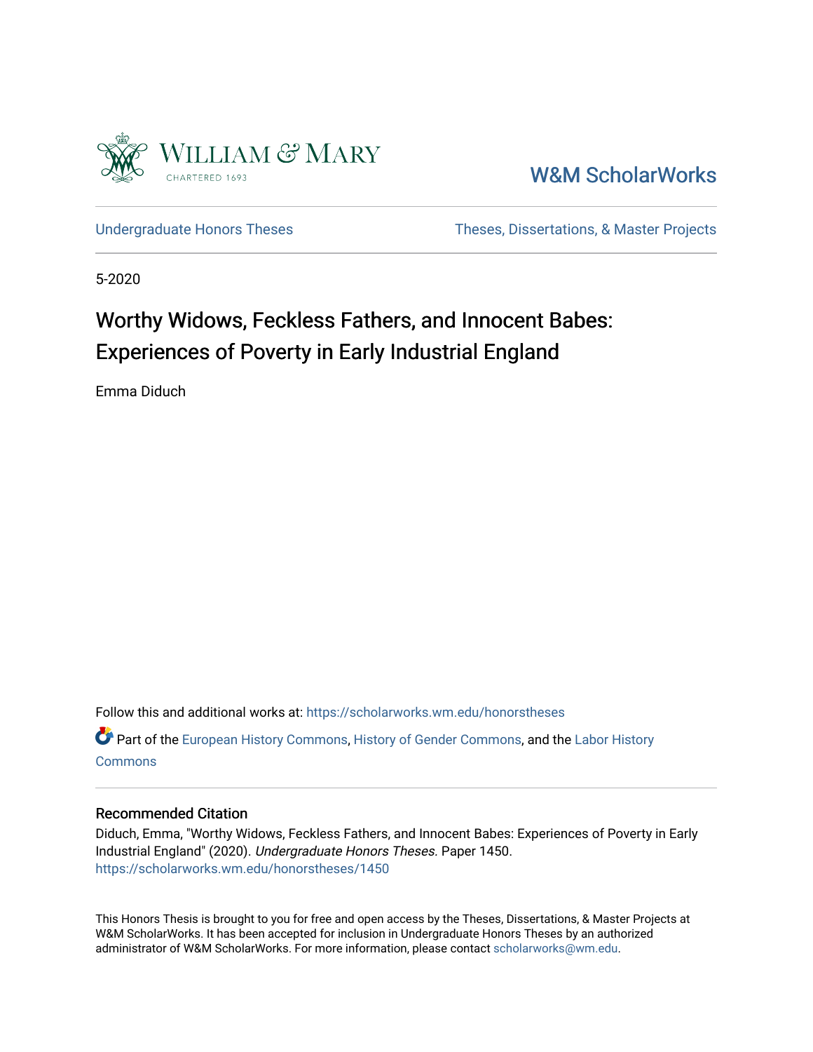William & Mary

CHARTERED 1693

W&M ScholarWorks

Undergraduate Honors Theses

Theses, Dissertations, & Master Projects

5-2020

# Worthy Widows, Feckless Fathers, and Innocent Babes: Experiences of Poverty in Early Industrial England

Emma Diduch

Follow this and additional works at: https://scholarworks.wm.edu/honorstheses

Part of the European History Commons, History of Gender Commons, and the Labor History Commons

## Recommended Citation

Diduch, Emma, "Worthy Widows, Feckless Fathers, and Innocent Babes: Experiences of Poverty in Early Industrial England" (2020). *Undergraduate Honors Theses.* Paper 1450.
https://scholarworks.wm.edu/honorstheses/1450

This Honors Thesis is brought to you for free and open access by the Theses, Dissertations, & Master Projects at W&M ScholarWorks. It has been accepted for inclusion in Undergraduate Honors Theses by an authorized administrator of W&M ScholarWorks. For more information, please contact scholarworks@wm.edu.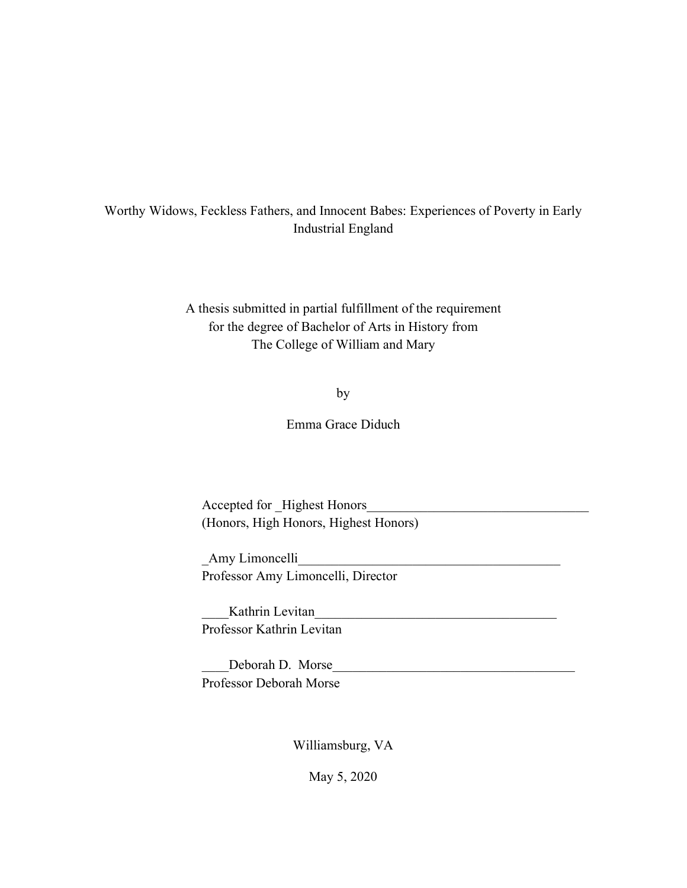Worthy Widows, Feckless Fathers, and Innocent Babes: Experiences of Poverty in Early Industrial England

A thesis submitted in partial fulfillment of the requirement for the degree of Bachelor of Arts in History from The College of William and Mary

by

Emma Grace Diduch

Accepted for _Highest Honors__________________________________
(Honors, High Honors, Highest Honors)

_Amy Limoncelli________________________________________
Professor Amy Limoncelli, Director

____Kathrin Levitan_____________________________________
Professor Kathrin Levitan

____Deborah D. Morse_____________________________________
Professor Deborah Morse

Williamsburg, VA

May 5, 2020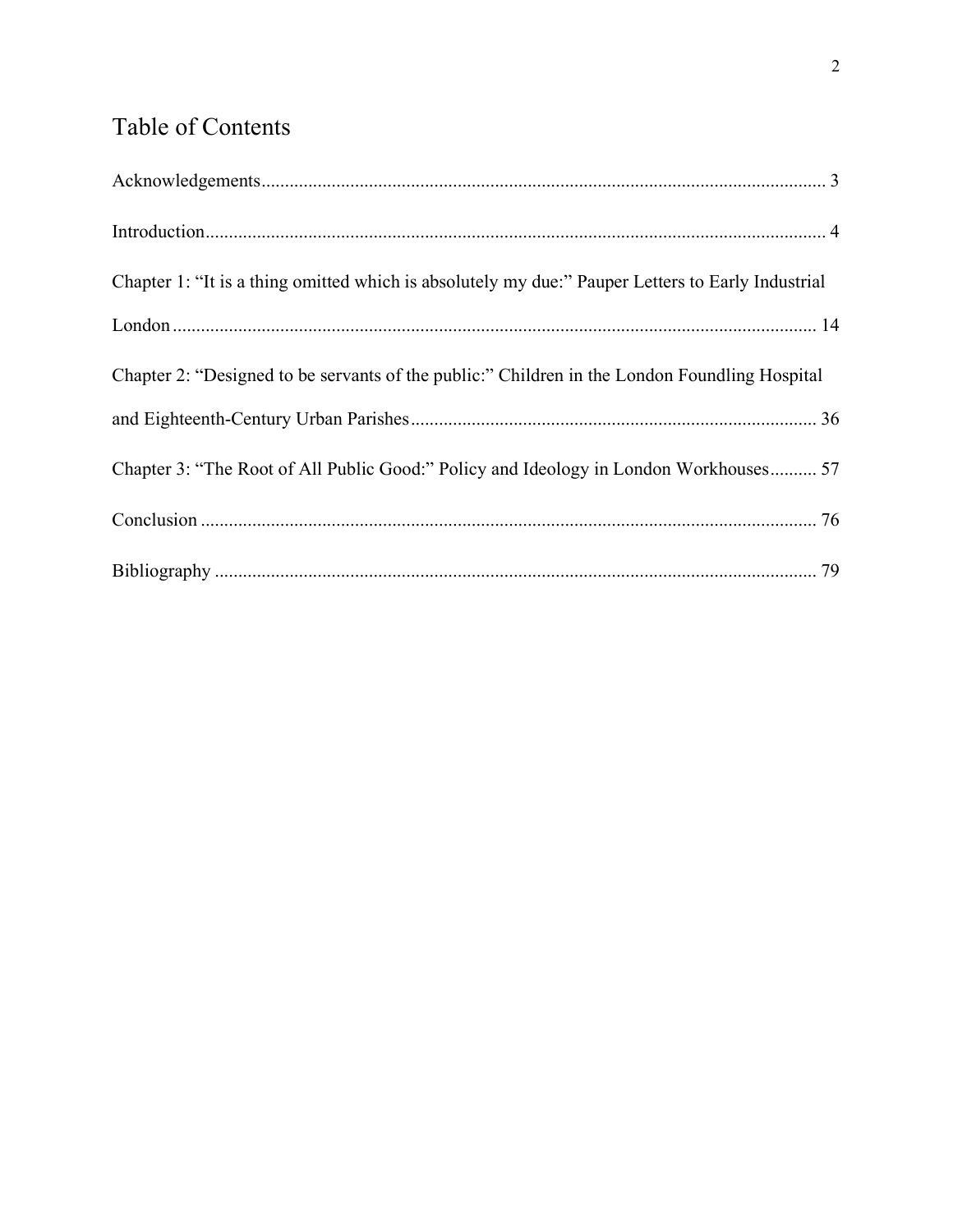# Table of Contents

Acknowledgements........................................................................................................................ 3

Introduction.................................................................................................................................... 4

Chapter 1: “It is a thing omitted which is absolutely my due:” Pauper Letters to Early Industrial London ......................................................................................................................................... 14

Chapter 2: “Designed to be servants of the public:” Children in the London Foundling Hospital and Eighteenth-Century Urban Parishes...................................................................................... 36

Chapter 3: “The Root of All Public Good:” Policy and Ideology in London Workhouses.......... 57

Conclusion .................................................................................................................................... 76

Bibliography ................................................................................................................................. 79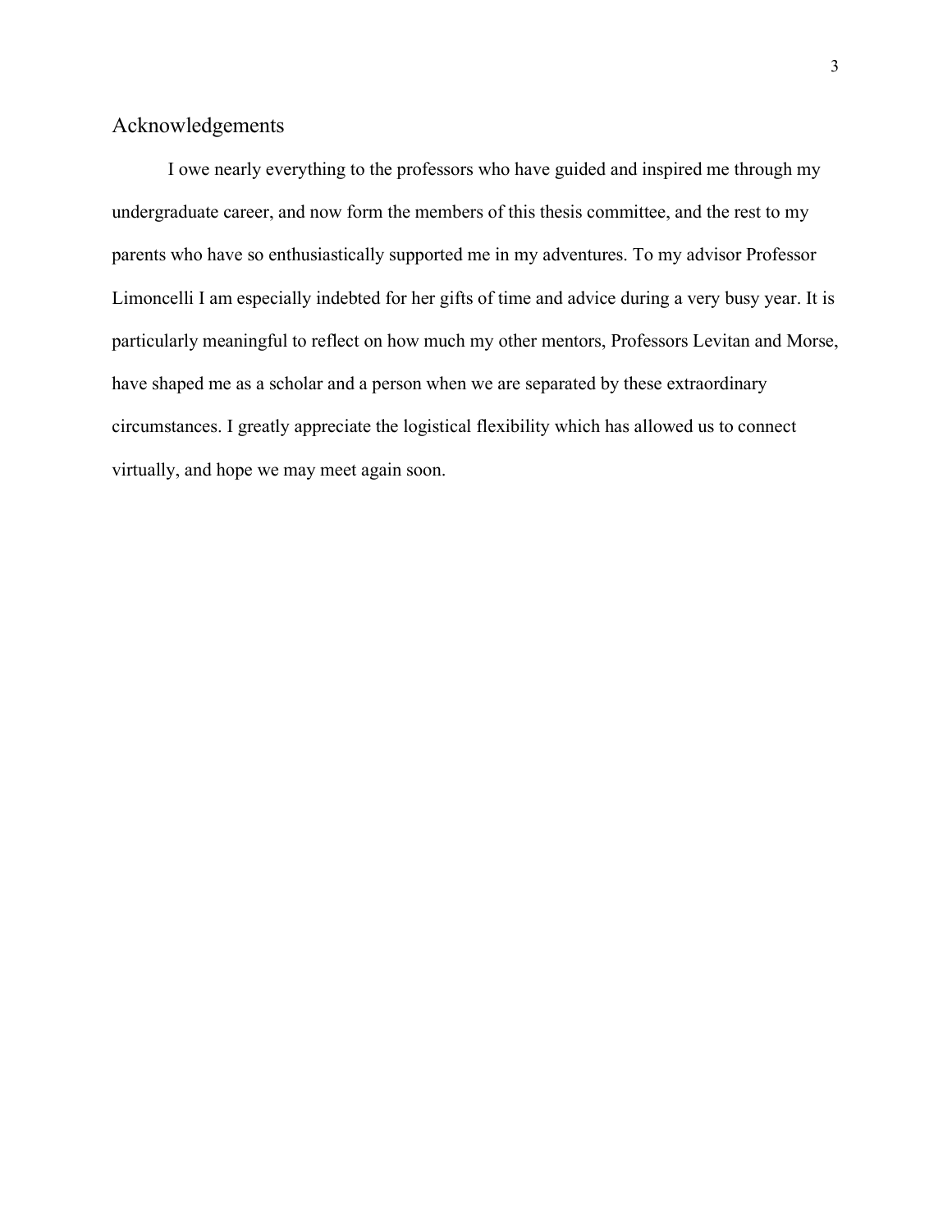## Acknowledgements

I owe nearly everything to the professors who have guided and inspired me through my undergraduate career, and now form the members of this thesis committee, and the rest to my parents who have so enthusiastically supported me in my adventures. To my advisor Professor Limoncelli I am especially indebted for her gifts of time and advice during a very busy year. It is particularly meaningful to reflect on how much my other mentors, Professors Levitan and Morse, have shaped me as a scholar and a person when we are separated by these extraordinary circumstances. I greatly appreciate the logistical flexibility which has allowed us to connect virtually, and hope we may meet again soon.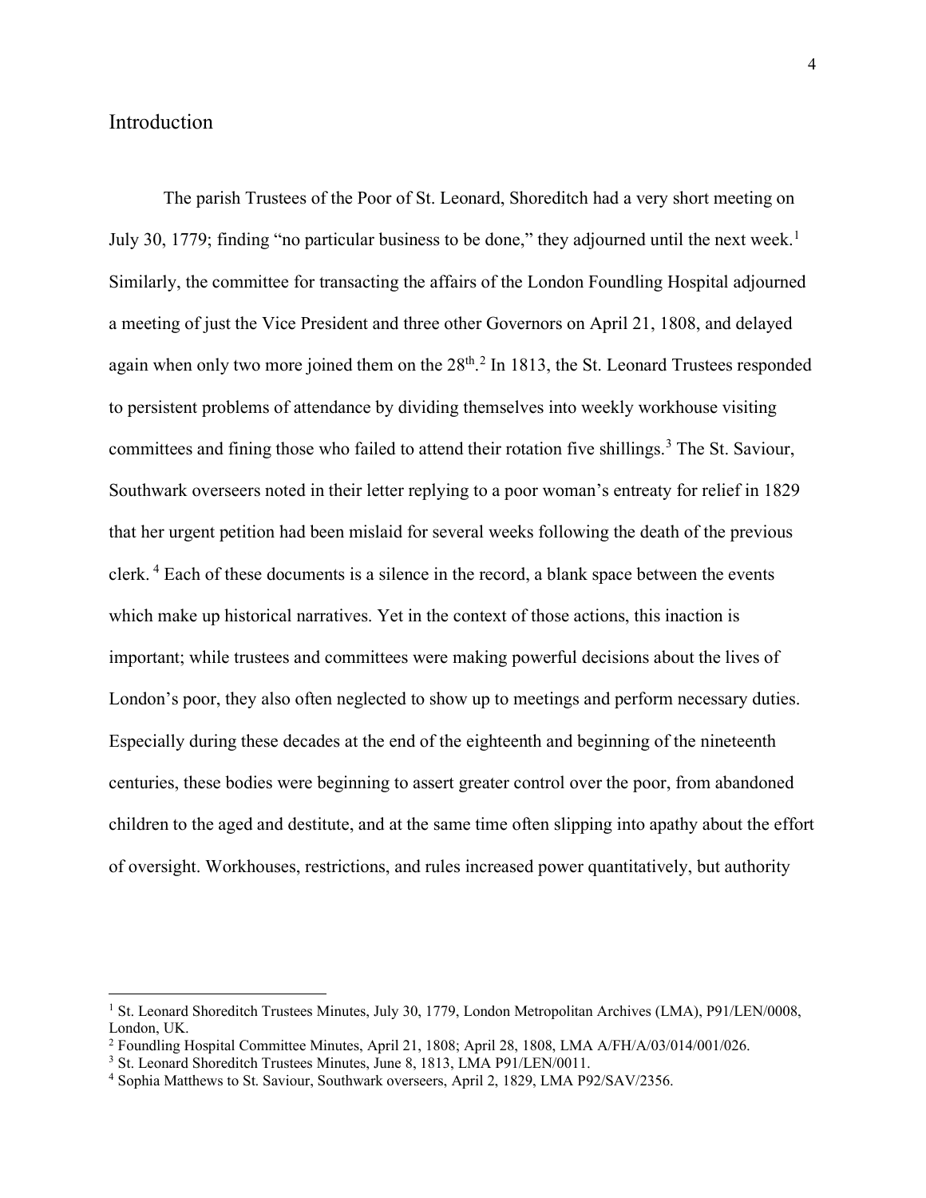## Introduction

The parish Trustees of the Poor of St. Leonard, Shoreditch had a very short meeting on July 30, 1779; finding "no particular business to be done," they adjourned until the next week.[1] Similarly, the committee for transacting the affairs of the London Foundling Hospital adjourned a meeting of just the Vice President and three other Governors on April 21, 1808, and delayed again when only two more joined them on the 28th.[2] In 1813, the St. Leonard Trustees responded to persistent problems of attendance by dividing themselves into weekly workhouse visiting committees and fining those who failed to attend their rotation five shillings.[3] The St. Saviour, Southwark overseers noted in their letter replying to a poor woman's entreaty for relief in 1829 that her urgent petition had been mislaid for several weeks following the death of the previous clerk.[4] Each of these documents is a silence in the record, a blank space between the events which make up historical narratives. Yet in the context of those actions, this inaction is important; while trustees and committees were making powerful decisions about the lives of London's poor, they also often neglected to show up to meetings and perform necessary duties. Especially during these decades at the end of the eighteenth and beginning of the nineteenth centuries, these bodies were beginning to assert greater control over the poor, from abandoned children to the aged and destitute, and at the same time often slipping into apathy about the effort of oversight. Workhouses, restrictions, and rules increased power quantitatively, but authority

---

[1] St. Leonard Shoreditch Trustees Minutes, July 30, 1779, London Metropolitan Archives (LMA), P91/LEN/0008, London, UK.

[2] Foundling Hospital Committee Minutes, April 21, 1808; April 28, 1808, LMA A/FH/A/03/014/001/026.

[3] St. Leonard Shoreditch Trustees Minutes, June 8, 1813, LMA P91/LEN/0011.

[4] Sophia Matthews to St. Saviour, Southwark overseers, April 2, 1829, LMA P92/SAV/2356.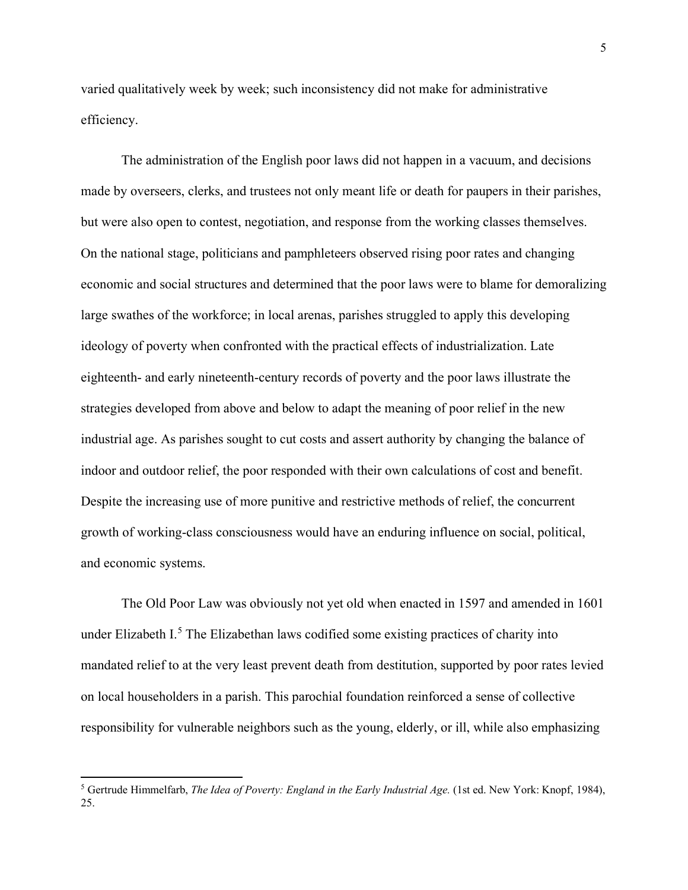varied qualitatively week by week; such inconsistency did not make for administrative efficiency.

The administration of the English poor laws did not happen in a vacuum, and decisions made by overseers, clerks, and trustees not only meant life or death for paupers in their parishes, but were also open to contest, negotiation, and response from the working classes themselves. On the national stage, politicians and pamphleteers observed rising poor rates and changing economic and social structures and determined that the poor laws were to blame for demoralizing large swathes of the workforce; in local arenas, parishes struggled to apply this developing ideology of poverty when confronted with the practical effects of industrialization. Late eighteenth- and early nineteenth-century records of poverty and the poor laws illustrate the strategies developed from above and below to adapt the meaning of poor relief in the new industrial age. As parishes sought to cut costs and assert authority by changing the balance of indoor and outdoor relief, the poor responded with their own calculations of cost and benefit. Despite the increasing use of more punitive and restrictive methods of relief, the concurrent growth of working-class consciousness would have an enduring influence on social, political, and economic systems.

The Old Poor Law was obviously not yet old when enacted in 1597 and amended in 1601 under Elizabeth I.[5] The Elizabethan laws codified some existing practices of charity into mandated relief to at the very least prevent death from destitution, supported by poor rates levied on local householders in a parish. This parochial foundation reinforced a sense of collective responsibility for vulnerable neighbors such as the young, elderly, or ill, while also emphasizing

---

[5] Gertrude Himmelfarb, *The Idea of Poverty: England in the Early Industrial Age.* (1st ed. New York: Knopf, 1984), 25.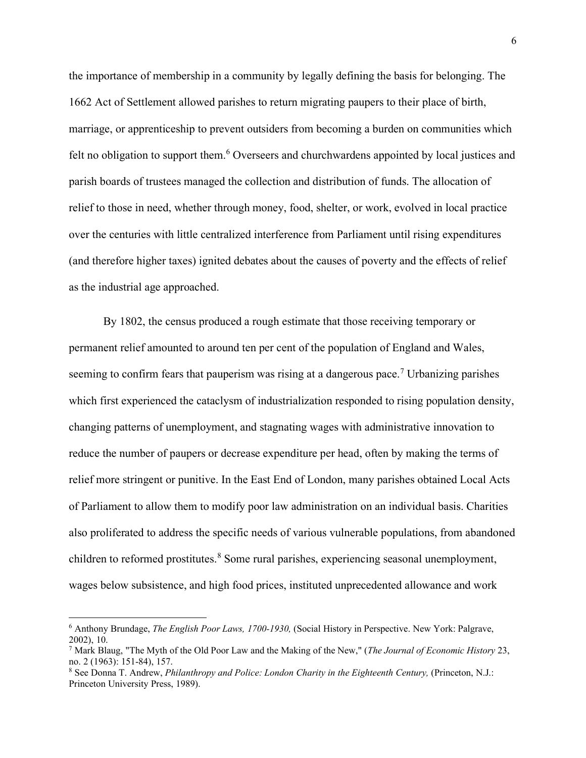the importance of membership in a community by legally defining the basis for belonging. The 1662 Act of Settlement allowed parishes to return migrating paupers to their place of birth, marriage, or apprenticeship to prevent outsiders from becoming a burden on communities which felt no obligation to support them.[6] Overseers and churchwardens appointed by local justices and parish boards of trustees managed the collection and distribution of funds. The allocation of relief to those in need, whether through money, food, shelter, or work, evolved in local practice over the centuries with little centralized interference from Parliament until rising expenditures (and therefore higher taxes) ignited debates about the causes of poverty and the effects of relief as the industrial age approached.

By 1802, the census produced a rough estimate that those receiving temporary or permanent relief amounted to around ten per cent of the population of England and Wales, seeming to confirm fears that pauperism was rising at a dangerous pace.[7] Urbanizing parishes which first experienced the cataclysm of industrialization responded to rising population density, changing patterns of unemployment, and stagnating wages with administrative innovation to reduce the number of paupers or decrease expenditure per head, often by making the terms of relief more stringent or punitive. In the East End of London, many parishes obtained Local Acts of Parliament to allow them to modify poor law administration on an individual basis. Charities also proliferated to address the specific needs of various vulnerable populations, from abandoned children to reformed prostitutes.[8] Some rural parishes, experiencing seasonal unemployment, wages below subsistence, and high food prices, instituted unprecedented allowance and work

---

[6] Anthony Brundage, *The English Poor Laws, 1700-1930,* (Social History in Perspective. New York: Palgrave, 2002), 10.

[7] Mark Blaug, "The Myth of the Old Poor Law and the Making of the New," (*The Journal of Economic History* 23, no. 2 (1963): 151-84), 157.

[8] See Donna T. Andrew, *Philanthropy and Police: London Charity in the Eighteenth Century,* (Princeton, N.J.: Princeton University Press, 1989).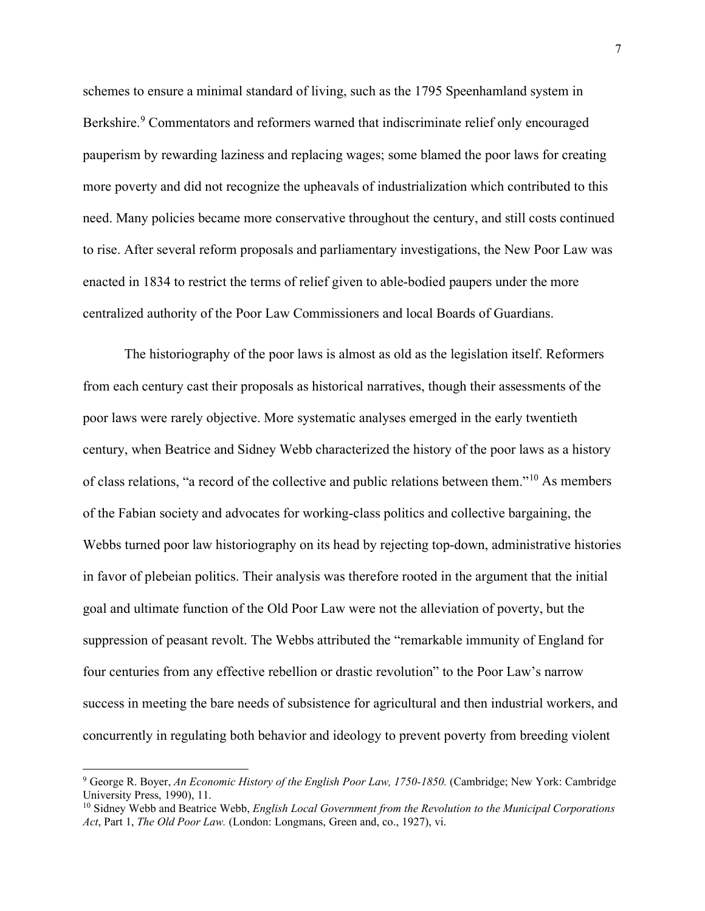schemes to ensure a minimal standard of living, such as the 1795 Speenhamland system in Berkshire.[9] Commentators and reformers warned that indiscriminate relief only encouraged pauperism by rewarding laziness and replacing wages; some blamed the poor laws for creating more poverty and did not recognize the upheavals of industrialization which contributed to this need. Many policies became more conservative throughout the century, and still costs continued to rise. After several reform proposals and parliamentary investigations, the New Poor Law was enacted in 1834 to restrict the terms of relief given to able-bodied paupers under the more centralized authority of the Poor Law Commissioners and local Boards of Guardians.

The historiography of the poor laws is almost as old as the legislation itself. Reformers from each century cast their proposals as historical narratives, though their assessments of the poor laws were rarely objective. More systematic analyses emerged in the early twentieth century, when Beatrice and Sidney Webb characterized the history of the poor laws as a history of class relations, "a record of the collective and public relations between them."[10] As members of the Fabian society and advocates for working-class politics and collective bargaining, the Webbs turned poor law historiography on its head by rejecting top-down, administrative histories in favor of plebeian politics. Their analysis was therefore rooted in the argument that the initial goal and ultimate function of the Old Poor Law were not the alleviation of poverty, but the suppression of peasant revolt. The Webbs attributed the "remarkable immunity of England for four centuries from any effective rebellion or drastic revolution" to the Poor Law's narrow success in meeting the bare needs of subsistence for agricultural and then industrial workers, and concurrently in regulating both behavior and ideology to prevent poverty from breeding violent

---

[9] George R. Boyer, *An Economic History of the English Poor Law, 1750-1850.* (Cambridge; New York: Cambridge University Press, 1990), 11.

[10] Sidney Webb and Beatrice Webb, *English Local Government from the Revolution to the Municipal Corporations Act*, Part 1, *The Old Poor Law.* (London: Longmans, Green and, co., 1927), vi.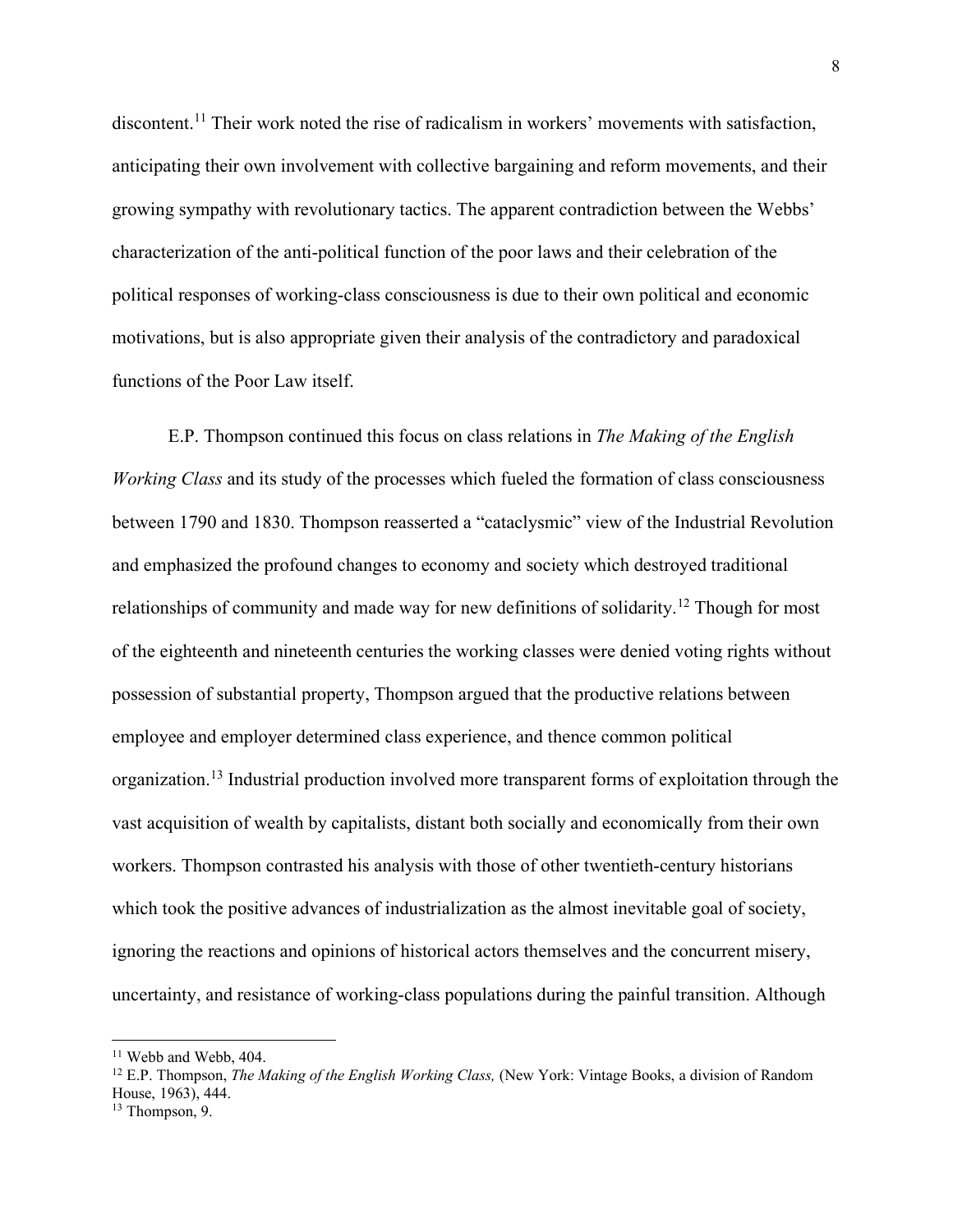discontent.[11] Their work noted the rise of radicalism in workers' movements with satisfaction, anticipating their own involvement with collective bargaining and reform movements, and their growing sympathy with revolutionary tactics. The apparent contradiction between the Webbs' characterization of the anti-political function of the poor laws and their celebration of the political responses of working-class consciousness is due to their own political and economic motivations, but is also appropriate given their analysis of the contradictory and paradoxical functions of the Poor Law itself.

E.P. Thompson continued this focus on class relations in *The Making of the English Working Class* and its study of the processes which fueled the formation of class consciousness between 1790 and 1830. Thompson reasserted a "cataclysmic" view of the Industrial Revolution and emphasized the profound changes to economy and society which destroyed traditional relationships of community and made way for new definitions of solidarity.[12] Though for most of the eighteenth and nineteenth centuries the working classes were denied voting rights without possession of substantial property, Thompson argued that the productive relations between employee and employer determined class experience, and thence common political organization.[13] Industrial production involved more transparent forms of exploitation through the vast acquisition of wealth by capitalists, distant both socially and economically from their own workers. Thompson contrasted his analysis with those of other twentieth-century historians which took the positive advances of industrialization as the almost inevitable goal of society, ignoring the reactions and opinions of historical actors themselves and the concurrent misery, uncertainty, and resistance of working-class populations during the painful transition. Although

---

[11] Webb and Webb, 404.

[12] E.P. Thompson, *The Making of the English Working Class,* (New York: Vintage Books, a division of Random House, 1963), 444.

[13] Thompson, 9.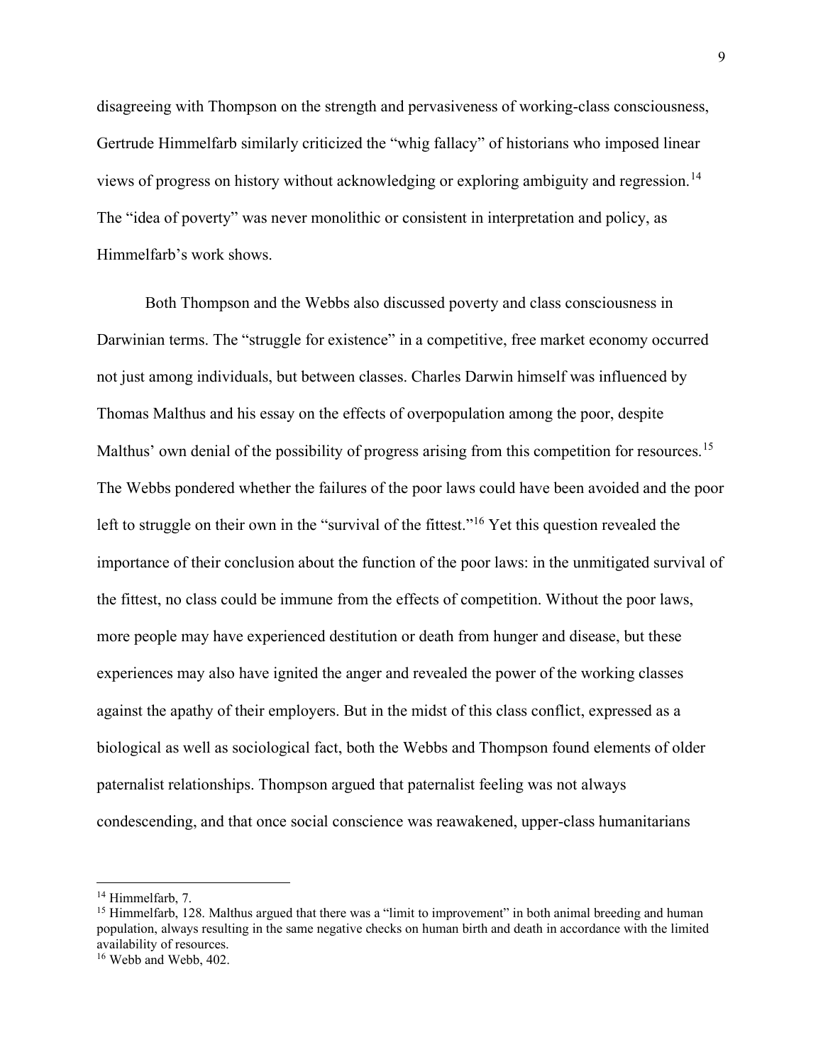disagreeing with Thompson on the strength and pervasiveness of working-class consciousness, Gertrude Himmelfarb similarly criticized the "whig fallacy" of historians who imposed linear views of progress on history without acknowledging or exploring ambiguity and regression.[14] The "idea of poverty" was never monolithic or consistent in interpretation and policy, as Himmelfarb's work shows.

Both Thompson and the Webbs also discussed poverty and class consciousness in Darwinian terms. The "struggle for existence" in a competitive, free market economy occurred not just among individuals, but between classes. Charles Darwin himself was influenced by Thomas Malthus and his essay on the effects of overpopulation among the poor, despite Malthus' own denial of the possibility of progress arising from this competition for resources.[15] The Webbs pondered whether the failures of the poor laws could have been avoided and the poor left to struggle on their own in the "survival of the fittest."[16] Yet this question revealed the importance of their conclusion about the function of the poor laws: in the unmitigated survival of the fittest, no class could be immune from the effects of competition. Without the poor laws, more people may have experienced destitution or death from hunger and disease, but these experiences may also have ignited the anger and revealed the power of the working classes against the apathy of their employers. But in the midst of this class conflict, expressed as a biological as well as sociological fact, both the Webbs and Thompson found elements of older paternalist relationships. Thompson argued that paternalist feeling was not always condescending, and that once social conscience was reawakened, upper-class humanitarians

---

[14] Himmelfarb, 7.

[15] Himmelfarb, 128. Malthus argued that there was a "limit to improvement" in both animal breeding and human population, always resulting in the same negative checks on human birth and death in accordance with the limited availability of resources.

[16] Webb and Webb, 402.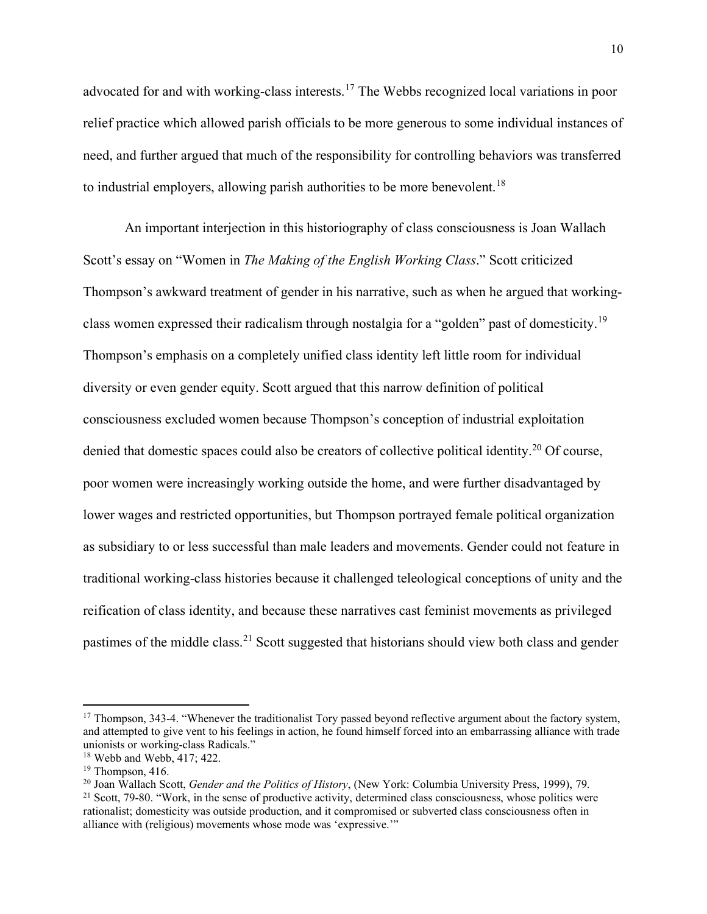advocated for and with working-class interests.[17] The Webbs recognized local variations in poor relief practice which allowed parish officials to be more generous to some individual instances of need, and further argued that much of the responsibility for controlling behaviors was transferred to industrial employers, allowing parish authorities to be more benevolent.[18]

An important interjection in this historiography of class consciousness is Joan Wallach Scott's essay on "Women in *The Making of the English Working Class*." Scott criticized Thompson's awkward treatment of gender in his narrative, such as when he argued that working-class women expressed their radicalism through nostalgia for a "golden" past of domesticity.[19] Thompson's emphasis on a completely unified class identity left little room for individual diversity or even gender equity. Scott argued that this narrow definition of political consciousness excluded women because Thompson's conception of industrial exploitation denied that domestic spaces could also be creators of collective political identity.[20] Of course, poor women were increasingly working outside the home, and were further disadvantaged by lower wages and restricted opportunities, but Thompson portrayed female political organization as subsidiary to or less successful than male leaders and movements. Gender could not feature in traditional working-class histories because it challenged teleological conceptions of unity and the reification of class identity, and because these narratives cast feminist movements as privileged pastimes of the middle class.[21] Scott suggested that historians should view both class and gender

---

[17] Thompson, 343-4. "Whenever the traditionalist Tory passed beyond reflective argument about the factory system, and attempted to give vent to his feelings in action, he found himself forced into an embarrassing alliance with trade unionists or working-class Radicals."

[18] Webb and Webb, 417; 422.

[19] Thompson, 416.

[20] Joan Wallach Scott, *Gender and the Politics of History*, (New York: Columbia University Press, 1999), 79.

[21] Scott, 79-80. "Work, in the sense of productive activity, determined class consciousness, whose politics were rationalist; domesticity was outside production, and it compromised or subverted class consciousness often in alliance with (religious) movements whose mode was 'expressive.'"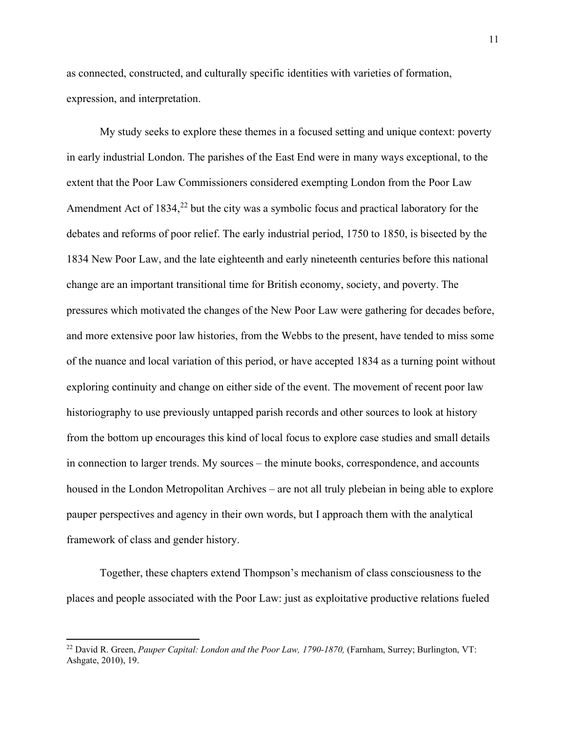as connected, constructed, and culturally specific identities with varieties of formation, expression, and interpretation.

My study seeks to explore these themes in a focused setting and unique context: poverty in early industrial London. The parishes of the East End were in many ways exceptional, to the extent that the Poor Law Commissioners considered exempting London from the Poor Law Amendment Act of 1834,[22] but the city was a symbolic focus and practical laboratory for the debates and reforms of poor relief. The early industrial period, 1750 to 1850, is bisected by the 1834 New Poor Law, and the late eighteenth and early nineteenth centuries before this national change are an important transitional time for British economy, society, and poverty. The pressures which motivated the changes of the New Poor Law were gathering for decades before, and more extensive poor law histories, from the Webbs to the present, have tended to miss some of the nuance and local variation of this period, or have accepted 1834 as a turning point without exploring continuity and change on either side of the event. The movement of recent poor law historiography to use previously untapped parish records and other sources to look at history from the bottom up encourages this kind of local focus to explore case studies and small details in connection to larger trends. My sources – the minute books, correspondence, and accounts housed in the London Metropolitan Archives – are not all truly plebeian in being able to explore pauper perspectives and agency in their own words, but I approach them with the analytical framework of class and gender history.

Together, these chapters extend Thompson's mechanism of class consciousness to the places and people associated with the Poor Law: just as exploitative productive relations fueled

[22] David R. Green, *Pauper Capital: London and the Poor Law, 1790-1870,* (Farnham, Surrey; Burlington, VT: Ashgate, 2010), 19.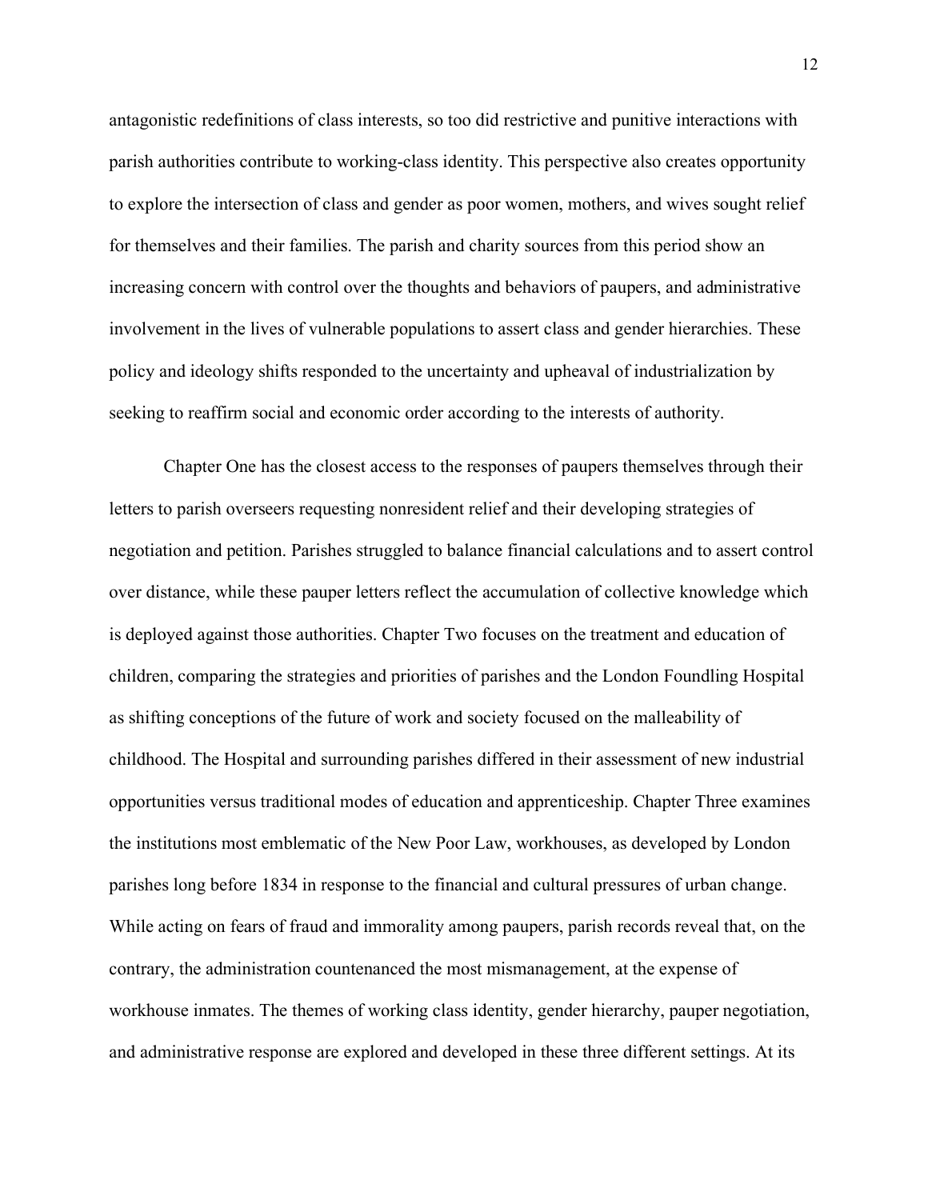antagonistic redefinitions of class interests, so too did restrictive and punitive interactions with parish authorities contribute to working-class identity. This perspective also creates opportunity to explore the intersection of class and gender as poor women, mothers, and wives sought relief for themselves and their families. The parish and charity sources from this period show an increasing concern with control over the thoughts and behaviors of paupers, and administrative involvement in the lives of vulnerable populations to assert class and gender hierarchies. These policy and ideology shifts responded to the uncertainty and upheaval of industrialization by seeking to reaffirm social and economic order according to the interests of authority.

Chapter One has the closest access to the responses of paupers themselves through their letters to parish overseers requesting nonresident relief and their developing strategies of negotiation and petition. Parishes struggled to balance financial calculations and to assert control over distance, while these pauper letters reflect the accumulation of collective knowledge which is deployed against those authorities. Chapter Two focuses on the treatment and education of children, comparing the strategies and priorities of parishes and the London Foundling Hospital as shifting conceptions of the future of work and society focused on the malleability of childhood. The Hospital and surrounding parishes differed in their assessment of new industrial opportunities versus traditional modes of education and apprenticeship. Chapter Three examines the institutions most emblematic of the New Poor Law, workhouses, as developed by London parishes long before 1834 in response to the financial and cultural pressures of urban change. While acting on fears of fraud and immorality among paupers, parish records reveal that, on the contrary, the administration countenanced the most mismanagement, at the expense of workhouse inmates. The themes of working class identity, gender hierarchy, pauper negotiation, and administrative response are explored and developed in these three different settings. At its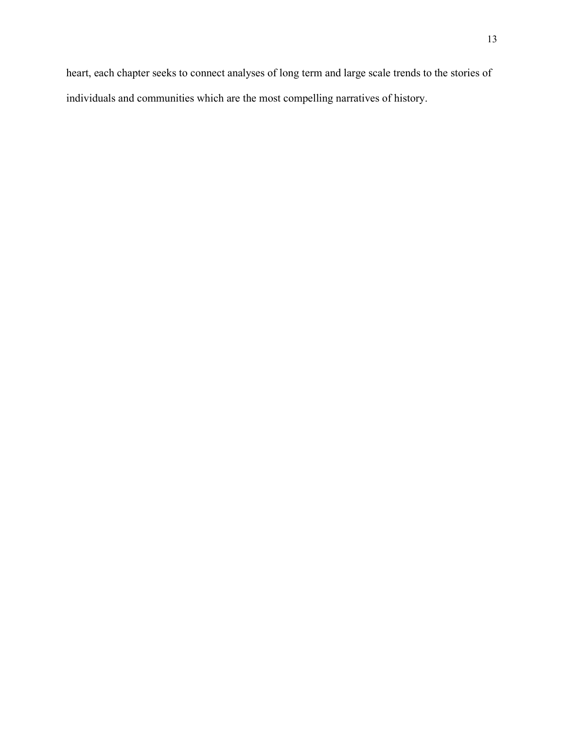heart, each chapter seeks to connect analyses of long term and large scale trends to the stories of individuals and communities which are the most compelling narratives of history.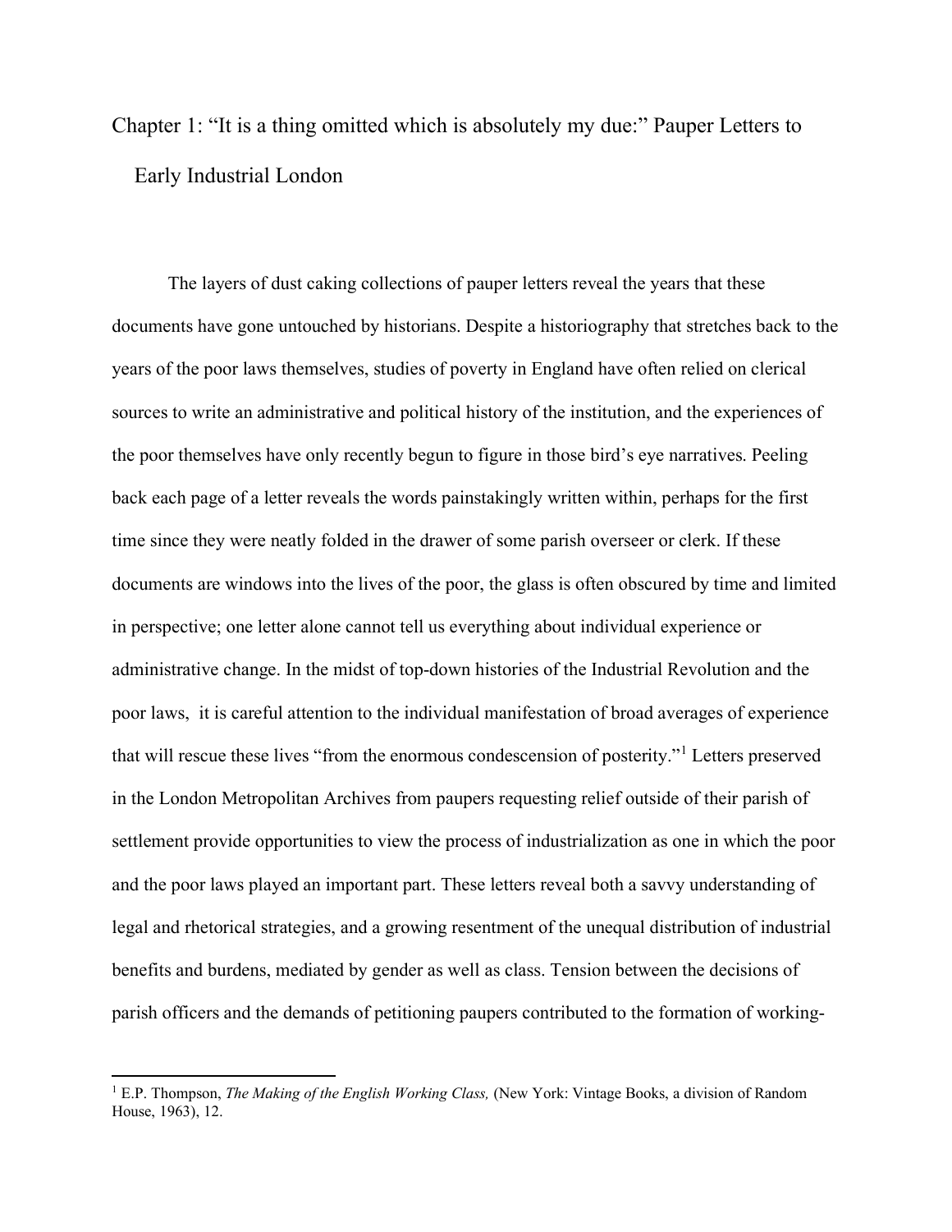# Chapter 1: "It is a thing omitted which is absolutely my due:" Pauper Letters to Early Industrial London

The layers of dust caking collections of pauper letters reveal the years that these documents have gone untouched by historians. Despite a historiography that stretches back to the years of the poor laws themselves, studies of poverty in England have often relied on clerical sources to write an administrative and political history of the institution, and the experiences of the poor themselves have only recently begun to figure in those bird's eye narratives. Peeling back each page of a letter reveals the words painstakingly written within, perhaps for the first time since they were neatly folded in the drawer of some parish overseer or clerk. If these documents are windows into the lives of the poor, the glass is often obscured by time and limited in perspective; one letter alone cannot tell us everything about individual experience or administrative change. In the midst of top-down histories of the Industrial Revolution and the poor laws, it is careful attention to the individual manifestation of broad averages of experience that will rescue these lives "from the enormous condescension of posterity."[1] Letters preserved in the London Metropolitan Archives from paupers requesting relief outside of their parish of settlement provide opportunities to view the process of industrialization as one in which the poor and the poor laws played an important part. These letters reveal both a savvy understanding of legal and rhetorical strategies, and a growing resentment of the unequal distribution of industrial benefits and burdens, mediated by gender as well as class. Tension between the decisions of parish officers and the demands of petitioning paupers contributed to the formation of working-

[1] E.P. Thompson, *The Making of the English Working Class,* (New York: Vintage Books, a division of Random House, 1963), 12.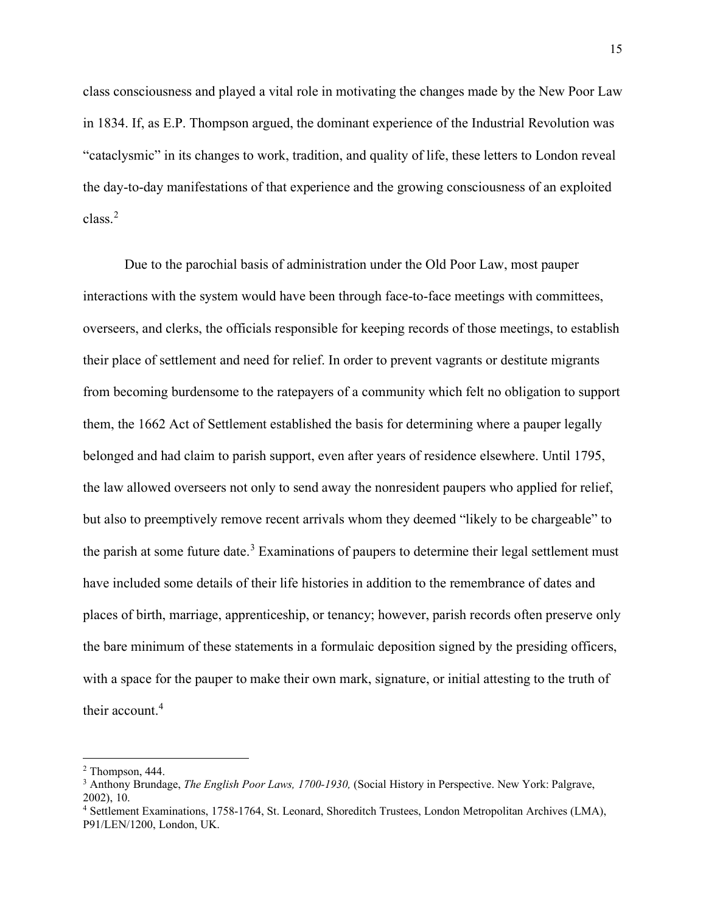class consciousness and played a vital role in motivating the changes made by the New Poor Law in 1834. If, as E.P. Thompson argued, the dominant experience of the Industrial Revolution was "cataclysmic" in its changes to work, tradition, and quality of life, these letters to London reveal the day-to-day manifestations of that experience and the growing consciousness of an exploited class.[2]

Due to the parochial basis of administration under the Old Poor Law, most pauper interactions with the system would have been through face-to-face meetings with committees, overseers, and clerks, the officials responsible for keeping records of those meetings, to establish their place of settlement and need for relief. In order to prevent vagrants or destitute migrants from becoming burdensome to the ratepayers of a community which felt no obligation to support them, the 1662 Act of Settlement established the basis for determining where a pauper legally belonged and had claim to parish support, even after years of residence elsewhere. Until 1795, the law allowed overseers not only to send away the nonresident paupers who applied for relief, but also to preemptively remove recent arrivals whom they deemed "likely to be chargeable" to the parish at some future date.[3] Examinations of paupers to determine their legal settlement must have included some details of their life histories in addition to the remembrance of dates and places of birth, marriage, apprenticeship, or tenancy; however, parish records often preserve only the bare minimum of these statements in a formulaic deposition signed by the presiding officers, with a space for the pauper to make their own mark, signature, or initial attesting to the truth of their account.[4]

---

[2] Thompson, 444.

[3] Anthony Brundage, *The English Poor Laws, 1700-1930,* (Social History in Perspective. New York: Palgrave, 2002), 10.

[4] Settlement Examinations, 1758-1764, St. Leonard, Shoreditch Trustees, London Metropolitan Archives (LMA), P91/LEN/1200, London, UK.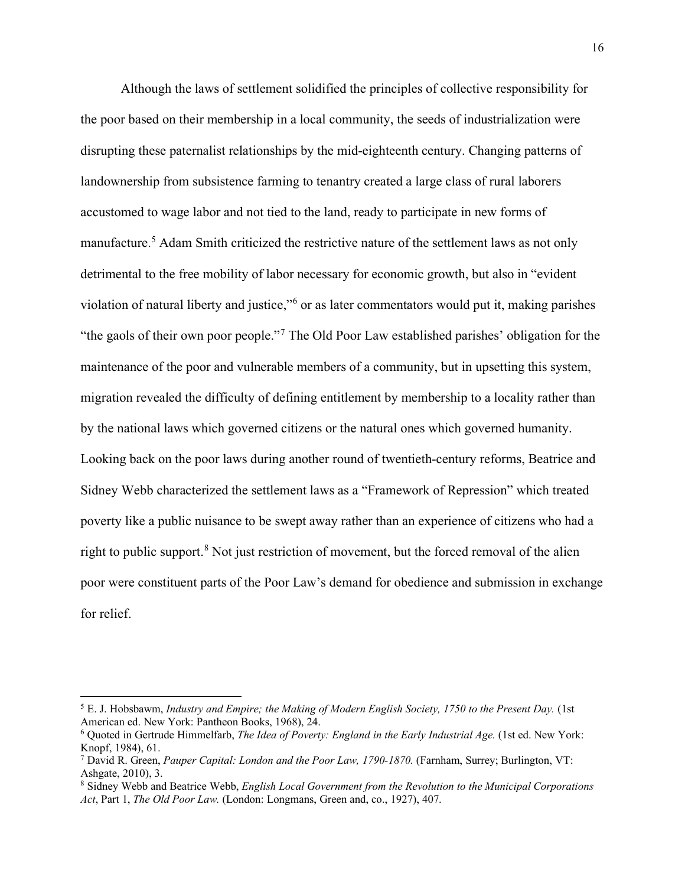Although the laws of settlement solidified the principles of collective responsibility for the poor based on their membership in a local community, the seeds of industrialization were disrupting these paternalist relationships by the mid-eighteenth century. Changing patterns of landownership from subsistence farming to tenantry created a large class of rural laborers accustomed to wage labor and not tied to the land, ready to participate in new forms of manufacture.[5] Adam Smith criticized the restrictive nature of the settlement laws as not only detrimental to the free mobility of labor necessary for economic growth, but also in "evident violation of natural liberty and justice,"[6] or as later commentators would put it, making parishes "the gaols of their own poor people."[7] The Old Poor Law established parishes' obligation for the maintenance of the poor and vulnerable members of a community, but in upsetting this system, migration revealed the difficulty of defining entitlement by membership to a locality rather than by the national laws which governed citizens or the natural ones which governed humanity. Looking back on the poor laws during another round of twentieth-century reforms, Beatrice and Sidney Webb characterized the settlement laws as a "Framework of Repression" which treated poverty like a public nuisance to be swept away rather than an experience of citizens who had a right to public support.[8] Not just restriction of movement, but the forced removal of the alien poor were constituent parts of the Poor Law's demand for obedience and submission in exchange for relief.

---

[5] E. J. Hobsbawm, *Industry and Empire; the Making of Modern English Society, 1750 to the Present Day.* (1st American ed. New York: Pantheon Books, 1968), 24.

[6] Quoted in Gertrude Himmelfarb, *The Idea of Poverty: England in the Early Industrial Age.* (1st ed. New York: Knopf, 1984), 61.

[7] David R. Green, *Pauper Capital: London and the Poor Law, 1790-1870.* (Farnham, Surrey; Burlington, VT: Ashgate, 2010), 3.

[8] Sidney Webb and Beatrice Webb, *English Local Government from the Revolution to the Municipal Corporations Act*, Part 1, *The Old Poor Law.* (London: Longmans, Green and, co., 1927), 407.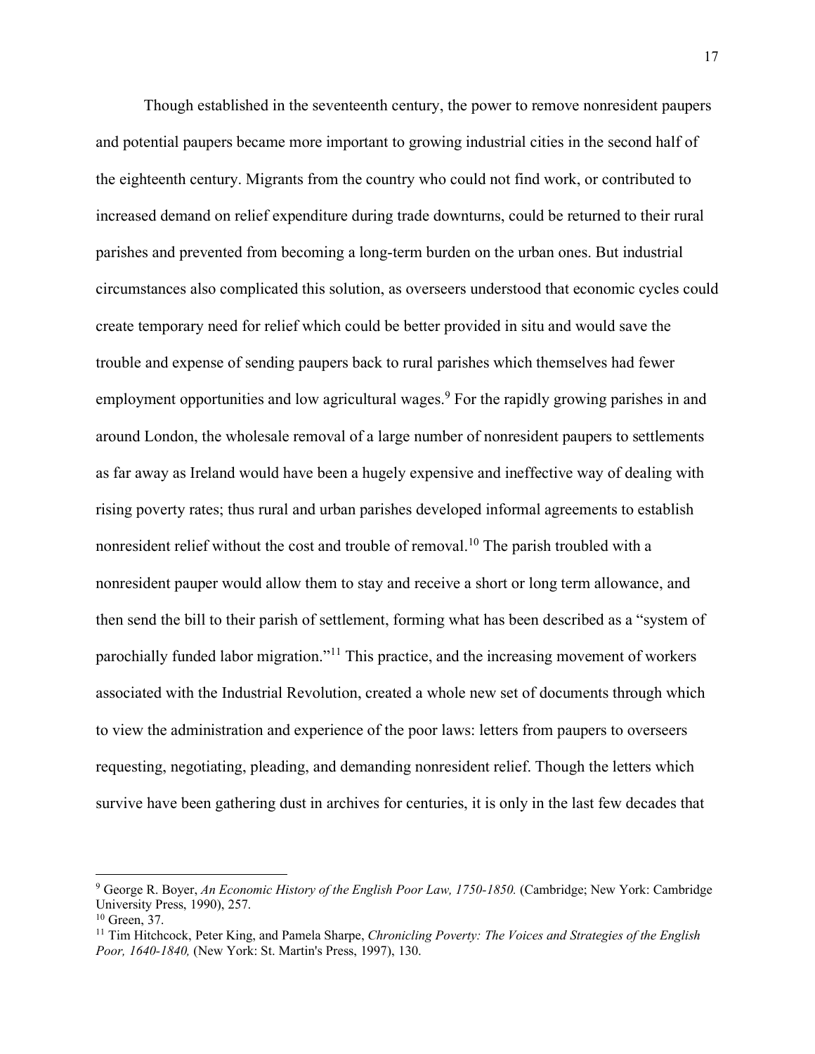Though established in the seventeenth century, the power to remove nonresident paupers and potential paupers became more important to growing industrial cities in the second half of the eighteenth century. Migrants from the country who could not find work, or contributed to increased demand on relief expenditure during trade downturns, could be returned to their rural parishes and prevented from becoming a long-term burden on the urban ones. But industrial circumstances also complicated this solution, as overseers understood that economic cycles could create temporary need for relief which could be better provided in situ and would save the trouble and expense of sending paupers back to rural parishes which themselves had fewer employment opportunities and low agricultural wages.[9] For the rapidly growing parishes in and around London, the wholesale removal of a large number of nonresident paupers to settlements as far away as Ireland would have been a hugely expensive and ineffective way of dealing with rising poverty rates; thus rural and urban parishes developed informal agreements to establish nonresident relief without the cost and trouble of removal.[10] The parish troubled with a nonresident pauper would allow them to stay and receive a short or long term allowance, and then send the bill to their parish of settlement, forming what has been described as a "system of parochially funded labor migration."[11] This practice, and the increasing movement of workers associated with the Industrial Revolution, created a whole new set of documents through which to view the administration and experience of the poor laws: letters from paupers to overseers requesting, negotiating, pleading, and demanding nonresident relief. Though the letters which survive have been gathering dust in archives for centuries, it is only in the last few decades that

---

[9] George R. Boyer, *An Economic History of the English Poor Law, 1750-1850.* (Cambridge; New York: Cambridge University Press, 1990), 257.

[10] Green, 37.

[11] Tim Hitchcock, Peter King, and Pamela Sharpe, *Chronicling Poverty: The Voices and Strategies of the English Poor, 1640-1840,* (New York: St. Martin's Press, 1997), 130.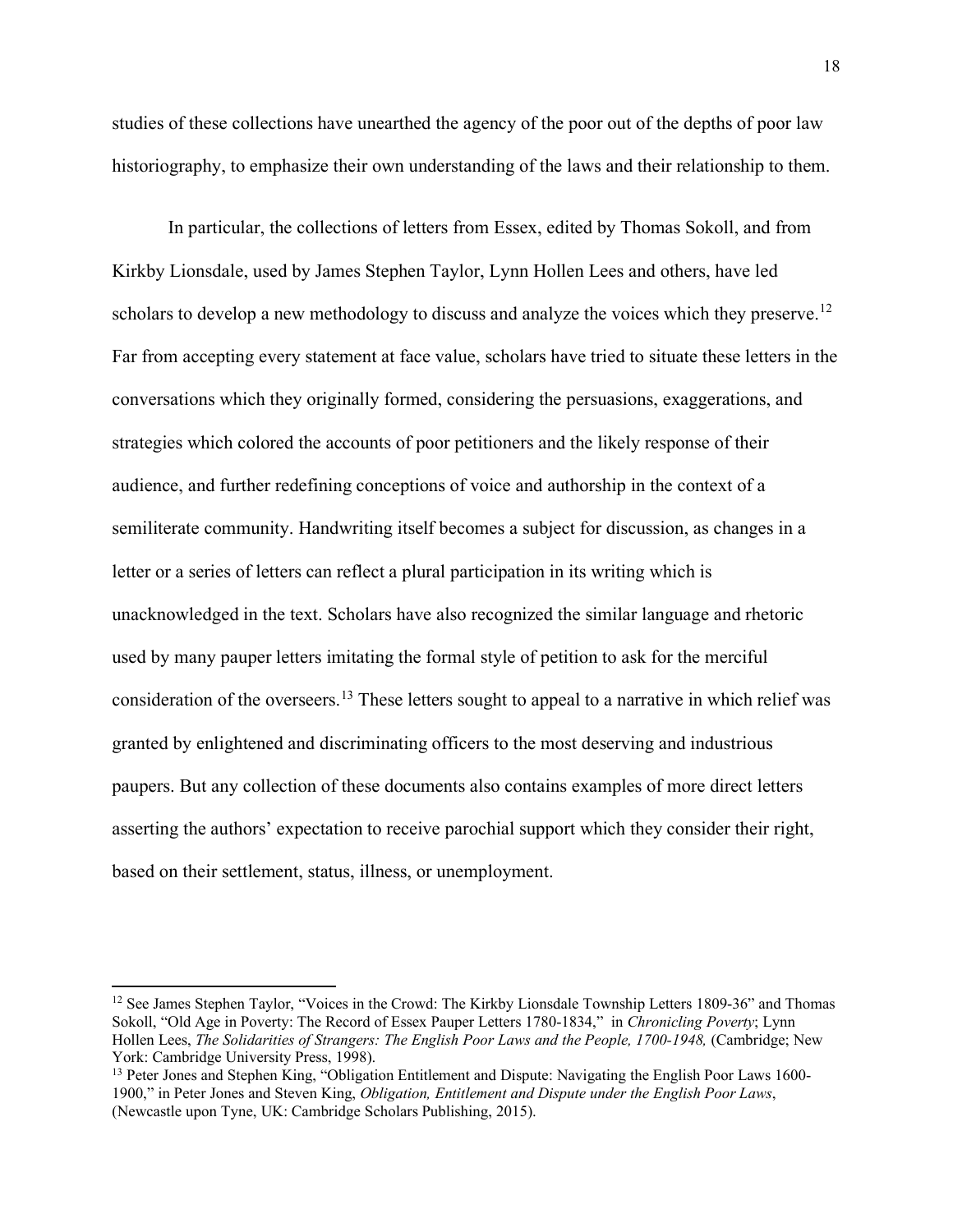studies of these collections have unearthed the agency of the poor out of the depths of poor law historiography, to emphasize their own understanding of the laws and their relationship to them.

In particular, the collections of letters from Essex, edited by Thomas Sokoll, and from Kirkby Lionsdale, used by James Stephen Taylor, Lynn Hollen Lees and others, have led scholars to develop a new methodology to discuss and analyze the voices which they preserve.[12] Far from accepting every statement at face value, scholars have tried to situate these letters in the conversations which they originally formed, considering the persuasions, exaggerations, and strategies which colored the accounts of poor petitioners and the likely response of their audience, and further redefining conceptions of voice and authorship in the context of a semiliterate community. Handwriting itself becomes a subject for discussion, as changes in a letter or a series of letters can reflect a plural participation in its writing which is unacknowledged in the text. Scholars have also recognized the similar language and rhetoric used by many pauper letters imitating the formal style of petition to ask for the merciful consideration of the overseers.[13] These letters sought to appeal to a narrative in which relief was granted by enlightened and discriminating officers to the most deserving and industrious paupers. But any collection of these documents also contains examples of more direct letters asserting the authors' expectation to receive parochial support which they consider their right, based on their settlement, status, illness, or unemployment.

---

[12] See James Stephen Taylor, "Voices in the Crowd: The Kirkby Lionsdale Township Letters 1809-36" and Thomas Sokoll, "Old Age in Poverty: The Record of Essex Pauper Letters 1780-1834," in *Chronicling Poverty*; Lynn Hollen Lees, *The Solidarities of Strangers: The English Poor Laws and the People, 1700-1948,* (Cambridge; New York: Cambridge University Press, 1998).

[13] Peter Jones and Stephen King, "Obligation Entitlement and Dispute: Navigating the English Poor Laws 1600-1900," in Peter Jones and Steven King, *Obligation, Entitlement and Dispute under the English Poor Laws*, (Newcastle upon Tyne, UK: Cambridge Scholars Publishing, 2015).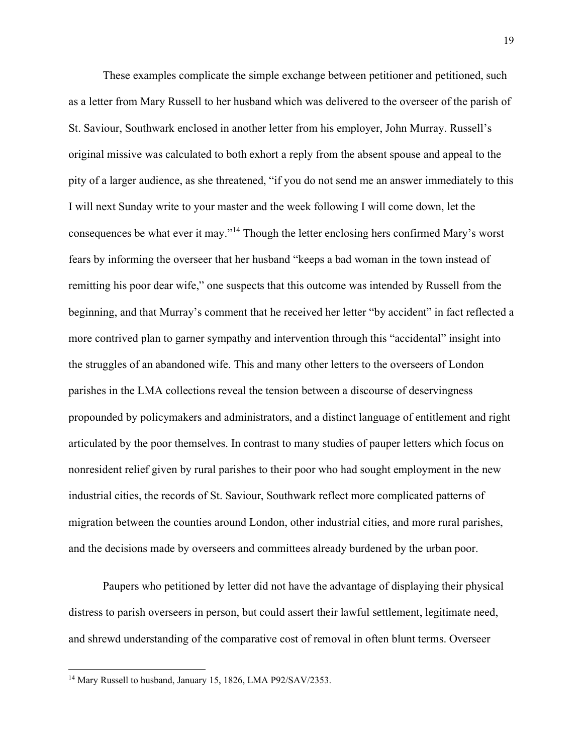These examples complicate the simple exchange between petitioner and petitioned, such as a letter from Mary Russell to her husband which was delivered to the overseer of the parish of St. Saviour, Southwark enclosed in another letter from his employer, John Murray. Russell's original missive was calculated to both exhort a reply from the absent spouse and appeal to the pity of a larger audience, as she threatened, "if you do not send me an answer immediately to this I will next Sunday write to your master and the week following I will come down, let the consequences be what ever it may."[14] Though the letter enclosing hers confirmed Mary's worst fears by informing the overseer that her husband "keeps a bad woman in the town instead of remitting his poor dear wife," one suspects that this outcome was intended by Russell from the beginning, and that Murray's comment that he received her letter "by accident" in fact reflected a more contrived plan to garner sympathy and intervention through this "accidental" insight into the struggles of an abandoned wife. This and many other letters to the overseers of London parishes in the LMA collections reveal the tension between a discourse of deservingness propounded by policymakers and administrators, and a distinct language of entitlement and right articulated by the poor themselves. In contrast to many studies of pauper letters which focus on nonresident relief given by rural parishes to their poor who had sought employment in the new industrial cities, the records of St. Saviour, Southwark reflect more complicated patterns of migration between the counties around London, other industrial cities, and more rural parishes, and the decisions made by overseers and committees already burdened by the urban poor.

Paupers who petitioned by letter did not have the advantage of displaying their physical distress to parish overseers in person, but could assert their lawful settlement, legitimate need, and shrewd understanding of the comparative cost of removal in often blunt terms. Overseer

[14] Mary Russell to husband, January 15, 1826, LMA P92/SAV/2353.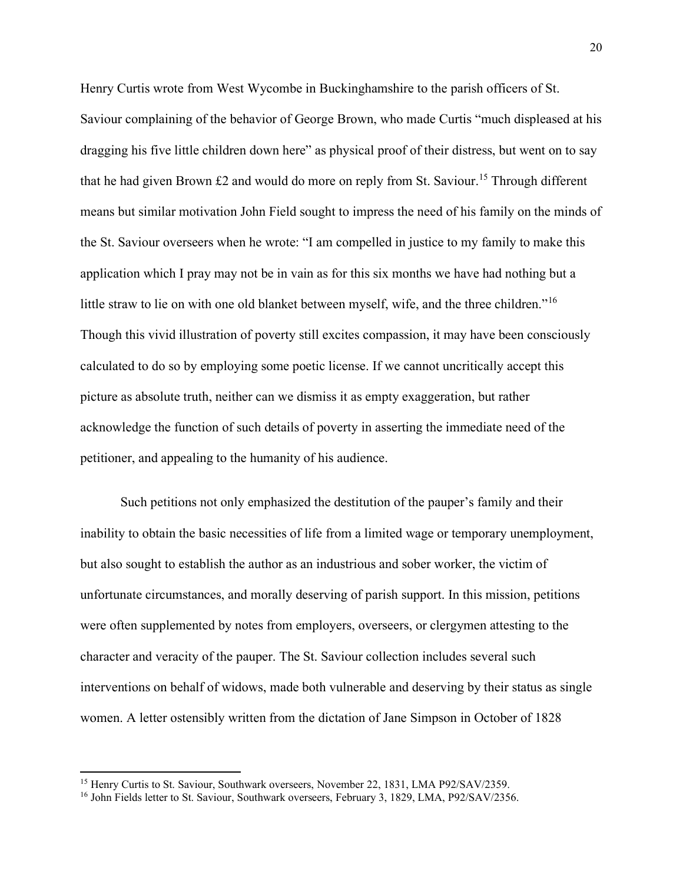Henry Curtis wrote from West Wycombe in Buckinghamshire to the parish officers of St. Saviour complaining of the behavior of George Brown, who made Curtis "much displeased at his dragging his five little children down here" as physical proof of their distress, but went on to say that he had given Brown £2 and would do more on reply from St. Saviour.[15] Through different means but similar motivation John Field sought to impress the need of his family on the minds of the St. Saviour overseers when he wrote: "I am compelled in justice to my family to make this application which I pray may not be in vain as for this six months we have had nothing but a little straw to lie on with one old blanket between myself, wife, and the three children."[16] Though this vivid illustration of poverty still excites compassion, it may have been consciously calculated to do so by employing some poetic license. If we cannot uncritically accept this picture as absolute truth, neither can we dismiss it as empty exaggeration, but rather acknowledge the function of such details of poverty in asserting the immediate need of the petitioner, and appealing to the humanity of his audience.

Such petitions not only emphasized the destitution of the pauper's family and their inability to obtain the basic necessities of life from a limited wage or temporary unemployment, but also sought to establish the author as an industrious and sober worker, the victim of unfortunate circumstances, and morally deserving of parish support. In this mission, petitions were often supplemented by notes from employers, overseers, or clergymen attesting to the character and veracity of the pauper. The St. Saviour collection includes several such interventions on behalf of widows, made both vulnerable and deserving by their status as single women. A letter ostensibly written from the dictation of Jane Simpson in October of 1828

[15] Henry Curtis to St. Saviour, Southwark overseers, November 22, 1831, LMA P92/SAV/2359.

[16] John Fields letter to St. Saviour, Southwark overseers, February 3, 1829, LMA, P92/SAV/2356.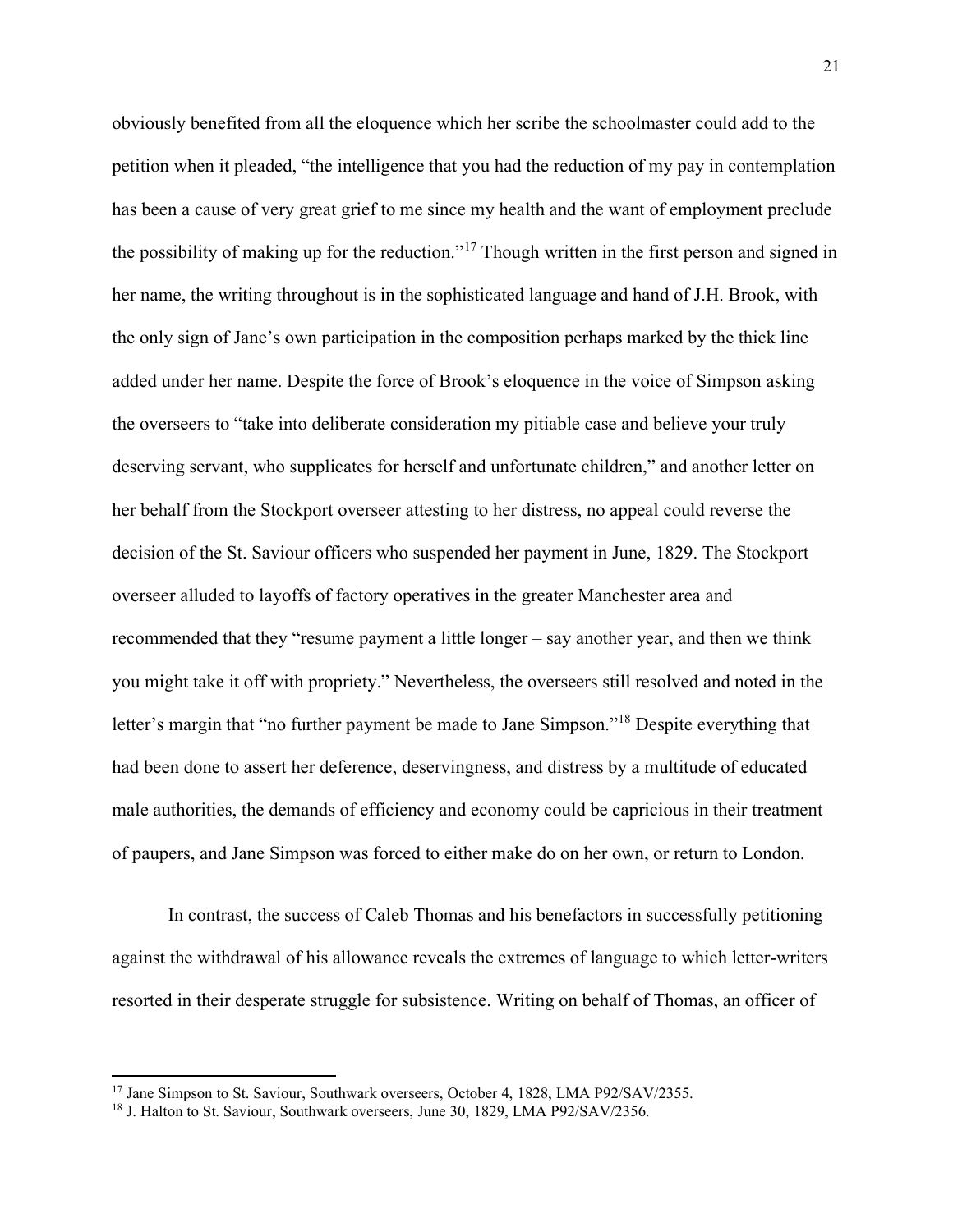obviously benefited from all the eloquence which her scribe the schoolmaster could add to the petition when it pleaded, "the intelligence that you had the reduction of my pay in contemplation has been a cause of very great grief to me since my health and the want of employment preclude the possibility of making up for the reduction."[17] Though written in the first person and signed in her name, the writing throughout is in the sophisticated language and hand of J.H. Brook, with the only sign of Jane's own participation in the composition perhaps marked by the thick line added under her name. Despite the force of Brook's eloquence in the voice of Simpson asking the overseers to "take into deliberate consideration my pitiable case and believe your truly deserving servant, who supplicates for herself and unfortunate children," and another letter on her behalf from the Stockport overseer attesting to her distress, no appeal could reverse the decision of the St. Saviour officers who suspended her payment in June, 1829. The Stockport overseer alluded to layoffs of factory operatives in the greater Manchester area and recommended that they "resume payment a little longer – say another year, and then we think you might take it off with propriety." Nevertheless, the overseers still resolved and noted in the letter's margin that "no further payment be made to Jane Simpson."[18] Despite everything that had been done to assert her deference, deservingness, and distress by a multitude of educated male authorities, the demands of efficiency and economy could be capricious in their treatment of paupers, and Jane Simpson was forced to either make do on her own, or return to London.

In contrast, the success of Caleb Thomas and his benefactors in successfully petitioning against the withdrawal of his allowance reveals the extremes of language to which letter-writers resorted in their desperate struggle for subsistence. Writing on behalf of Thomas, an officer of

---

[17] Jane Simpson to St. Saviour, Southwark overseers, October 4, 1828, LMA P92/SAV/2355.

[18] J. Halton to St. Saviour, Southwark overseers, June 30, 1829, LMA P92/SAV/2356.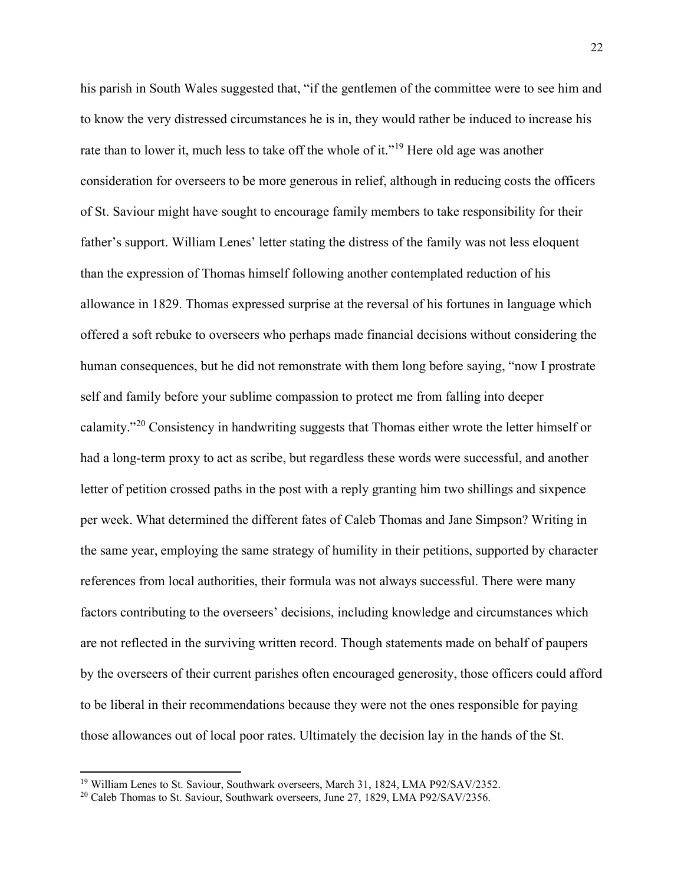his parish in South Wales suggested that, "if the gentlemen of the committee were to see him and to know the very distressed circumstances he is in, they would rather be induced to increase his rate than to lower it, much less to take off the whole of it."[19] Here old age was another consideration for overseers to be more generous in relief, although in reducing costs the officers of St. Saviour might have sought to encourage family members to take responsibility for their father's support. William Lenes' letter stating the distress of the family was not less eloquent than the expression of Thomas himself following another contemplated reduction of his allowance in 1829. Thomas expressed surprise at the reversal of his fortunes in language which offered a soft rebuke to overseers who perhaps made financial decisions without considering the human consequences, but he did not remonstrate with them long before saying, "now I prostrate self and family before your sublime compassion to protect me from falling into deeper calamity."[20] Consistency in handwriting suggests that Thomas either wrote the letter himself or had a long-term proxy to act as scribe, but regardless these words were successful, and another letter of petition crossed paths in the post with a reply granting him two shillings and sixpence per week. What determined the different fates of Caleb Thomas and Jane Simpson? Writing in the same year, employing the same strategy of humility in their petitions, supported by character references from local authorities, their formula was not always successful. There were many factors contributing to the overseers' decisions, including knowledge and circumstances which are not reflected in the surviving written record. Though statements made on behalf of paupers by the overseers of their current parishes often encouraged generosity, those officers could afford to be liberal in their recommendations because they were not the ones responsible for paying those allowances out of local poor rates. Ultimately the decision lay in the hands of the St.

---

[19] William Lenes to St. Saviour, Southwark overseers, March 31, 1824, LMA P92/SAV/2352.

[20] Caleb Thomas to St. Saviour, Southwark overseers, June 27, 1829, LMA P92/SAV/2356.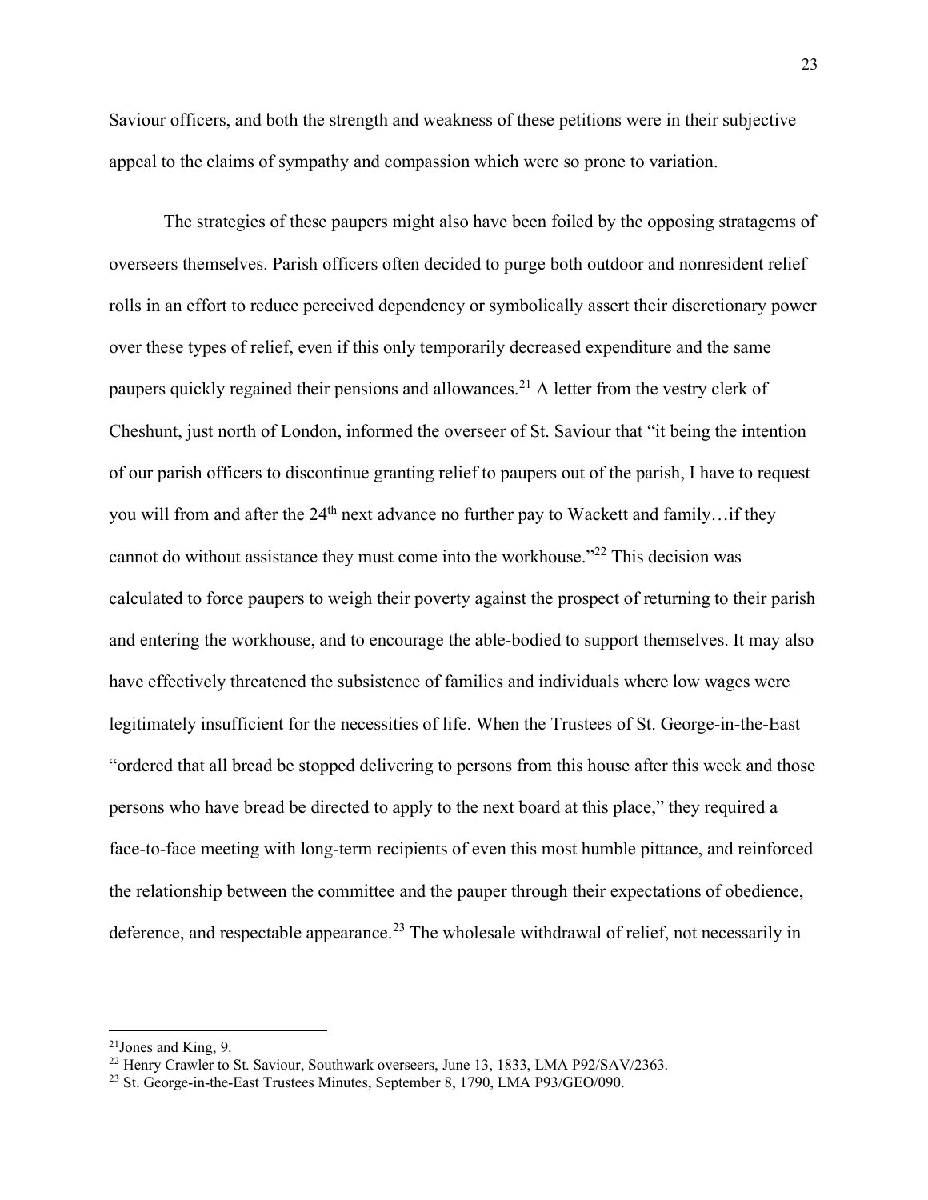Saviour officers, and both the strength and weakness of these petitions were in their subjective appeal to the claims of sympathy and compassion which were so prone to variation.

The strategies of these paupers might also have been foiled by the opposing stratagems of overseers themselves. Parish officers often decided to purge both outdoor and nonresident relief rolls in an effort to reduce perceived dependency or symbolically assert their discretionary power over these types of relief, even if this only temporarily decreased expenditure and the same paupers quickly regained their pensions and allowances.[21] A letter from the vestry clerk of Cheshunt, just north of London, informed the overseer of St. Saviour that "it being the intention of our parish officers to discontinue granting relief to paupers out of the parish, I have to request you will from and after the 24th next advance no further pay to Wackett and family…if they cannot do without assistance they must come into the workhouse."[22] This decision was calculated to force paupers to weigh their poverty against the prospect of returning to their parish and entering the workhouse, and to encourage the able-bodied to support themselves. It may also have effectively threatened the subsistence of families and individuals where low wages were legitimately insufficient for the necessities of life. When the Trustees of St. George-in-the-East "ordered that all bread be stopped delivering to persons from this house after this week and those persons who have bread be directed to apply to the next board at this place," they required a face-to-face meeting with long-term recipients of even this most humble pittance, and reinforced the relationship between the committee and the pauper through their expectations of obedience, deference, and respectable appearance.[23] The wholesale withdrawal of relief, not necessarily in

---

[21] Jones and King, 9.

[22] Henry Crawler to St. Saviour, Southwark overseers, June 13, 1833, LMA P92/SAV/2363.

[23] St. George-in-the-East Trustees Minutes, September 8, 1790, LMA P93/GEO/090.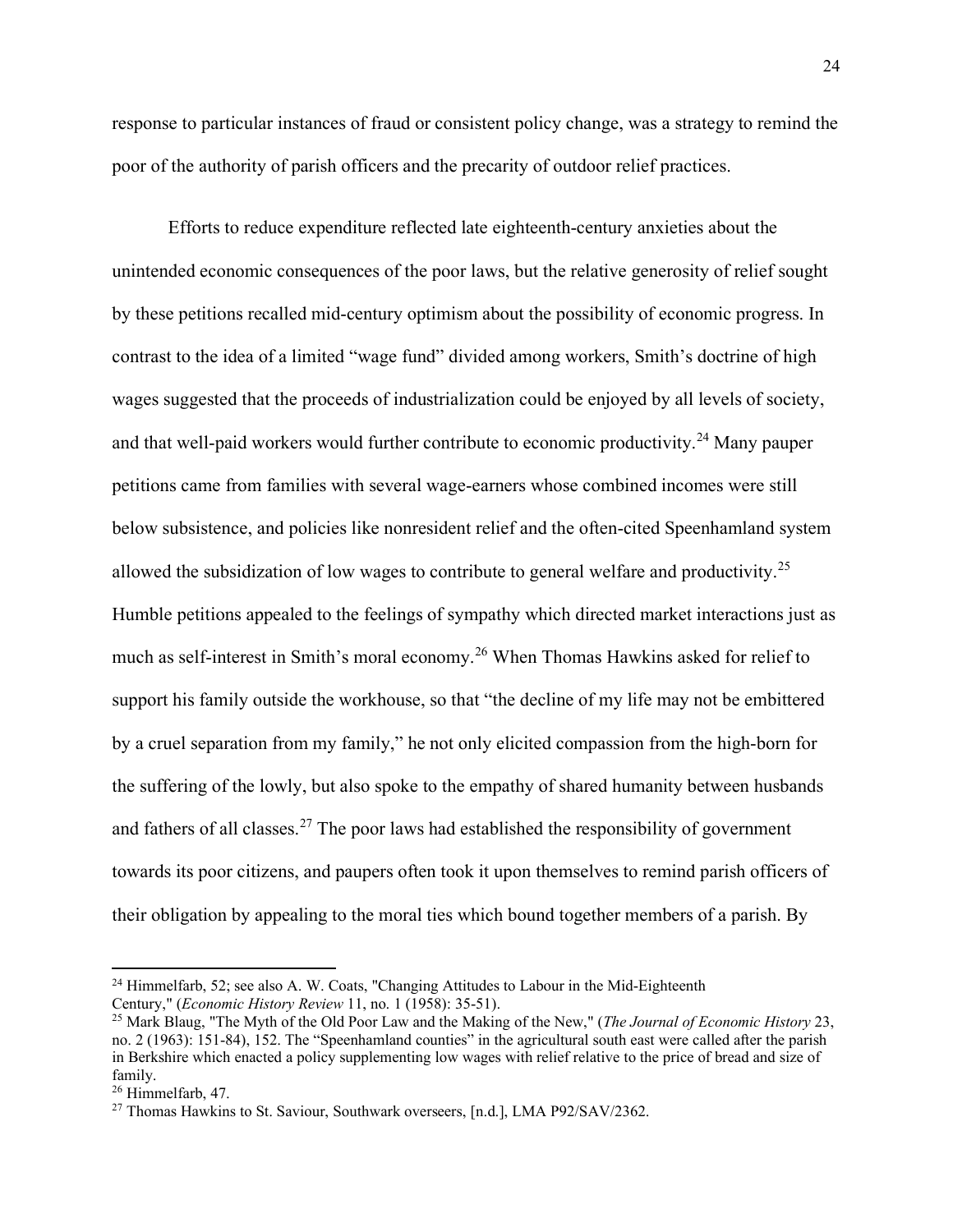response to particular instances of fraud or consistent policy change, was a strategy to remind the poor of the authority of parish officers and the precarity of outdoor relief practices.

Efforts to reduce expenditure reflected late eighteenth-century anxieties about the unintended economic consequences of the poor laws, but the relative generosity of relief sought by these petitions recalled mid-century optimism about the possibility of economic progress. In contrast to the idea of a limited "wage fund" divided among workers, Smith's doctrine of high wages suggested that the proceeds of industrialization could be enjoyed by all levels of society, and that well-paid workers would further contribute to economic productivity.[24] Many pauper petitions came from families with several wage-earners whose combined incomes were still below subsistence, and policies like nonresident relief and the often-cited Speenhamland system allowed the subsidization of low wages to contribute to general welfare and productivity.[25] Humble petitions appealed to the feelings of sympathy which directed market interactions just as much as self-interest in Smith's moral economy.[26] When Thomas Hawkins asked for relief to support his family outside the workhouse, so that "the decline of my life may not be embittered by a cruel separation from my family," he not only elicited compassion from the high-born for the suffering of the lowly, but also spoke to the empathy of shared humanity between husbands and fathers of all classes.[27] The poor laws had established the responsibility of government towards its poor citizens, and paupers often took it upon themselves to remind parish officers of their obligation by appealing to the moral ties which bound together members of a parish. By

---

[24] Himmelfarb, 52; see also A. W. Coats, "Changing Attitudes to Labour in the Mid-Eighteenth Century," (*Economic History Review* 11, no. 1 (1958): 35-51).

[25] Mark Blaug, "The Myth of the Old Poor Law and the Making of the New," (*The Journal of Economic History* 23, no. 2 (1963): 151-84), 152. The "Speenhamland counties" in the agricultural south east were called after the parish in Berkshire which enacted a policy supplementing low wages with relief relative to the price of bread and size of family.

[26] Himmelfarb, 47.

[27] Thomas Hawkins to St. Saviour, Southwark overseers, [n.d.], LMA P92/SAV/2362.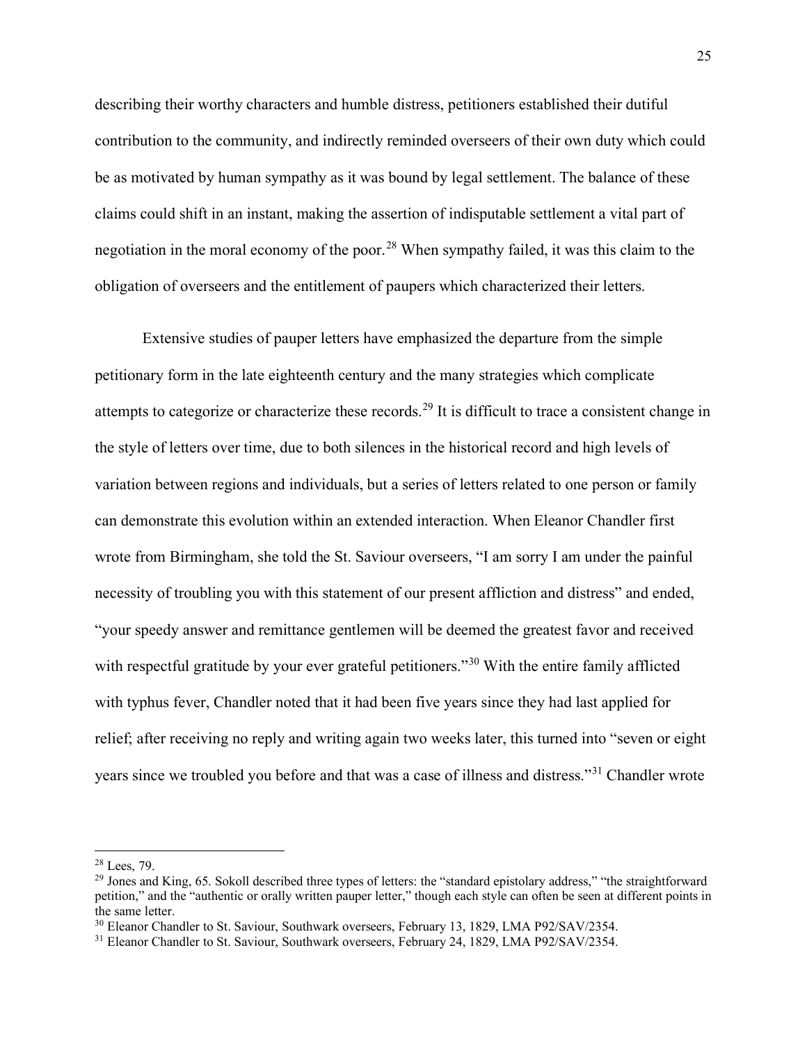describing their worthy characters and humble distress, petitioners established their dutiful contribution to the community, and indirectly reminded overseers of their own duty which could be as motivated by human sympathy as it was bound by legal settlement. The balance of these claims could shift in an instant, making the assertion of indisputable settlement a vital part of negotiation in the moral economy of the poor.[28] When sympathy failed, it was this claim to the obligation of overseers and the entitlement of paupers which characterized their letters.

Extensive studies of pauper letters have emphasized the departure from the simple petitionary form in the late eighteenth century and the many strategies which complicate attempts to categorize or characterize these records.[29] It is difficult to trace a consistent change in the style of letters over time, due to both silences in the historical record and high levels of variation between regions and individuals, but a series of letters related to one person or family can demonstrate this evolution within an extended interaction. When Eleanor Chandler first wrote from Birmingham, she told the St. Saviour overseers, "I am sorry I am under the painful necessity of troubling you with this statement of our present affliction and distress" and ended, "your speedy answer and remittance gentlemen will be deemed the greatest favor and received with respectful gratitude by your ever grateful petitioners."[30] With the entire family afflicted with typhus fever, Chandler noted that it had been five years since they had last applied for relief; after receiving no reply and writing again two weeks later, this turned into "seven or eight years since we troubled you before and that was a case of illness and distress."[31] Chandler wrote

---

[28] Lees, 79.

[29] Jones and King, 65. Sokoll described three types of letters: the "standard epistolary address," "the straightforward petition," and the "authentic or orally written pauper letter," though each style can often be seen at different points in the same letter.

[30] Eleanor Chandler to St. Saviour, Southwark overseers, February 13, 1829, LMA P92/SAV/2354.

[31] Eleanor Chandler to St. Saviour, Southwark overseers, February 24, 1829, LMA P92/SAV/2354.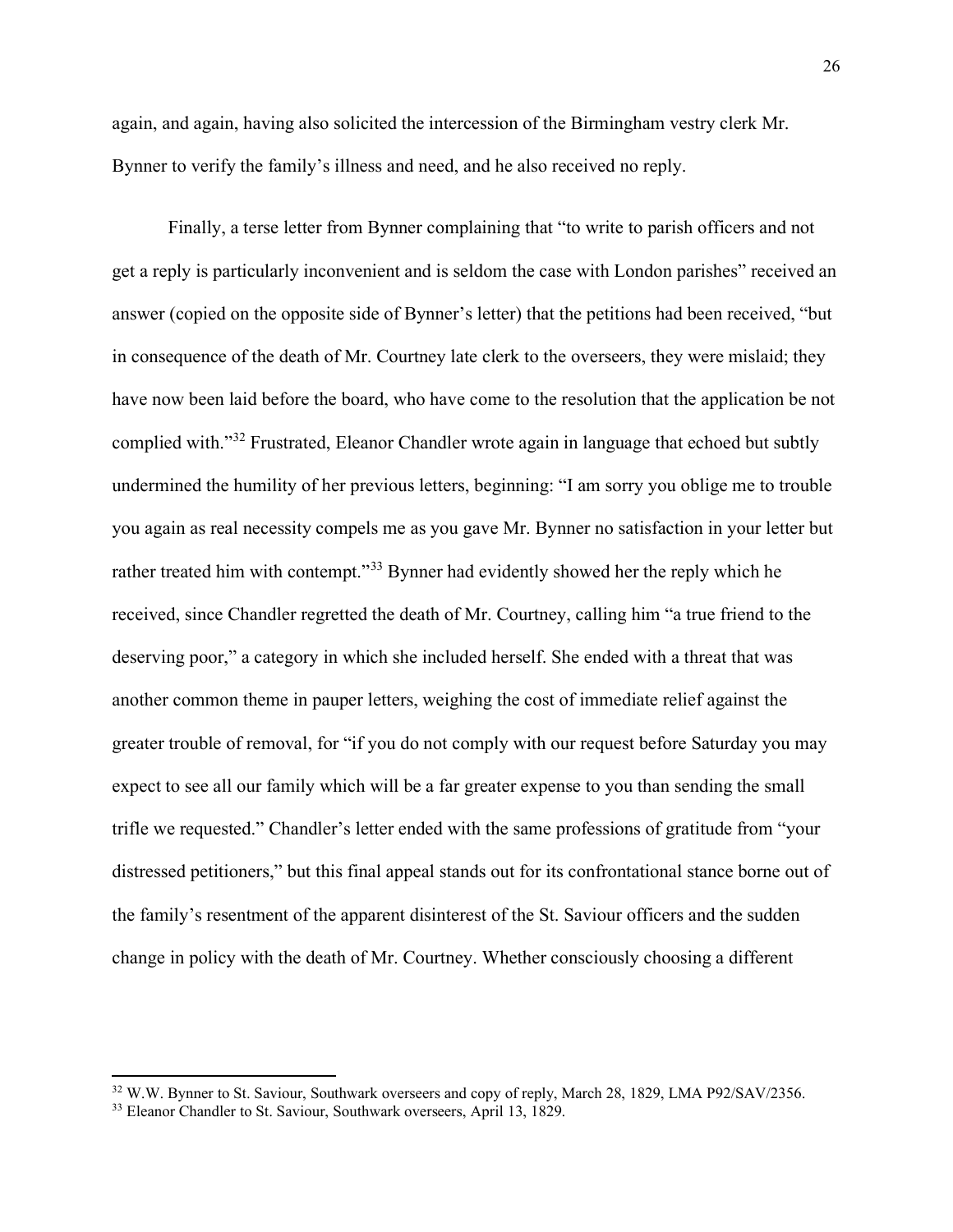again, and again, having also solicited the intercession of the Birmingham vestry clerk Mr. Bynner to verify the family's illness and need, and he also received no reply.

Finally, a terse letter from Bynner complaining that "to write to parish officers and not get a reply is particularly inconvenient and is seldom the case with London parishes" received an answer (copied on the opposite side of Bynner's letter) that the petitions had been received, "but in consequence of the death of Mr. Courtney late clerk to the overseers, they were mislaid; they have now been laid before the board, who have come to the resolution that the application be not complied with."[32] Frustrated, Eleanor Chandler wrote again in language that echoed but subtly undermined the humility of her previous letters, beginning: "I am sorry you oblige me to trouble you again as real necessity compels me as you gave Mr. Bynner no satisfaction in your letter but rather treated him with contempt."[33] Bynner had evidently showed her the reply which he received, since Chandler regretted the death of Mr. Courtney, calling him "a true friend to the deserving poor," a category in which she included herself. She ended with a threat that was another common theme in pauper letters, weighing the cost of immediate relief against the greater trouble of removal, for "if you do not comply with our request before Saturday you may expect to see all our family which will be a far greater expense to you than sending the small trifle we requested." Chandler's letter ended with the same professions of gratitude from "your distressed petitioners," but this final appeal stands out for its confrontational stance borne out of the family's resentment of the apparent disinterest of the St. Saviour officers and the sudden change in policy with the death of Mr. Courtney. Whether consciously choosing a different

---

[32] W.W. Bynner to St. Saviour, Southwark overseers and copy of reply, March 28, 1829, LMA P92/SAV/2356.

[33] Eleanor Chandler to St. Saviour, Southwark overseers, April 13, 1829.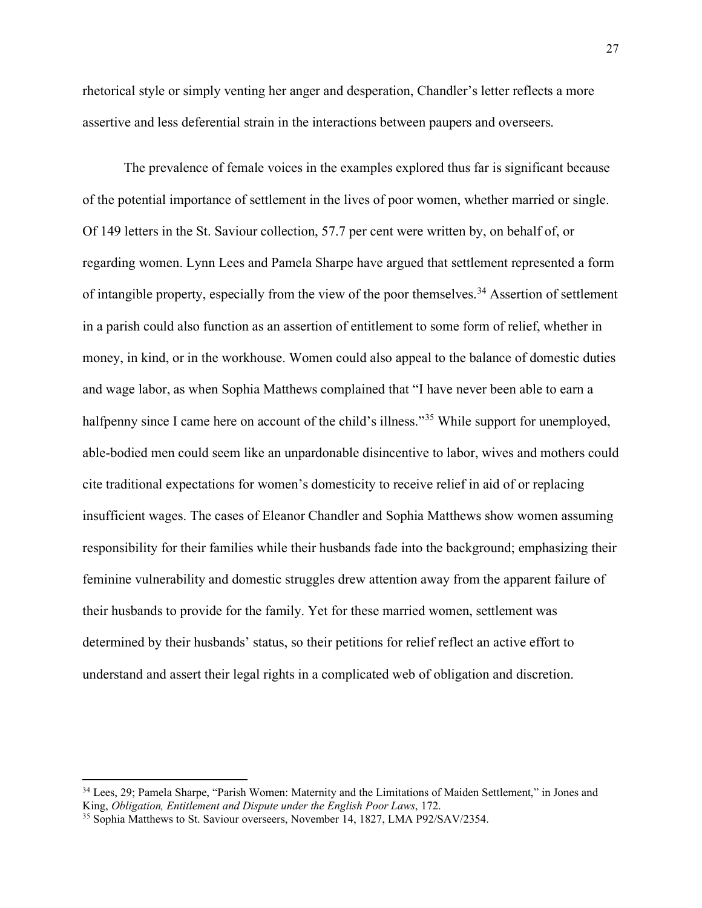rhetorical style or simply venting her anger and desperation, Chandler's letter reflects a more assertive and less deferential strain in the interactions between paupers and overseers.

The prevalence of female voices in the examples explored thus far is significant because of the potential importance of settlement in the lives of poor women, whether married or single. Of 149 letters in the St. Saviour collection, 57.7 per cent were written by, on behalf of, or regarding women. Lynn Lees and Pamela Sharpe have argued that settlement represented a form of intangible property, especially from the view of the poor themselves.[34] Assertion of settlement in a parish could also function as an assertion of entitlement to some form of relief, whether in money, in kind, or in the workhouse. Women could also appeal to the balance of domestic duties and wage labor, as when Sophia Matthews complained that "I have never been able to earn a halfpenny since I came here on account of the child's illness."[35] While support for unemployed, able-bodied men could seem like an unpardonable disincentive to labor, wives and mothers could cite traditional expectations for women's domesticity to receive relief in aid of or replacing insufficient wages. The cases of Eleanor Chandler and Sophia Matthews show women assuming responsibility for their families while their husbands fade into the background; emphasizing their feminine vulnerability and domestic struggles drew attention away from the apparent failure of their husbands to provide for the family. Yet for these married women, settlement was determined by their husbands' status, so their petitions for relief reflect an active effort to understand and assert their legal rights in a complicated web of obligation and discretion.

---

[34] Lees, 29; Pamela Sharpe, "Parish Women: Maternity and the Limitations of Maiden Settlement," in Jones and King, *Obligation, Entitlement and Dispute under the English Poor Laws*, 172.

[35] Sophia Matthews to St. Saviour overseers, November 14, 1827, LMA P92/SAV/2354.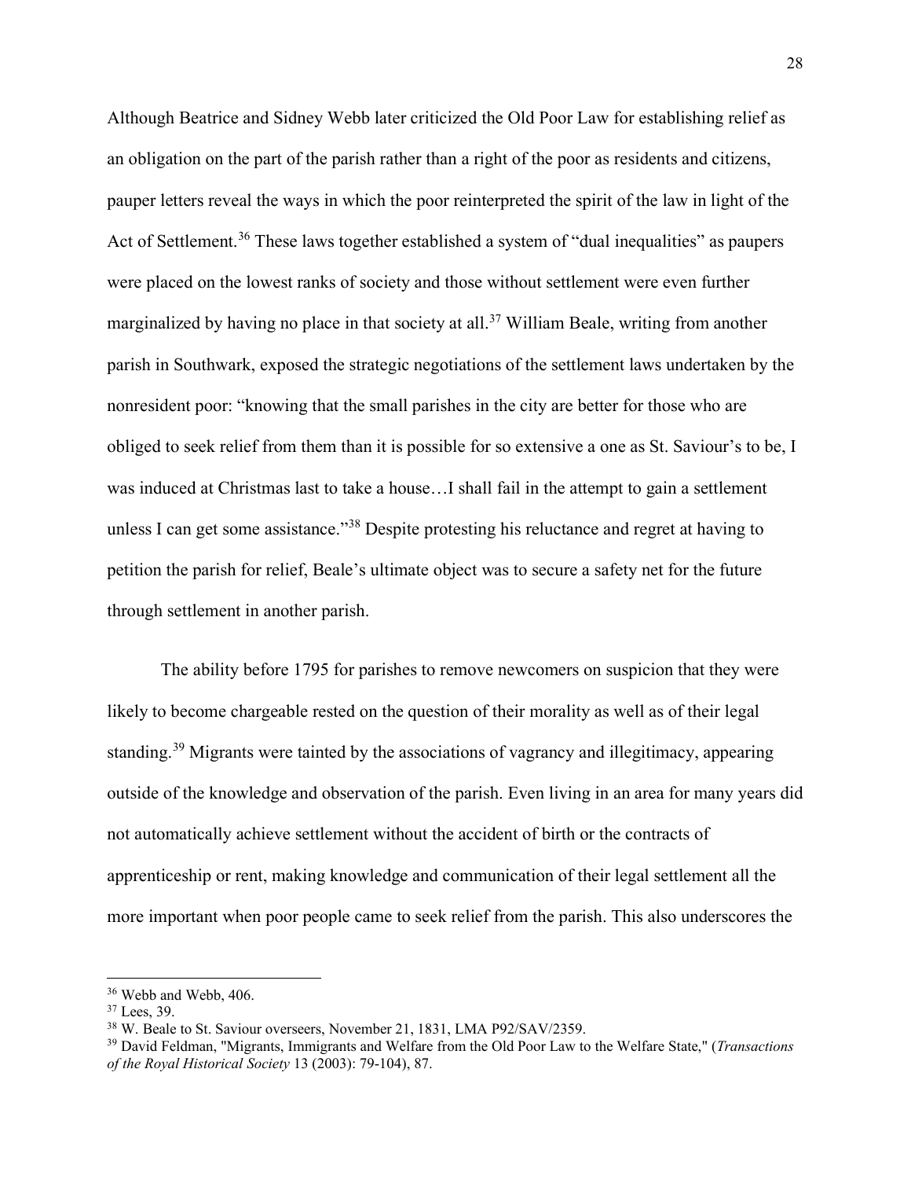Although Beatrice and Sidney Webb later criticized the Old Poor Law for establishing relief as an obligation on the part of the parish rather than a right of the poor as residents and citizens, pauper letters reveal the ways in which the poor reinterpreted the spirit of the law in light of the Act of Settlement.[36] These laws together established a system of "dual inequalities" as paupers were placed on the lowest ranks of society and those without settlement were even further marginalized by having no place in that society at all.[37] William Beale, writing from another parish in Southwark, exposed the strategic negotiations of the settlement laws undertaken by the nonresident poor: "knowing that the small parishes in the city are better for those who are obliged to seek relief from them than it is possible for so extensive a one as St. Saviour's to be, I was induced at Christmas last to take a house…I shall fail in the attempt to gain a settlement unless I can get some assistance."[38] Despite protesting his reluctance and regret at having to petition the parish for relief, Beale's ultimate object was to secure a safety net for the future through settlement in another parish.

The ability before 1795 for parishes to remove newcomers on suspicion that they were likely to become chargeable rested on the question of their morality as well as of their legal standing.[39] Migrants were tainted by the associations of vagrancy and illegitimacy, appearing outside of the knowledge and observation of the parish. Even living in an area for many years did not automatically achieve settlement without the accident of birth or the contracts of apprenticeship or rent, making knowledge and communication of their legal settlement all the more important when poor people came to seek relief from the parish. This also underscores the

---

[36] Webb and Webb, 406.

[37] Lees, 39.

[38] W. Beale to St. Saviour overseers, November 21, 1831, LMA P92/SAV/2359.

[39] David Feldman, "Migrants, Immigrants and Welfare from the Old Poor Law to the Welfare State," (*Transactions of the Royal Historical Society* 13 (2003): 79-104), 87.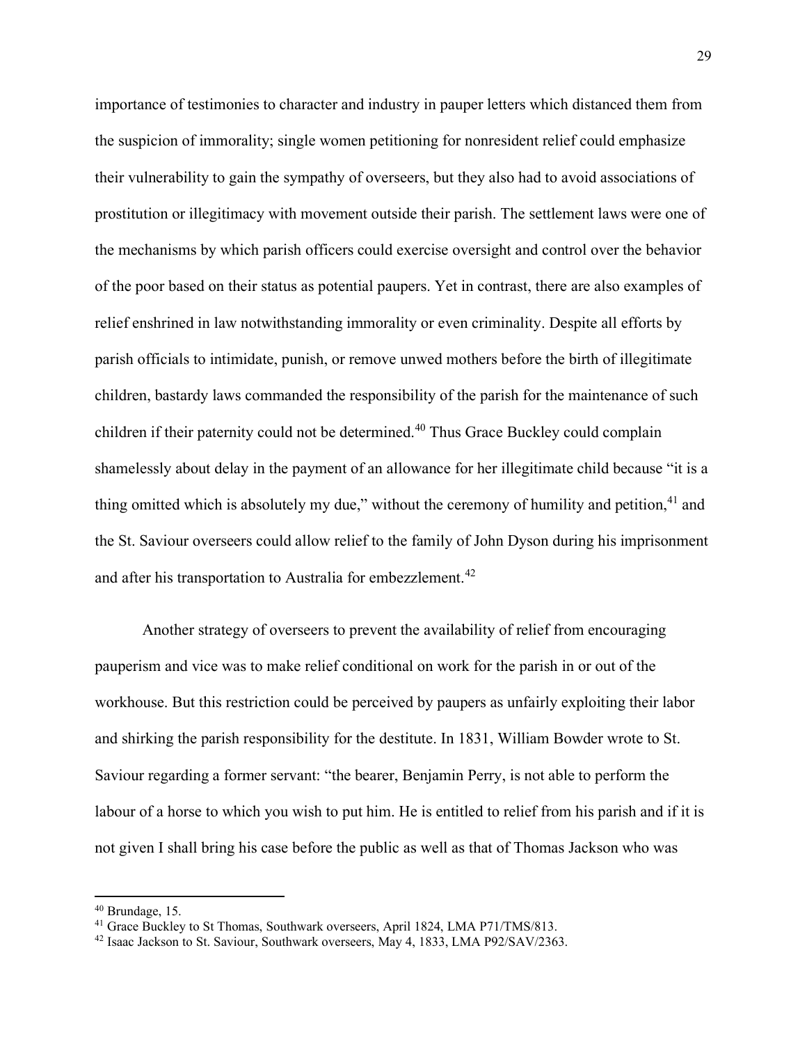importance of testimonies to character and industry in pauper letters which distanced them from the suspicion of immorality; single women petitioning for nonresident relief could emphasize their vulnerability to gain the sympathy of overseers, but they also had to avoid associations of prostitution or illegitimacy with movement outside their parish. The settlement laws were one of the mechanisms by which parish officers could exercise oversight and control over the behavior of the poor based on their status as potential paupers. Yet in contrast, there are also examples of relief enshrined in law notwithstanding immorality or even criminality. Despite all efforts by parish officials to intimidate, punish, or remove unwed mothers before the birth of illegitimate children, bastardy laws commanded the responsibility of the parish for the maintenance of such children if their paternity could not be determined.[40] Thus Grace Buckley could complain shamelessly about delay in the payment of an allowance for her illegitimate child because "it is a thing omitted which is absolutely my due," without the ceremony of humility and petition,[41] and the St. Saviour overseers could allow relief to the family of John Dyson during his imprisonment and after his transportation to Australia for embezzlement.[42]

Another strategy of overseers to prevent the availability of relief from encouraging pauperism and vice was to make relief conditional on work for the parish in or out of the workhouse. But this restriction could be perceived by paupers as unfairly exploiting their labor and shirking the parish responsibility for the destitute. In 1831, William Bowder wrote to St. Saviour regarding a former servant: "the bearer, Benjamin Perry, is not able to perform the labour of a horse to which you wish to put him. He is entitled to relief from his parish and if it is not given I shall bring his case before the public as well as that of Thomas Jackson who was

---

[40] Brundage, 15.

[41] Grace Buckley to St Thomas, Southwark overseers, April 1824, LMA P71/TMS/813.

[42] Isaac Jackson to St. Saviour, Southwark overseers, May 4, 1833, LMA P92/SAV/2363.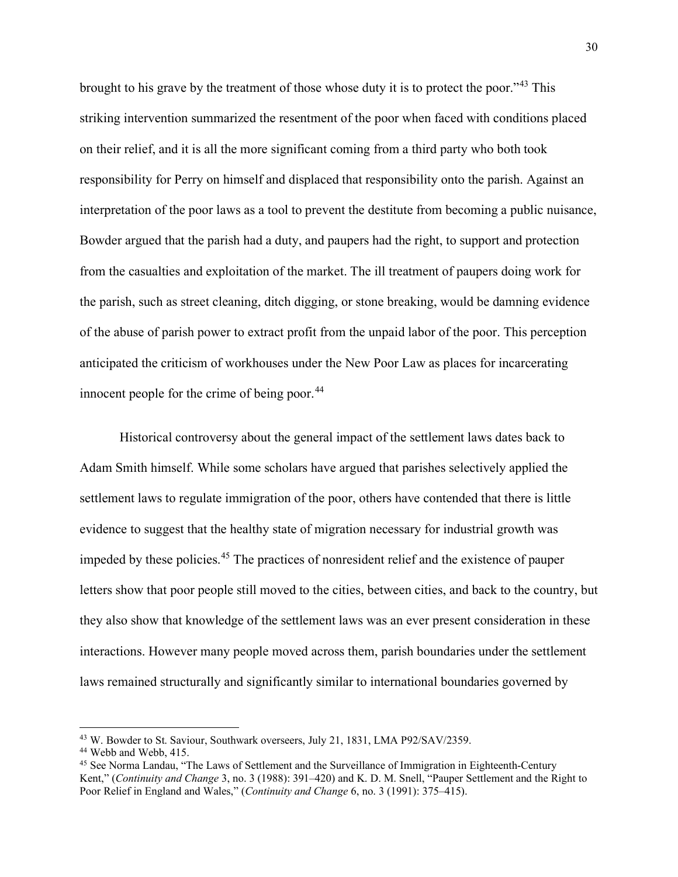brought to his grave by the treatment of those whose duty it is to protect the poor."[43] This striking intervention summarized the resentment of the poor when faced with conditions placed on their relief, and it is all the more significant coming from a third party who both took responsibility for Perry on himself and displaced that responsibility onto the parish. Against an interpretation of the poor laws as a tool to prevent the destitute from becoming a public nuisance, Bowder argued that the parish had a duty, and paupers had the right, to support and protection from the casualties and exploitation of the market. The ill treatment of paupers doing work for the parish, such as street cleaning, ditch digging, or stone breaking, would be damning evidence of the abuse of parish power to extract profit from the unpaid labor of the poor. This perception anticipated the criticism of workhouses under the New Poor Law as places for incarcerating innocent people for the crime of being poor.[44]

Historical controversy about the general impact of the settlement laws dates back to Adam Smith himself. While some scholars have argued that parishes selectively applied the settlement laws to regulate immigration of the poor, others have contended that there is little evidence to suggest that the healthy state of migration necessary for industrial growth was impeded by these policies.[45] The practices of nonresident relief and the existence of pauper letters show that poor people still moved to the cities, between cities, and back to the country, but they also show that knowledge of the settlement laws was an ever present consideration in these interactions. However many people moved across them, parish boundaries under the settlement laws remained structurally and significantly similar to international boundaries governed by

[43] W. Bowder to St. Saviour, Southwark overseers, July 21, 1831, LMA P92/SAV/2359.

[44] Webb and Webb, 415.

[45] See Norma Landau, "The Laws of Settlement and the Surveillance of Immigration in Eighteenth-Century Kent," (*Continuity and Change* 3, no. 3 (1988): 391–420) and K. D. M. Snell, "Pauper Settlement and the Right to Poor Relief in England and Wales," (*Continuity and Change* 6, no. 3 (1991): 375–415).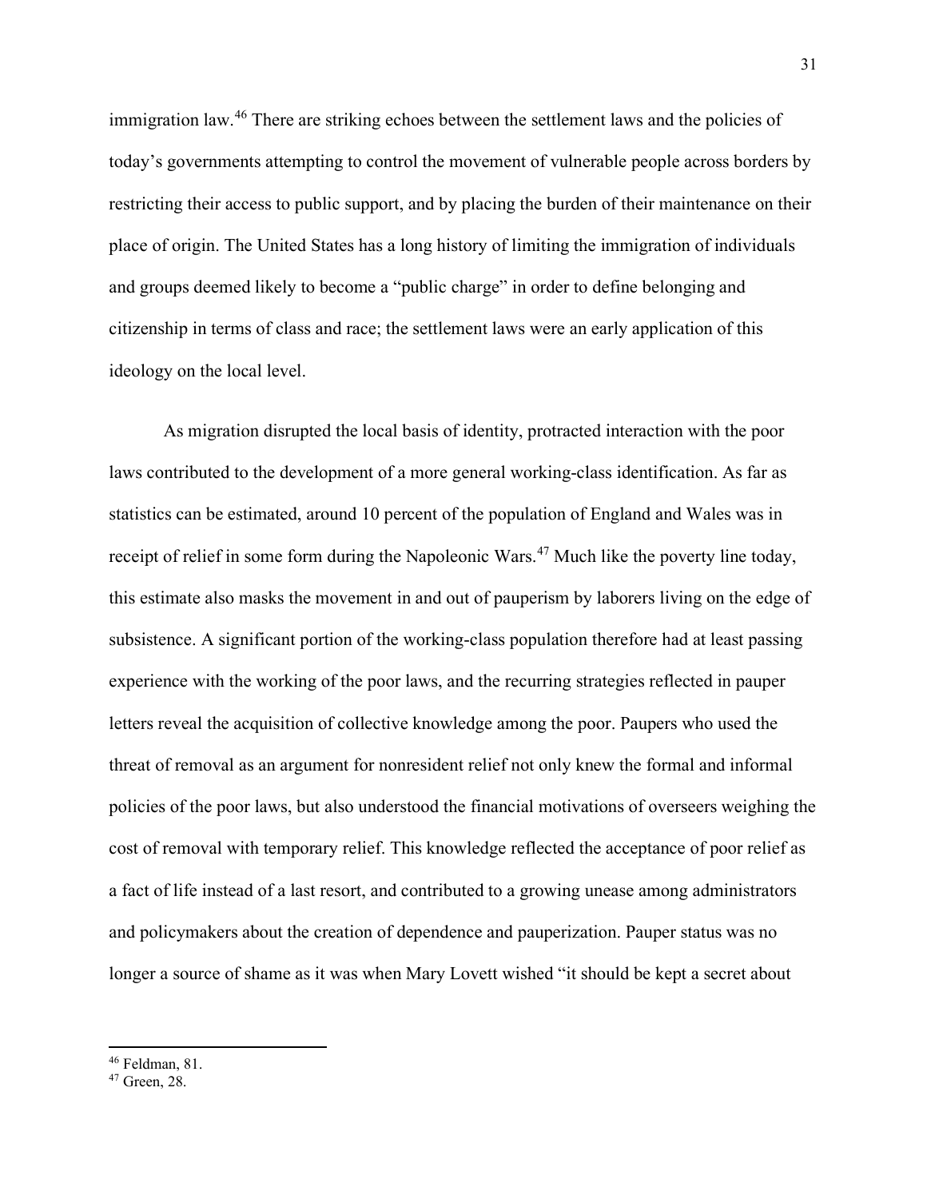immigration law.[46] There are striking echoes between the settlement laws and the policies of today's governments attempting to control the movement of vulnerable people across borders by restricting their access to public support, and by placing the burden of their maintenance on their place of origin. The United States has a long history of limiting the immigration of individuals and groups deemed likely to become a "public charge" in order to define belonging and citizenship in terms of class and race; the settlement laws were an early application of this ideology on the local level.

As migration disrupted the local basis of identity, protracted interaction with the poor laws contributed to the development of a more general working-class identification. As far as statistics can be estimated, around 10 percent of the population of England and Wales was in receipt of relief in some form during the Napoleonic Wars.[47] Much like the poverty line today, this estimate also masks the movement in and out of pauperism by laborers living on the edge of subsistence. A significant portion of the working-class population therefore had at least passing experience with the working of the poor laws, and the recurring strategies reflected in pauper letters reveal the acquisition of collective knowledge among the poor. Paupers who used the threat of removal as an argument for nonresident relief not only knew the formal and informal policies of the poor laws, but also understood the financial motivations of overseers weighing the cost of removal with temporary relief. This knowledge reflected the acceptance of poor relief as a fact of life instead of a last resort, and contributed to a growing unease among administrators and policymakers about the creation of dependence and pauperization. Pauper status was no longer a source of shame as it was when Mary Lovett wished "it should be kept a secret about

[46] Feldman, 81.

[47] Green, 28.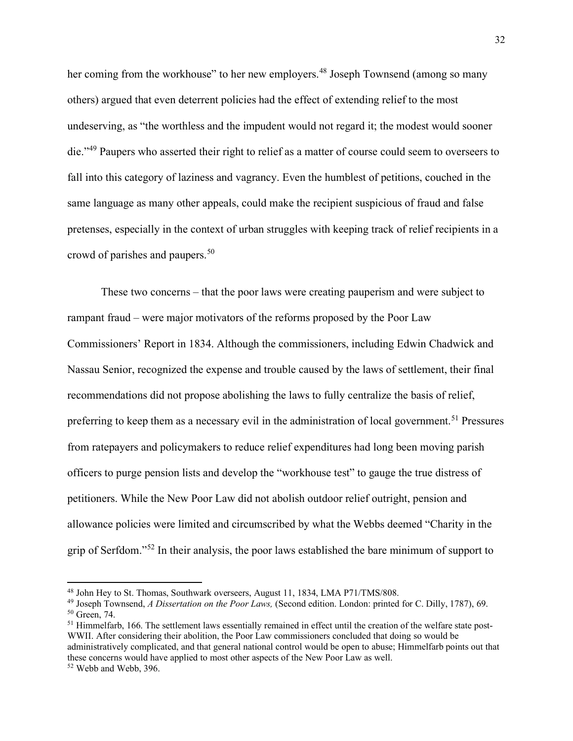her coming from the workhouse" to her new employers.[48] Joseph Townsend (among so many others) argued that even deterrent policies had the effect of extending relief to the most undeserving, as "the worthless and the impudent would not regard it; the modest would sooner die."[49] Paupers who asserted their right to relief as a matter of course could seem to overseers to fall into this category of laziness and vagrancy. Even the humblest of petitions, couched in the same language as many other appeals, could make the recipient suspicious of fraud and false pretenses, especially in the context of urban struggles with keeping track of relief recipients in a crowd of parishes and paupers.[50]

These two concerns – that the poor laws were creating pauperism and were subject to rampant fraud – were major motivators of the reforms proposed by the Poor Law Commissioners' Report in 1834. Although the commissioners, including Edwin Chadwick and Nassau Senior, recognized the expense and trouble caused by the laws of settlement, their final recommendations did not propose abolishing the laws to fully centralize the basis of relief, preferring to keep them as a necessary evil in the administration of local government.[51] Pressures from ratepayers and policymakers to reduce relief expenditures had long been moving parish officers to purge pension lists and develop the "workhouse test" to gauge the true distress of petitioners. While the New Poor Law did not abolish outdoor relief outright, pension and allowance policies were limited and circumscribed by what the Webbs deemed "Charity in the grip of Serfdom."[52] In their analysis, the poor laws established the bare minimum of support to

---

[48] John Hey to St. Thomas, Southwark overseers, August 11, 1834, LMA P71/TMS/808.

[49] Joseph Townsend, *A Dissertation on the Poor Laws,* (Second edition. London: printed for C. Dilly, 1787), 69.

[50] Green, 74.

[51] Himmelfarb, 166. The settlement laws essentially remained in effect until the creation of the welfare state post-WWII. After considering their abolition, the Poor Law commissioners concluded that doing so would be administratively complicated, and that general national control would be open to abuse; Himmelfarb points out that these concerns would have applied to most other aspects of the New Poor Law as well.

[52] Webb and Webb, 396.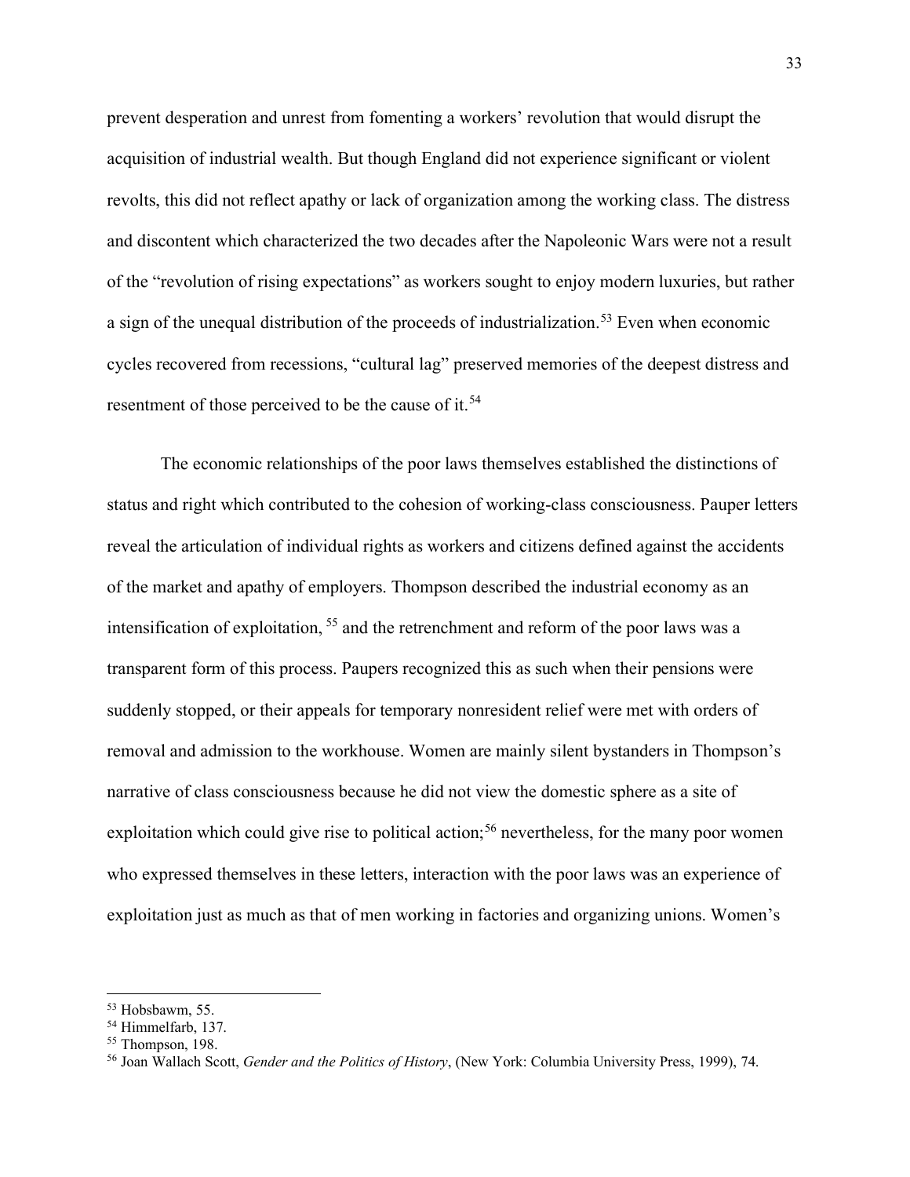prevent desperation and unrest from fomenting a workers' revolution that would disrupt the acquisition of industrial wealth. But though England did not experience significant or violent revolts, this did not reflect apathy or lack of organization among the working class. The distress and discontent which characterized the two decades after the Napoleonic Wars were not a result of the "revolution of rising expectations" as workers sought to enjoy modern luxuries, but rather a sign of the unequal distribution of the proceeds of industrialization.[53] Even when economic cycles recovered from recessions, "cultural lag" preserved memories of the deepest distress and resentment of those perceived to be the cause of it.[54]

The economic relationships of the poor laws themselves established the distinctions of status and right which contributed to the cohesion of working-class consciousness. Pauper letters reveal the articulation of individual rights as workers and citizens defined against the accidents of the market and apathy of employers. Thompson described the industrial economy as an intensification of exploitation, [55] and the retrenchment and reform of the poor laws was a transparent form of this process. Paupers recognized this as such when their pensions were suddenly stopped, or their appeals for temporary nonresident relief were met with orders of removal and admission to the workhouse. Women are mainly silent bystanders in Thompson's narrative of class consciousness because he did not view the domestic sphere as a site of exploitation which could give rise to political action;[56] nevertheless, for the many poor women who expressed themselves in these letters, interaction with the poor laws was an experience of exploitation just as much as that of men working in factories and organizing unions. Women's

---

[53] Hobsbawm, 55.

[54] Himmelfarb, 137.

[55] Thompson, 198.

[56] Joan Wallach Scott, *Gender and the Politics of History*, (New York: Columbia University Press, 1999), 74.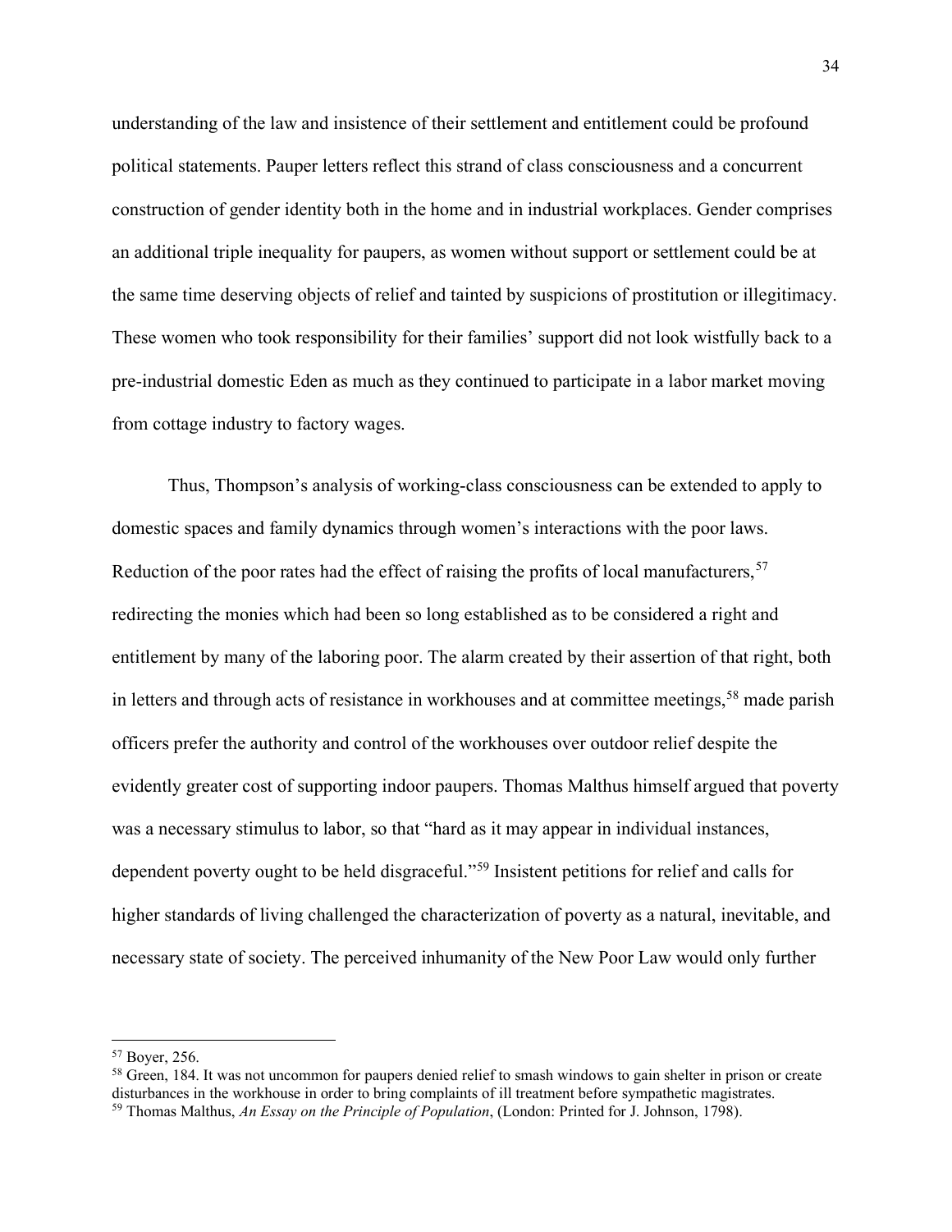understanding of the law and insistence of their settlement and entitlement could be profound political statements. Pauper letters reflect this strand of class consciousness and a concurrent construction of gender identity both in the home and in industrial workplaces. Gender comprises an additional triple inequality for paupers, as women without support or settlement could be at the same time deserving objects of relief and tainted by suspicions of prostitution or illegitimacy. These women who took responsibility for their families' support did not look wistfully back to a pre-industrial domestic Eden as much as they continued to participate in a labor market moving from cottage industry to factory wages.

Thus, Thompson's analysis of working-class consciousness can be extended to apply to domestic spaces and family dynamics through women's interactions with the poor laws. Reduction of the poor rates had the effect of raising the profits of local manufacturers,[57] redirecting the monies which had been so long established as to be considered a right and entitlement by many of the laboring poor. The alarm created by their assertion of that right, both in letters and through acts of resistance in workhouses and at committee meetings,[58] made parish officers prefer the authority and control of the workhouses over outdoor relief despite the evidently greater cost of supporting indoor paupers. Thomas Malthus himself argued that poverty was a necessary stimulus to labor, so that "hard as it may appear in individual instances, dependent poverty ought to be held disgraceful."[59] Insistent petitions for relief and calls for higher standards of living challenged the characterization of poverty as a natural, inevitable, and necessary state of society. The perceived inhumanity of the New Poor Law would only further

---

[57] Boyer, 256.

[58] Green, 184. It was not uncommon for paupers denied relief to smash windows to gain shelter in prison or create disturbances in the workhouse in order to bring complaints of ill treatment before sympathetic magistrates.

[59] Thomas Malthus, *An Essay on the Principle of Population*, (London: Printed for J. Johnson, 1798).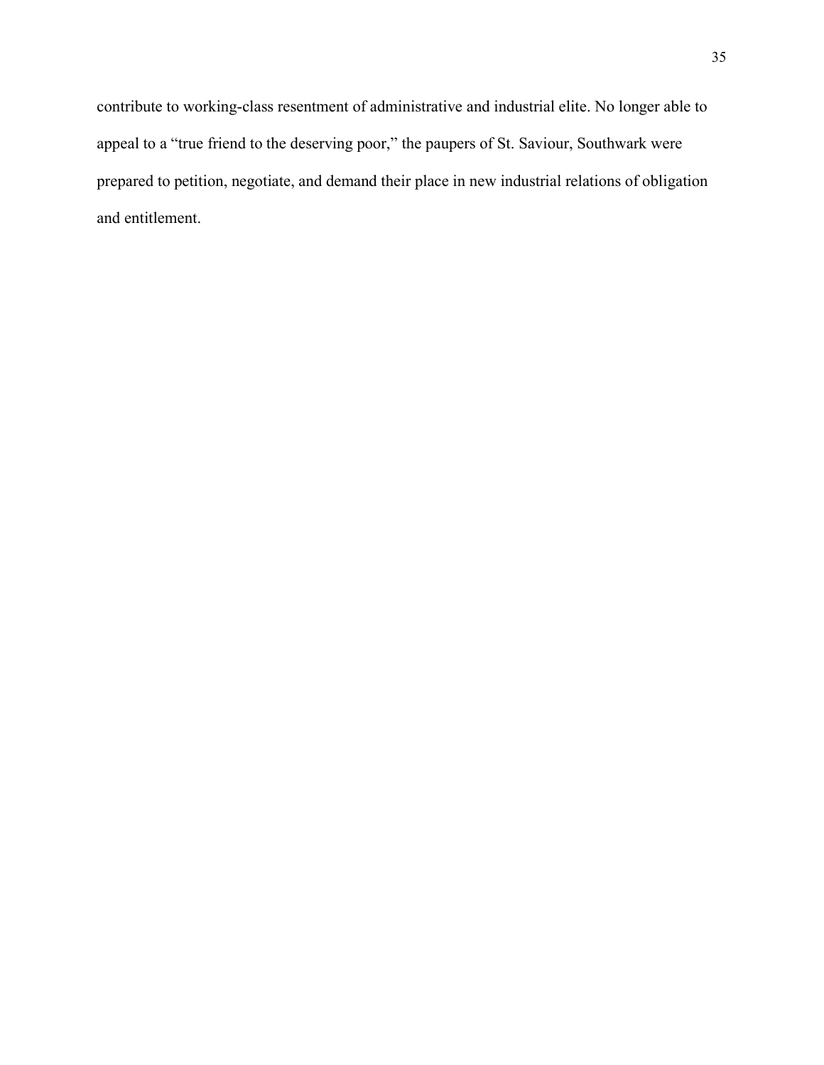contribute to working-class resentment of administrative and industrial elite. No longer able to appeal to a "true friend to the deserving poor," the paupers of St. Saviour, Southwark were prepared to petition, negotiate, and demand their place in new industrial relations of obligation and entitlement.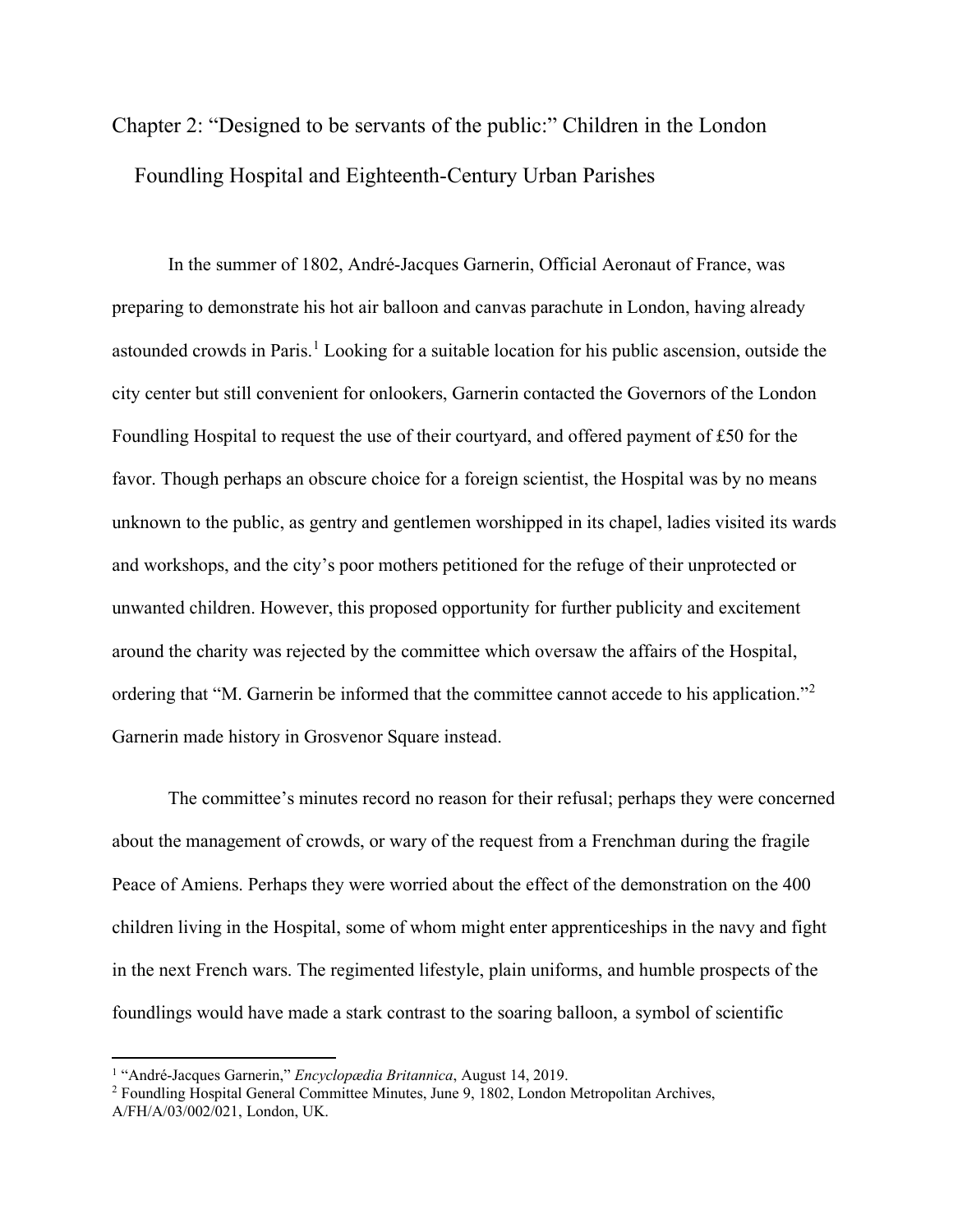## Chapter 2: "Designed to be servants of the public:" Children in the London Foundling Hospital and Eighteenth-Century Urban Parishes

In the summer of 1802, André-Jacques Garnerin, Official Aeronaut of France, was preparing to demonstrate his hot air balloon and canvas parachute in London, having already astounded crowds in Paris.[1] Looking for a suitable location for his public ascension, outside the city center but still convenient for onlookers, Garnerin contacted the Governors of the London Foundling Hospital to request the use of their courtyard, and offered payment of £50 for the favor. Though perhaps an obscure choice for a foreign scientist, the Hospital was by no means unknown to the public, as gentry and gentlemen worshipped in its chapel, ladies visited its wards and workshops, and the city's poor mothers petitioned for the refuge of their unprotected or unwanted children. However, this proposed opportunity for further publicity and excitement around the charity was rejected by the committee which oversaw the affairs of the Hospital, ordering that "M. Garnerin be informed that the committee cannot accede to his application."[2] Garnerin made history in Grosvenor Square instead.

The committee's minutes record no reason for their refusal; perhaps they were concerned about the management of crowds, or wary of the request from a Frenchman during the fragile Peace of Amiens. Perhaps they were worried about the effect of the demonstration on the 400 children living in the Hospital, some of whom might enter apprenticeships in the navy and fight in the next French wars. The regimented lifestyle, plain uniforms, and humble prospects of the foundlings would have made a stark contrast to the soaring balloon, a symbol of scientific

---

[1] "André-Jacques Garnerin," *Encyclopædia Britannica*, August 14, 2019.

[2] Foundling Hospital General Committee Minutes, June 9, 1802, London Metropolitan Archives, A/FH/A/03/002/021, London, UK.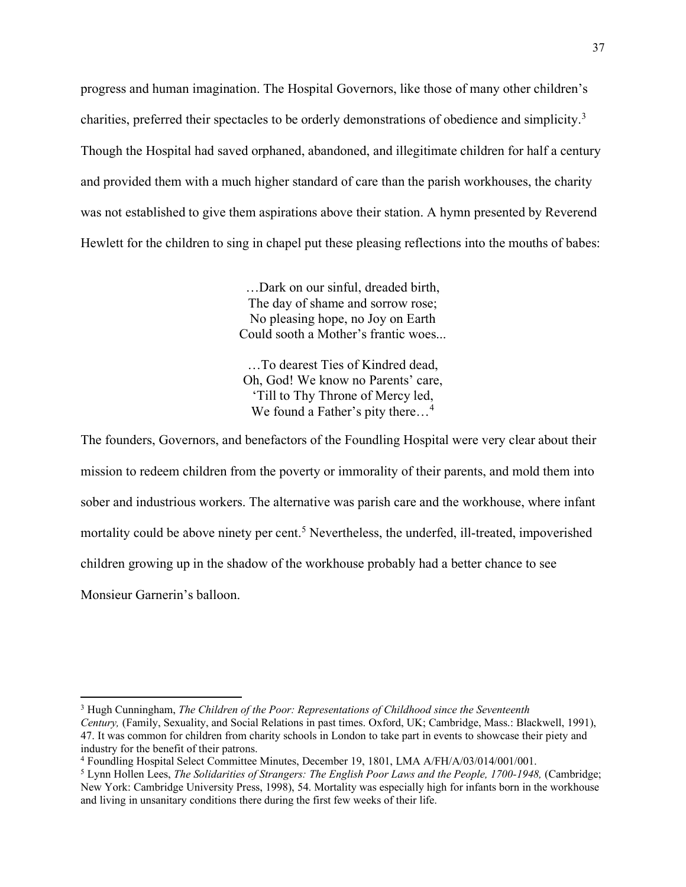progress and human imagination. The Hospital Governors, like those of many other children's charities, preferred their spectacles to be orderly demonstrations of obedience and simplicity.[3] Though the Hospital had saved orphaned, abandoned, and illegitimate children for half a century and provided them with a much higher standard of care than the parish workhouses, the charity was not established to give them aspirations above their station. A hymn presented by Reverend Hewlett for the children to sing in chapel put these pleasing reflections into the mouths of babes:

> …Dark on our sinful, dreaded birth,
> The day of shame and sorrow rose;
> No pleasing hope, no Joy on Earth
> Could sooth a Mother's frantic woes...
>
> …To dearest Ties of Kindred dead,
> Oh, God! We know no Parents' care,
> 'Till to Thy Throne of Mercy led,
> We found a Father's pity there…[4]

The founders, Governors, and benefactors of the Foundling Hospital were very clear about their mission to redeem children from the poverty or immorality of their parents, and mold them into sober and industrious workers. The alternative was parish care and the workhouse, where infant mortality could be above ninety per cent.[5] Nevertheless, the underfed, ill-treated, impoverished children growing up in the shadow of the workhouse probably had a better chance to see Monsieur Garnerin's balloon.

---

[3] Hugh Cunningham, *The Children of the Poor: Representations of Childhood since the Seventeenth Century,* (Family, Sexuality, and Social Relations in past times. Oxford, UK; Cambridge, Mass.: Blackwell, 1991), 47. It was common for children from charity schools in London to take part in events to showcase their piety and industry for the benefit of their patrons.

[4] Foundling Hospital Select Committee Minutes, December 19, 1801, LMA A/FH/A/03/014/001/001.

[5] Lynn Hollen Lees, *The Solidarities of Strangers: The English Poor Laws and the People, 1700-1948,* (Cambridge; New York: Cambridge University Press, 1998), 54. Mortality was especially high for infants born in the workhouse and living in unsanitary conditions there during the first few weeks of their life.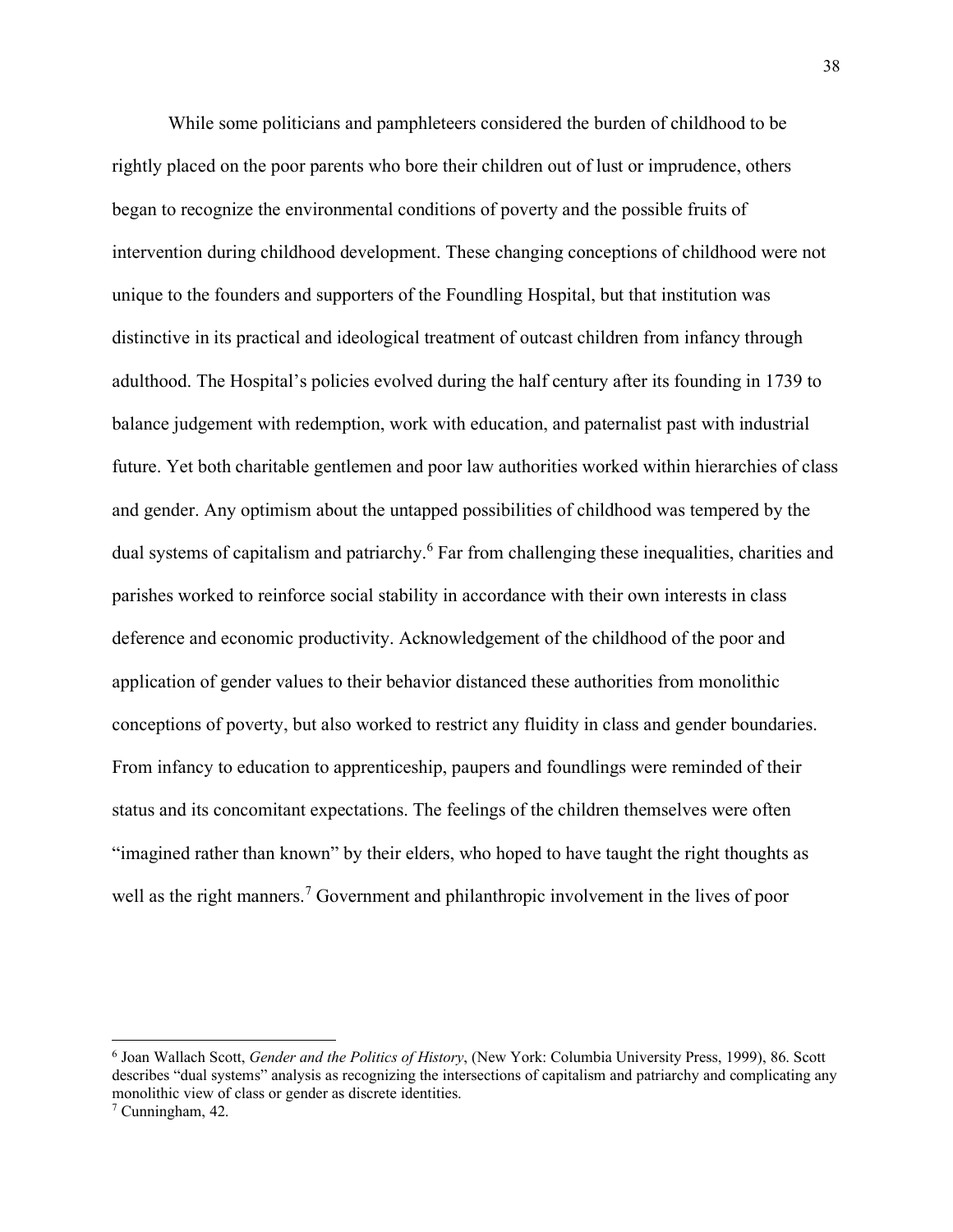While some politicians and pamphleteers considered the burden of childhood to be rightly placed on the poor parents who bore their children out of lust or imprudence, others began to recognize the environmental conditions of poverty and the possible fruits of intervention during childhood development. These changing conceptions of childhood were not unique to the founders and supporters of the Foundling Hospital, but that institution was distinctive in its practical and ideological treatment of outcast children from infancy through adulthood. The Hospital's policies evolved during the half century after its founding in 1739 to balance judgement with redemption, work with education, and paternalist past with industrial future. Yet both charitable gentlemen and poor law authorities worked within hierarchies of class and gender. Any optimism about the untapped possibilities of childhood was tempered by the dual systems of capitalism and patriarchy.[6] Far from challenging these inequalities, charities and parishes worked to reinforce social stability in accordance with their own interests in class deference and economic productivity. Acknowledgement of the childhood of the poor and application of gender values to their behavior distanced these authorities from monolithic conceptions of poverty, but also worked to restrict any fluidity in class and gender boundaries. From infancy to education to apprenticeship, paupers and foundlings were reminded of their status and its concomitant expectations. The feelings of the children themselves were often "imagined rather than known" by their elders, who hoped to have taught the right thoughts as well as the right manners.[7] Government and philanthropic involvement in the lives of poor

---

[6] Joan Wallach Scott, *Gender and the Politics of History*, (New York: Columbia University Press, 1999), 86. Scott describes "dual systems" analysis as recognizing the intersections of capitalism and patriarchy and complicating any monolithic view of class or gender as discrete identities.

[7] Cunningham, 42.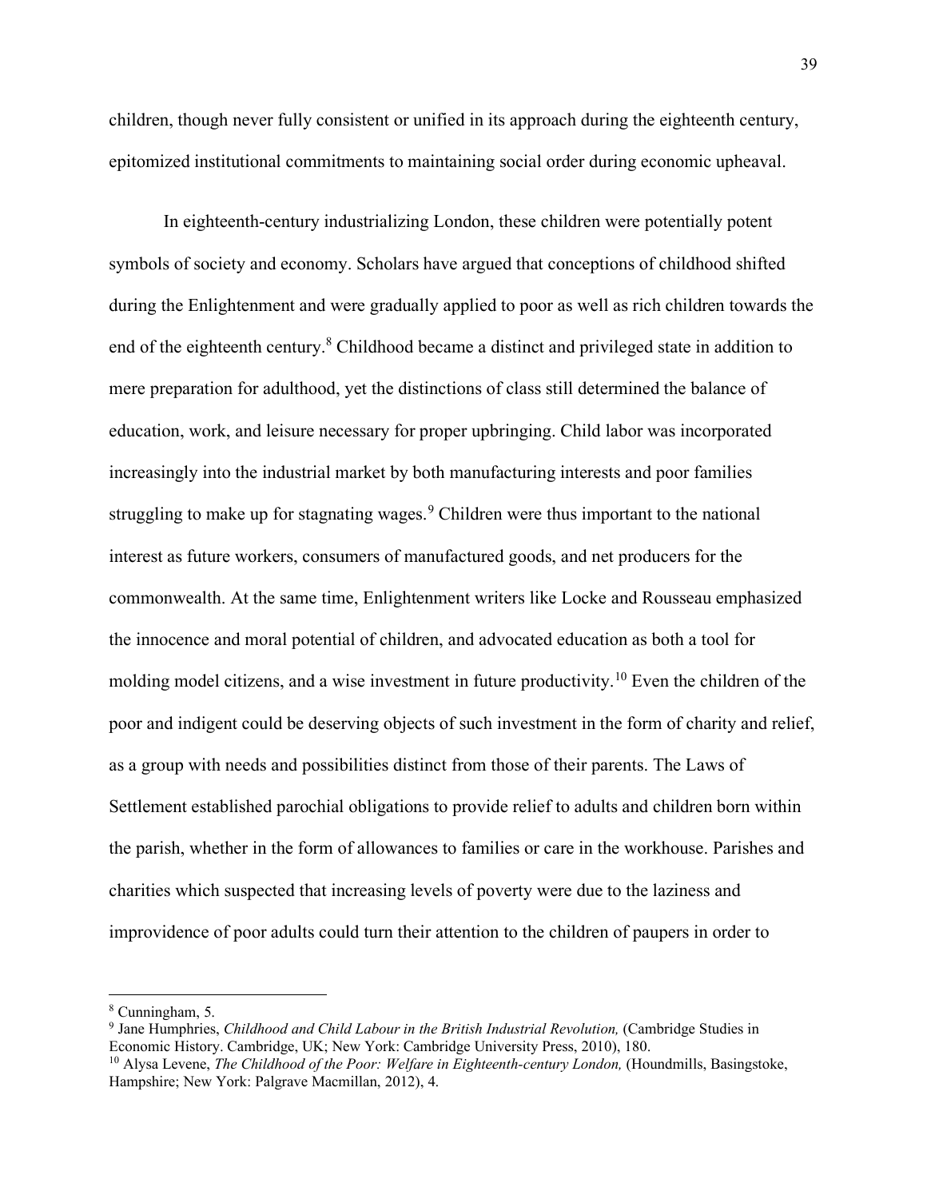children, though never fully consistent or unified in its approach during the eighteenth century, epitomized institutional commitments to maintaining social order during economic upheaval.

In eighteenth-century industrializing London, these children were potentially potent symbols of society and economy. Scholars have argued that conceptions of childhood shifted during the Enlightenment and were gradually applied to poor as well as rich children towards the end of the eighteenth century.[8] Childhood became a distinct and privileged state in addition to mere preparation for adulthood, yet the distinctions of class still determined the balance of education, work, and leisure necessary for proper upbringing. Child labor was incorporated increasingly into the industrial market by both manufacturing interests and poor families struggling to make up for stagnating wages.[9] Children were thus important to the national interest as future workers, consumers of manufactured goods, and net producers for the commonwealth. At the same time, Enlightenment writers like Locke and Rousseau emphasized the innocence and moral potential of children, and advocated education as both a tool for molding model citizens, and a wise investment in future productivity.[10] Even the children of the poor and indigent could be deserving objects of such investment in the form of charity and relief, as a group with needs and possibilities distinct from those of their parents. The Laws of Settlement established parochial obligations to provide relief to adults and children born within the parish, whether in the form of allowances to families or care in the workhouse. Parishes and charities which suspected that increasing levels of poverty were due to the laziness and improvidence of poor adults could turn their attention to the children of paupers in order to

---

[8] Cunningham, 5.

[9] Jane Humphries, *Childhood and Child Labour in the British Industrial Revolution,* (Cambridge Studies in Economic History. Cambridge, UK; New York: Cambridge University Press, 2010), 180.

[10] Alysa Levene, *The Childhood of the Poor: Welfare in Eighteenth-century London,* (Houndmills, Basingstoke, Hampshire; New York: Palgrave Macmillan, 2012), 4.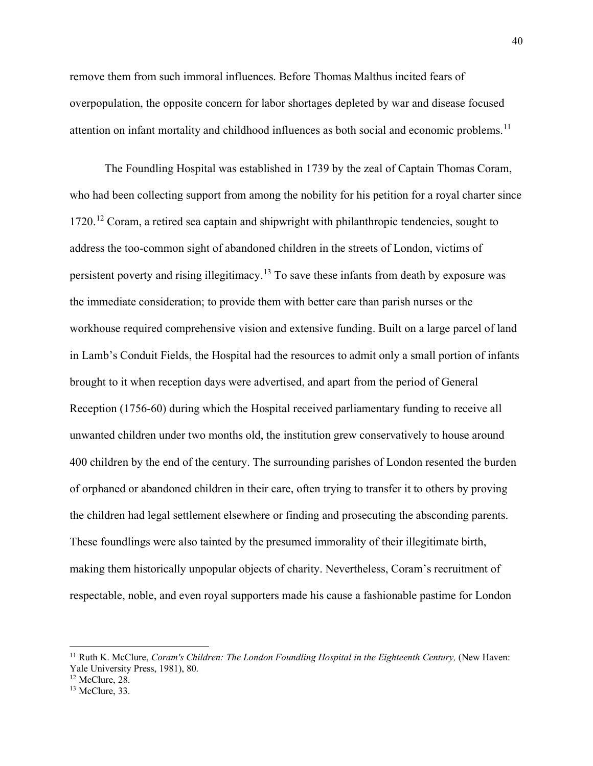remove them from such immoral influences. Before Thomas Malthus incited fears of overpopulation, the opposite concern for labor shortages depleted by war and disease focused attention on infant mortality and childhood influences as both social and economic problems.[11]

The Foundling Hospital was established in 1739 by the zeal of Captain Thomas Coram, who had been collecting support from among the nobility for his petition for a royal charter since 1720.[12] Coram, a retired sea captain and shipwright with philanthropic tendencies, sought to address the too-common sight of abandoned children in the streets of London, victims of persistent poverty and rising illegitimacy.[13] To save these infants from death by exposure was the immediate consideration; to provide them with better care than parish nurses or the workhouse required comprehensive vision and extensive funding. Built on a large parcel of land in Lamb's Conduit Fields, the Hospital had the resources to admit only a small portion of infants brought to it when reception days were advertised, and apart from the period of General Reception (1756-60) during which the Hospital received parliamentary funding to receive all unwanted children under two months old, the institution grew conservatively to house around 400 children by the end of the century. The surrounding parishes of London resented the burden of orphaned or abandoned children in their care, often trying to transfer it to others by proving the children had legal settlement elsewhere or finding and prosecuting the absconding parents. These foundlings were also tainted by the presumed immorality of their illegitimate birth, making them historically unpopular objects of charity. Nevertheless, Coram's recruitment of respectable, noble, and even royal supporters made his cause a fashionable pastime for London

---

[11] Ruth K. McClure, *Coram's Children: The London Foundling Hospital in the Eighteenth Century,* (New Haven: Yale University Press, 1981), 80.

[12] McClure, 28.

[13] McClure, 33.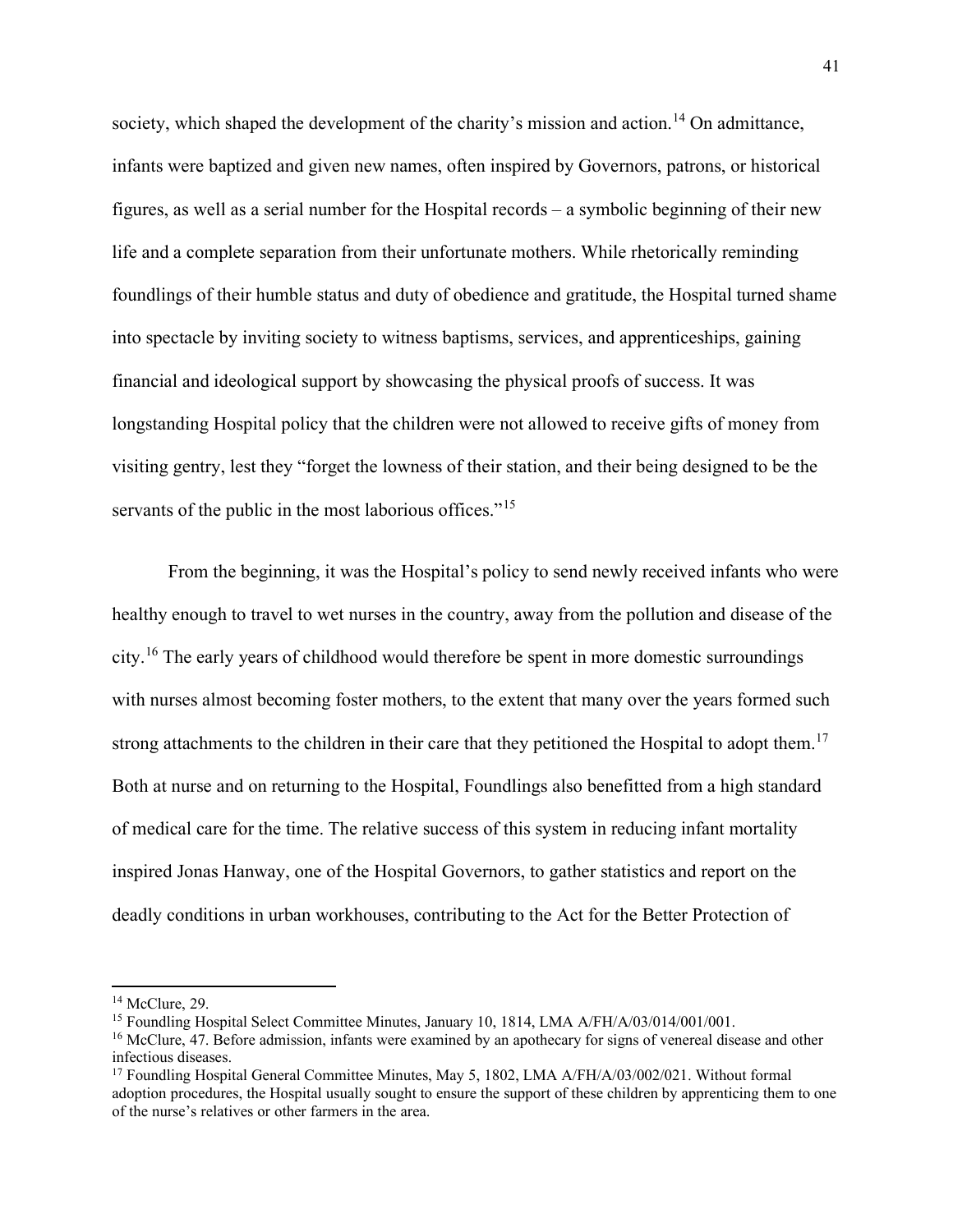society, which shaped the development of the charity's mission and action.[14] On admittance, infants were baptized and given new names, often inspired by Governors, patrons, or historical figures, as well as a serial number for the Hospital records – a symbolic beginning of their new life and a complete separation from their unfortunate mothers. While rhetorically reminding foundlings of their humble status and duty of obedience and gratitude, the Hospital turned shame into spectacle by inviting society to witness baptisms, services, and apprenticeships, gaining financial and ideological support by showcasing the physical proofs of success. It was longstanding Hospital policy that the children were not allowed to receive gifts of money from visiting gentry, lest they "forget the lowness of their station, and their being designed to be the servants of the public in the most laborious offices."[15]

From the beginning, it was the Hospital's policy to send newly received infants who were healthy enough to travel to wet nurses in the country, away from the pollution and disease of the city.[16] The early years of childhood would therefore be spent in more domestic surroundings with nurses almost becoming foster mothers, to the extent that many over the years formed such strong attachments to the children in their care that they petitioned the Hospital to adopt them.[17] Both at nurse and on returning to the Hospital, Foundlings also benefitted from a high standard of medical care for the time. The relative success of this system in reducing infant mortality inspired Jonas Hanway, one of the Hospital Governors, to gather statistics and report on the deadly conditions in urban workhouses, contributing to the Act for the Better Protection of

---

[14] McClure, 29.

[15] Foundling Hospital Select Committee Minutes, January 10, 1814, LMA A/FH/A/03/014/001/001.

[16] McClure, 47. Before admission, infants were examined by an apothecary for signs of venereal disease and other infectious diseases.

[17] Foundling Hospital General Committee Minutes, May 5, 1802, LMA A/FH/A/03/002/021. Without formal adoption procedures, the Hospital usually sought to ensure the support of these children by apprenticing them to one of the nurse's relatives or other farmers in the area.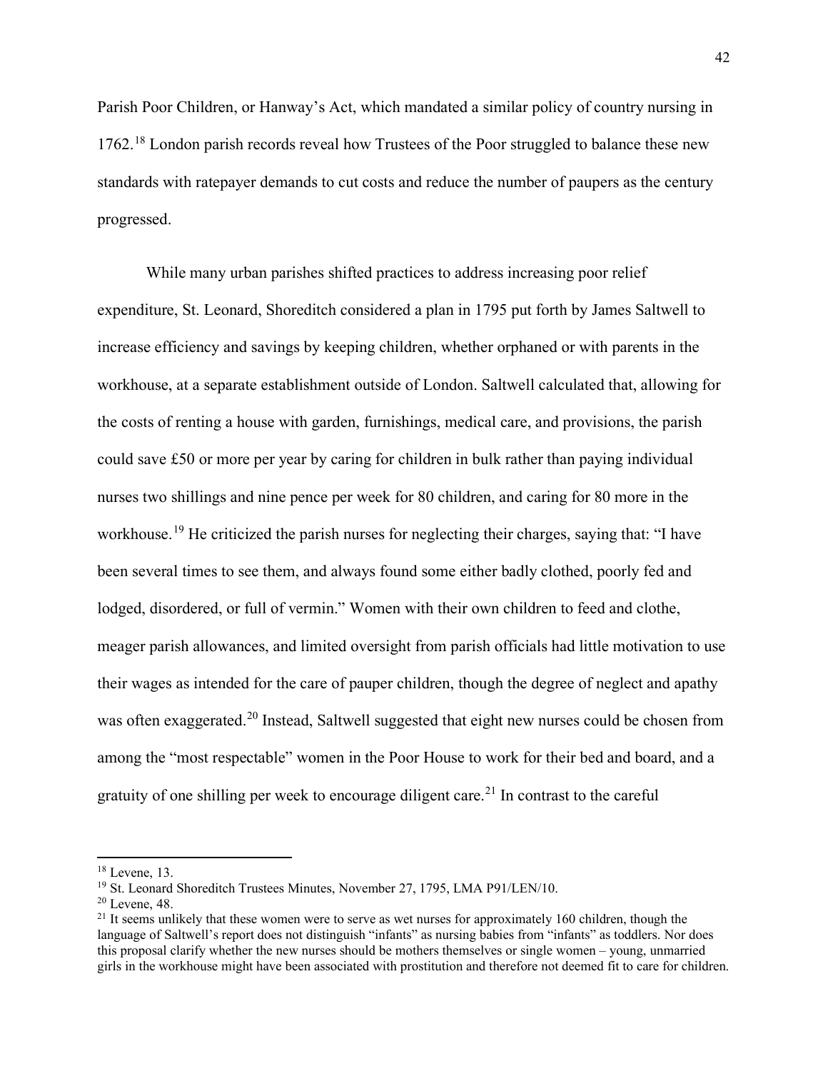Parish Poor Children, or Hanway's Act, which mandated a similar policy of country nursing in 1762.[18] London parish records reveal how Trustees of the Poor struggled to balance these new standards with ratepayer demands to cut costs and reduce the number of paupers as the century progressed.

While many urban parishes shifted practices to address increasing poor relief expenditure, St. Leonard, Shoreditch considered a plan in 1795 put forth by James Saltwell to increase efficiency and savings by keeping children, whether orphaned or with parents in the workhouse, at a separate establishment outside of London. Saltwell calculated that, allowing for the costs of renting a house with garden, furnishings, medical care, and provisions, the parish could save £50 or more per year by caring for children in bulk rather than paying individual nurses two shillings and nine pence per week for 80 children, and caring for 80 more in the workhouse.[19] He criticized the parish nurses for neglecting their charges, saying that: "I have been several times to see them, and always found some either badly clothed, poorly fed and lodged, disordered, or full of vermin." Women with their own children to feed and clothe, meager parish allowances, and limited oversight from parish officials had little motivation to use their wages as intended for the care of pauper children, though the degree of neglect and apathy was often exaggerated.[20] Instead, Saltwell suggested that eight new nurses could be chosen from among the "most respectable" women in the Poor House to work for their bed and board, and a gratuity of one shilling per week to encourage diligent care.[21] In contrast to the careful

---

[18] Levene, 13.

[19] St. Leonard Shoreditch Trustees Minutes, November 27, 1795, LMA P91/LEN/10.

[20] Levene, 48.

[21] It seems unlikely that these women were to serve as wet nurses for approximately 160 children, though the language of Saltwell's report does not distinguish "infants" as nursing babies from "infants" as toddlers. Nor does this proposal clarify whether the new nurses should be mothers themselves or single women – young, unmarried girls in the workhouse might have been associated with prostitution and therefore not deemed fit to care for children.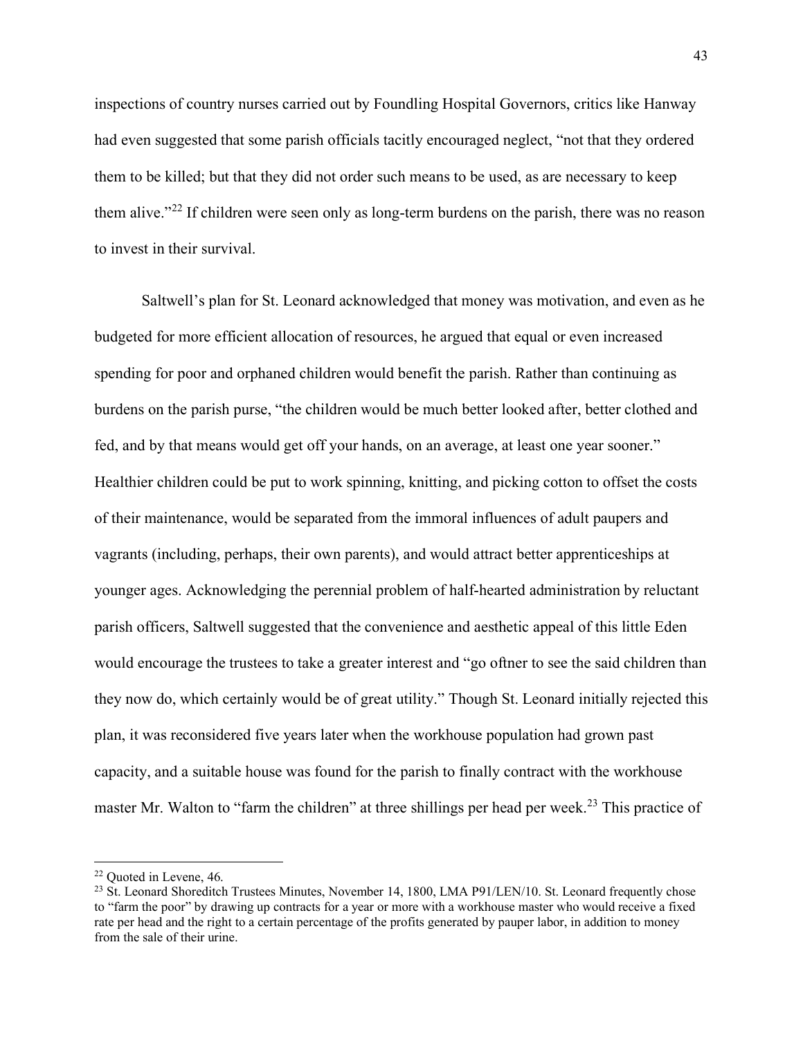inspections of country nurses carried out by Foundling Hospital Governors, critics like Hanway had even suggested that some parish officials tacitly encouraged neglect, "not that they ordered them to be killed; but that they did not order such means to be used, as are necessary to keep them alive."[22] If children were seen only as long-term burdens on the parish, there was no reason to invest in their survival.

Saltwell's plan for St. Leonard acknowledged that money was motivation, and even as he budgeted for more efficient allocation of resources, he argued that equal or even increased spending for poor and orphaned children would benefit the parish. Rather than continuing as burdens on the parish purse, "the children would be much better looked after, better clothed and fed, and by that means would get off your hands, on an average, at least one year sooner." Healthier children could be put to work spinning, knitting, and picking cotton to offset the costs of their maintenance, would be separated from the immoral influences of adult paupers and vagrants (including, perhaps, their own parents), and would attract better apprenticeships at younger ages. Acknowledging the perennial problem of half-hearted administration by reluctant parish officers, Saltwell suggested that the convenience and aesthetic appeal of this little Eden would encourage the trustees to take a greater interest and "go oftner to see the said children than they now do, which certainly would be of great utility." Though St. Leonard initially rejected this plan, it was reconsidered five years later when the workhouse population had grown past capacity, and a suitable house was found for the parish to finally contract with the workhouse master Mr. Walton to "farm the children" at three shillings per head per week.[23] This practice of

---

[22] Quoted in Levene, 46.

[23] St. Leonard Shoreditch Trustees Minutes, November 14, 1800, LMA P91/LEN/10. St. Leonard frequently chose to "farm the poor" by drawing up contracts for a year or more with a workhouse master who would receive a fixed rate per head and the right to a certain percentage of the profits generated by pauper labor, in addition to money from the sale of their urine.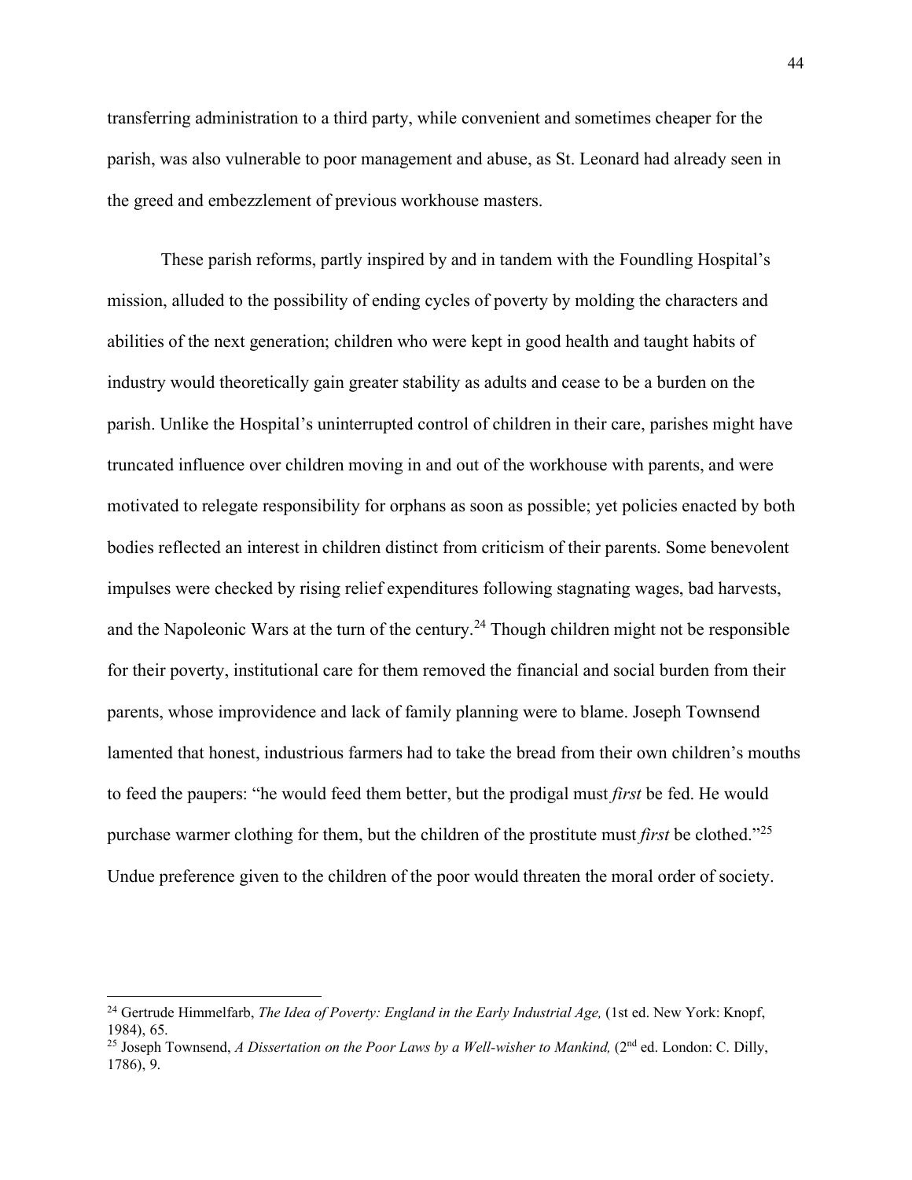transferring administration to a third party, while convenient and sometimes cheaper for the parish, was also vulnerable to poor management and abuse, as St. Leonard had already seen in the greed and embezzlement of previous workhouse masters.

These parish reforms, partly inspired by and in tandem with the Foundling Hospital's mission, alluded to the possibility of ending cycles of poverty by molding the characters and abilities of the next generation; children who were kept in good health and taught habits of industry would theoretically gain greater stability as adults and cease to be a burden on the parish. Unlike the Hospital's uninterrupted control of children in their care, parishes might have truncated influence over children moving in and out of the workhouse with parents, and were motivated to relegate responsibility for orphans as soon as possible; yet policies enacted by both bodies reflected an interest in children distinct from criticism of their parents. Some benevolent impulses were checked by rising relief expenditures following stagnating wages, bad harvests, and the Napoleonic Wars at the turn of the century.[24] Though children might not be responsible for their poverty, institutional care for them removed the financial and social burden from their parents, whose improvidence and lack of family planning were to blame. Joseph Townsend lamented that honest, industrious farmers had to take the bread from their own children's mouths to feed the paupers: "he would feed them better, but the prodigal must *first* be fed. He would purchase warmer clothing for them, but the children of the prostitute must *first* be clothed."[25] Undue preference given to the children of the poor would threaten the moral order of society.

[24] Gertrude Himmelfarb, *The Idea of Poverty: England in the Early Industrial Age,* (1st ed. New York: Knopf, 1984), 65.

[25] Joseph Townsend, *A Dissertation on the Poor Laws by a Well-wisher to Mankind,* (2nd ed. London: C. Dilly, 1786), 9.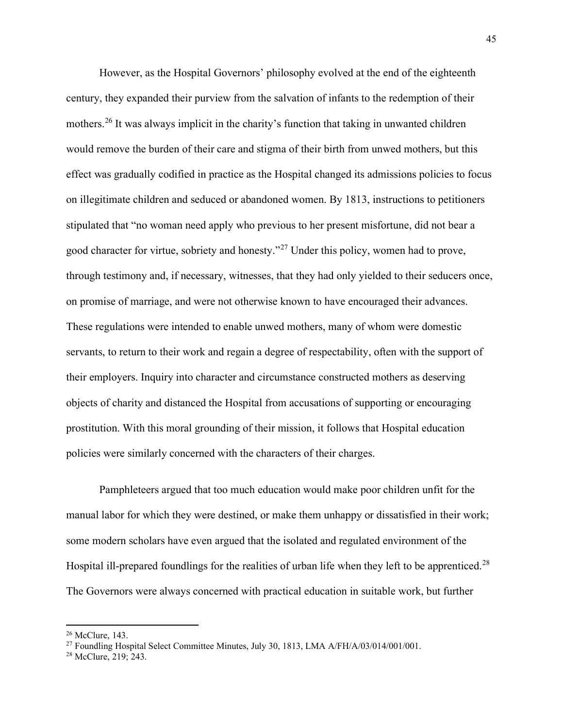However, as the Hospital Governors' philosophy evolved at the end of the eighteenth century, they expanded their purview from the salvation of infants to the redemption of their mothers.[26] It was always implicit in the charity's function that taking in unwanted children would remove the burden of their care and stigma of their birth from unwed mothers, but this effect was gradually codified in practice as the Hospital changed its admissions policies to focus on illegitimate children and seduced or abandoned women. By 1813, instructions to petitioners stipulated that "no woman need apply who previous to her present misfortune, did not bear a good character for virtue, sobriety and honesty."[27] Under this policy, women had to prove, through testimony and, if necessary, witnesses, that they had only yielded to their seducers once, on promise of marriage, and were not otherwise known to have encouraged their advances. These regulations were intended to enable unwed mothers, many of whom were domestic servants, to return to their work and regain a degree of respectability, often with the support of their employers. Inquiry into character and circumstance constructed mothers as deserving objects of charity and distanced the Hospital from accusations of supporting or encouraging prostitution. With this moral grounding of their mission, it follows that Hospital education policies were similarly concerned with the characters of their charges.

Pamphleteers argued that too much education would make poor children unfit for the manual labor for which they were destined, or make them unhappy or dissatisfied in their work; some modern scholars have even argued that the isolated and regulated environment of the Hospital ill-prepared foundlings for the realities of urban life when they left to be apprenticed.[28] The Governors were always concerned with practical education in suitable work, but further

[26] McClure, 143.

[27] Foundling Hospital Select Committee Minutes, July 30, 1813, LMA A/FH/A/03/014/001/001.

[28] McClure, 219; 243.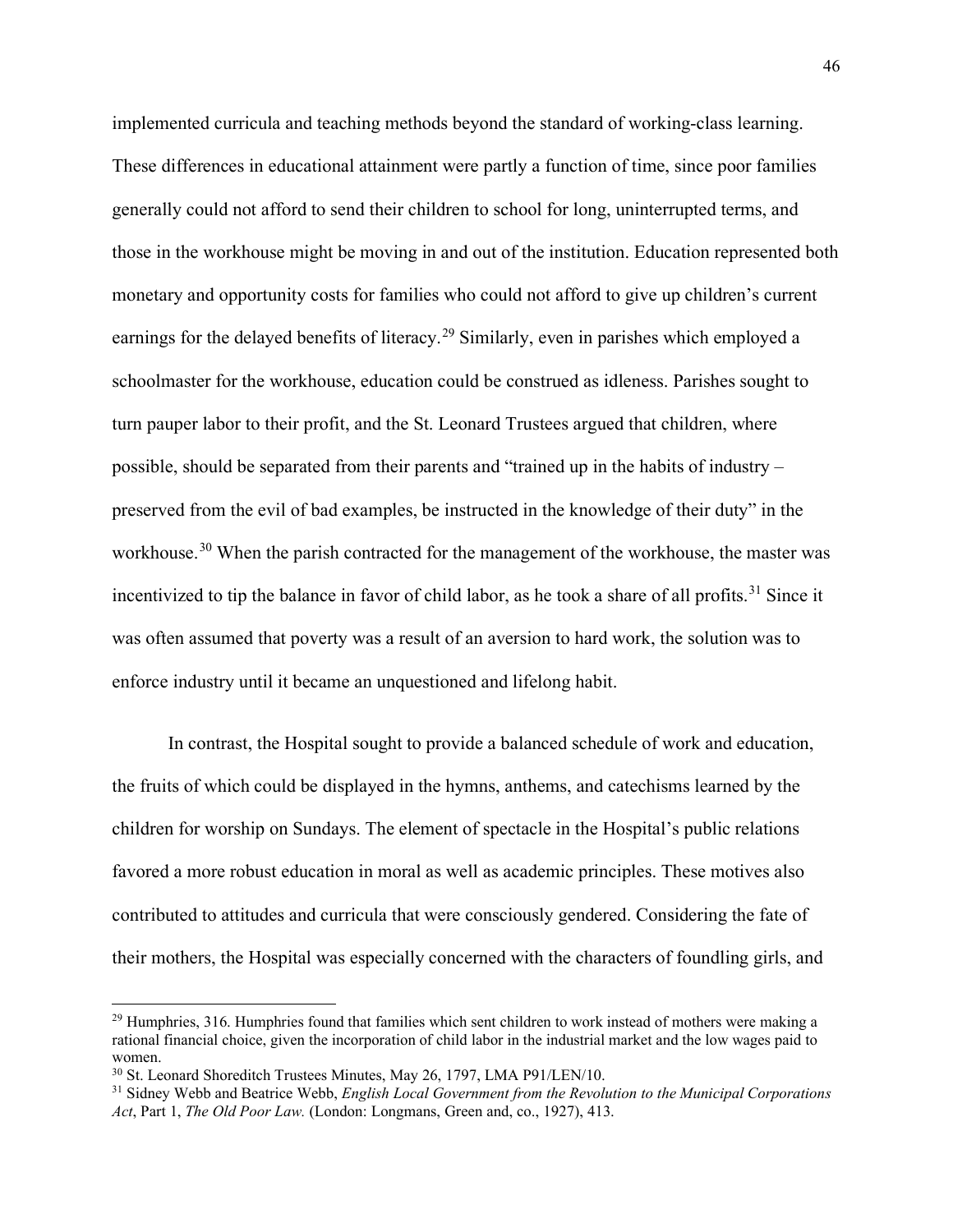implemented curricula and teaching methods beyond the standard of working-class learning. These differences in educational attainment were partly a function of time, since poor families generally could not afford to send their children to school for long, uninterrupted terms, and those in the workhouse might be moving in and out of the institution. Education represented both monetary and opportunity costs for families who could not afford to give up children's current earnings for the delayed benefits of literacy.[29] Similarly, even in parishes which employed a schoolmaster for the workhouse, education could be construed as idleness. Parishes sought to turn pauper labor to their profit, and the St. Leonard Trustees argued that children, where possible, should be separated from their parents and "trained up in the habits of industry – preserved from the evil of bad examples, be instructed in the knowledge of their duty" in the workhouse.[30] When the parish contracted for the management of the workhouse, the master was incentivized to tip the balance in favor of child labor, as he took a share of all profits.[31] Since it was often assumed that poverty was a result of an aversion to hard work, the solution was to enforce industry until it became an unquestioned and lifelong habit.

In contrast, the Hospital sought to provide a balanced schedule of work and education, the fruits of which could be displayed in the hymns, anthems, and catechisms learned by the children for worship on Sundays. The element of spectacle in the Hospital's public relations favored a more robust education in moral as well as academic principles. These motives also contributed to attitudes and curricula that were consciously gendered. Considering the fate of their mothers, the Hospital was especially concerned with the characters of foundling girls, and

---

[29] Humphries, 316. Humphries found that families which sent children to work instead of mothers were making a rational financial choice, given the incorporation of child labor in the industrial market and the low wages paid to women.

[30] St. Leonard Shoreditch Trustees Minutes, May 26, 1797, LMA P91/LEN/10.

[31] Sidney Webb and Beatrice Webb, *English Local Government from the Revolution to the Municipal Corporations Act*, Part 1, *The Old Poor Law.* (London: Longmans, Green and, co., 1927), 413.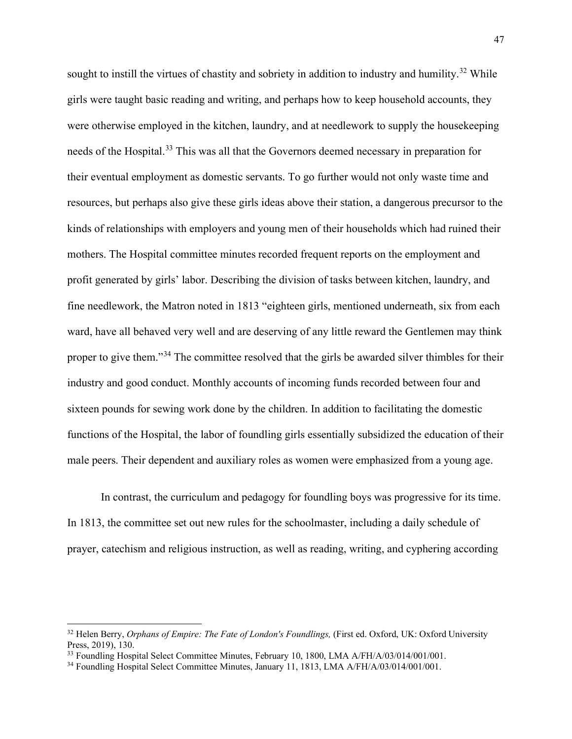sought to instill the virtues of chastity and sobriety in addition to industry and humility.[32] While girls were taught basic reading and writing, and perhaps how to keep household accounts, they were otherwise employed in the kitchen, laundry, and at needlework to supply the housekeeping needs of the Hospital.[33] This was all that the Governors deemed necessary in preparation for their eventual employment as domestic servants. To go further would not only waste time and resources, but perhaps also give these girls ideas above their station, a dangerous precursor to the kinds of relationships with employers and young men of their households which had ruined their mothers. The Hospital committee minutes recorded frequent reports on the employment and profit generated by girls' labor. Describing the division of tasks between kitchen, laundry, and fine needlework, the Matron noted in 1813 "eighteen girls, mentioned underneath, six from each ward, have all behaved very well and are deserving of any little reward the Gentlemen may think proper to give them."[34] The committee resolved that the girls be awarded silver thimbles for their industry and good conduct. Monthly accounts of incoming funds recorded between four and sixteen pounds for sewing work done by the children. In addition to facilitating the domestic functions of the Hospital, the labor of foundling girls essentially subsidized the education of their male peers. Their dependent and auxiliary roles as women were emphasized from a young age.

In contrast, the curriculum and pedagogy for foundling boys was progressive for its time. In 1813, the committee set out new rules for the schoolmaster, including a daily schedule of prayer, catechism and religious instruction, as well as reading, writing, and cyphering according

---

[32] Helen Berry, *Orphans of Empire: The Fate of London's Foundlings,* (First ed. Oxford, UK: Oxford University Press, 2019), 130.

[33] Foundling Hospital Select Committee Minutes, February 10, 1800, LMA A/FH/A/03/014/001/001.

[34] Foundling Hospital Select Committee Minutes, January 11, 1813, LMA A/FH/A/03/014/001/001.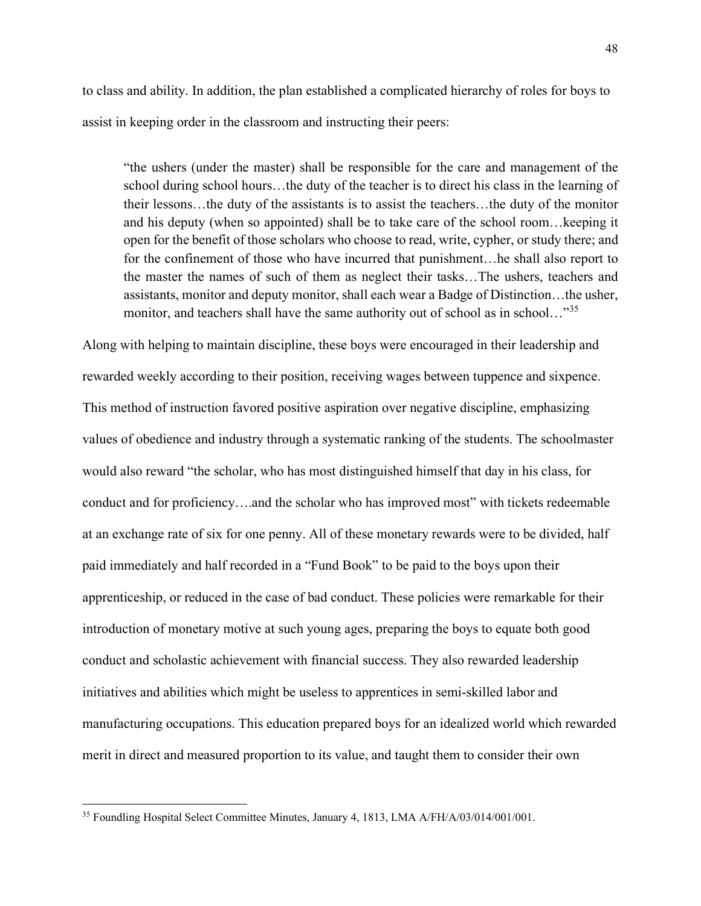to class and ability. In addition, the plan established a complicated hierarchy of roles for boys to assist in keeping order in the classroom and instructing their peers:

> "the ushers (under the master) shall be responsible for the care and management of the school during school hours…the duty of the teacher is to direct his class in the learning of their lessons…the duty of the assistants is to assist the teachers…the duty of the monitor and his deputy (when so appointed) shall be to take care of the school room…keeping it open for the benefit of those scholars who choose to read, write, cypher, or study there; and for the confinement of those who have incurred that punishment…he shall also report to the master the names of such of them as neglect their tasks…The ushers, teachers and assistants, monitor and deputy monitor, shall each wear a Badge of Distinction…the usher, monitor, and teachers shall have the same authority out of school as in school…"[35]

Along with helping to maintain discipline, these boys were encouraged in their leadership and rewarded weekly according to their position, receiving wages between tuppence and sixpence. This method of instruction favored positive aspiration over negative discipline, emphasizing values of obedience and industry through a systematic ranking of the students. The schoolmaster would also reward "the scholar, who has most distinguished himself that day in his class, for conduct and for proficiency….and the scholar who has improved most" with tickets redeemable at an exchange rate of six for one penny. All of these monetary rewards were to be divided, half paid immediately and half recorded in a "Fund Book" to be paid to the boys upon their apprenticeship, or reduced in the case of bad conduct. These policies were remarkable for their introduction of monetary motive at such young ages, preparing the boys to equate both good conduct and scholastic achievement with financial success. They also rewarded leadership initiatives and abilities which might be useless to apprentices in semi-skilled labor and manufacturing occupations. This education prepared boys for an idealized world which rewarded merit in direct and measured proportion to its value, and taught them to consider their own

---

[35] Foundling Hospital Select Committee Minutes, January 4, 1813, LMA A/FH/A/03/014/001/001.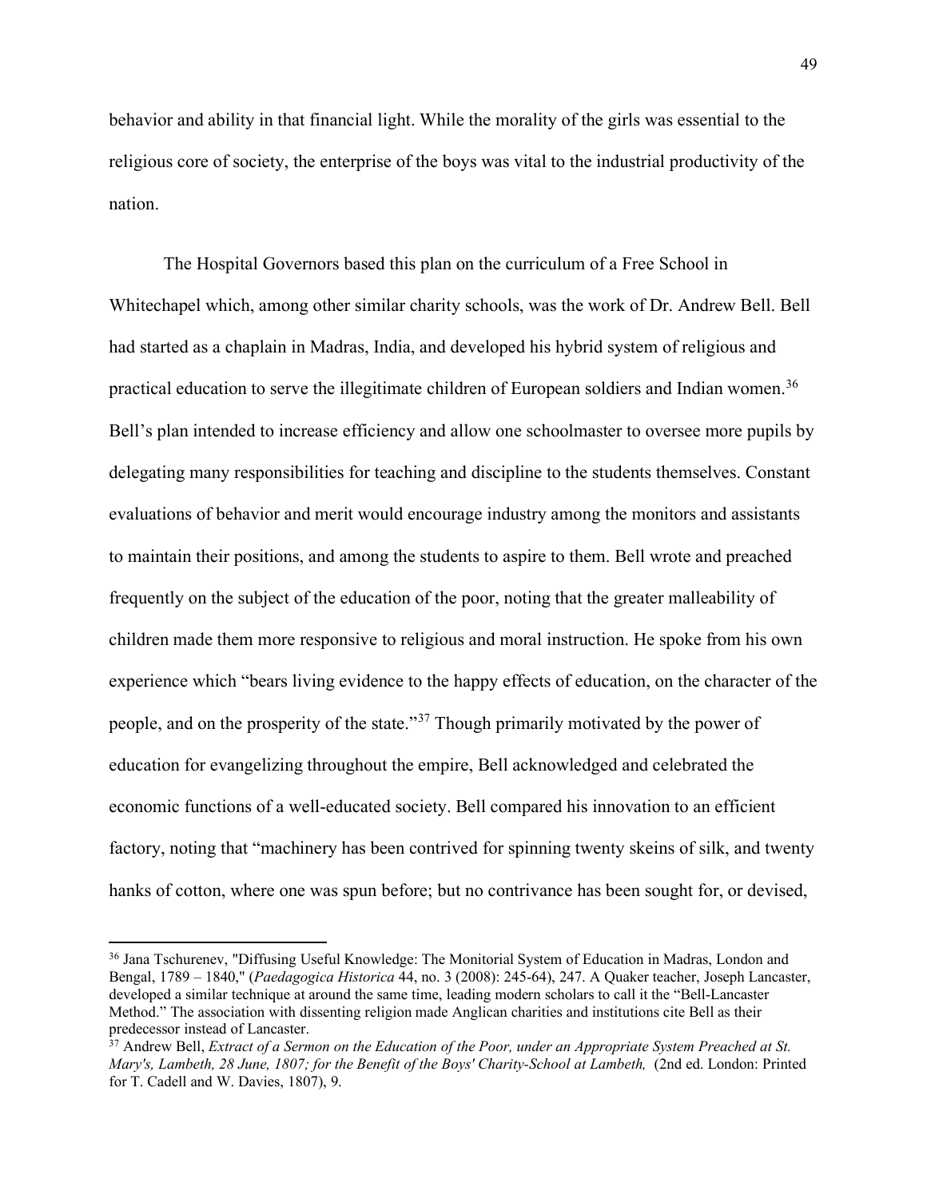behavior and ability in that financial light. While the morality of the girls was essential to the religious core of society, the enterprise of the boys was vital to the industrial productivity of the nation.

The Hospital Governors based this plan on the curriculum of a Free School in Whitechapel which, among other similar charity schools, was the work of Dr. Andrew Bell. Bell had started as a chaplain in Madras, India, and developed his hybrid system of religious and practical education to serve the illegitimate children of European soldiers and Indian women.[36] Bell's plan intended to increase efficiency and allow one schoolmaster to oversee more pupils by delegating many responsibilities for teaching and discipline to the students themselves. Constant evaluations of behavior and merit would encourage industry among the monitors and assistants to maintain their positions, and among the students to aspire to them. Bell wrote and preached frequently on the subject of the education of the poor, noting that the greater malleability of children made them more responsive to religious and moral instruction. He spoke from his own experience which "bears living evidence to the happy effects of education, on the character of the people, and on the prosperity of the state."[37] Though primarily motivated by the power of education for evangelizing throughout the empire, Bell acknowledged and celebrated the economic functions of a well-educated society. Bell compared his innovation to an efficient factory, noting that "machinery has been contrived for spinning twenty skeins of silk, and twenty hanks of cotton, where one was spun before; but no contrivance has been sought for, or devised,

---

[36] Jana Tschurenev, "Diffusing Useful Knowledge: The Monitorial System of Education in Madras, London and Bengal, 1789 – 1840," (*Paedagogica Historica* 44, no. 3 (2008): 245-64), 247. A Quaker teacher, Joseph Lancaster, developed a similar technique at around the same time, leading modern scholars to call it the "Bell-Lancaster Method." The association with dissenting religion made Anglican charities and institutions cite Bell as their predecessor instead of Lancaster.

[37] Andrew Bell, *Extract of a Sermon on the Education of the Poor, under an Appropriate System Preached at St. Mary's, Lambeth, 28 June, 1807; for the Benefit of the Boys' Charity-School at Lambeth,* (2nd ed. London: Printed for T. Cadell and W. Davies, 1807), 9.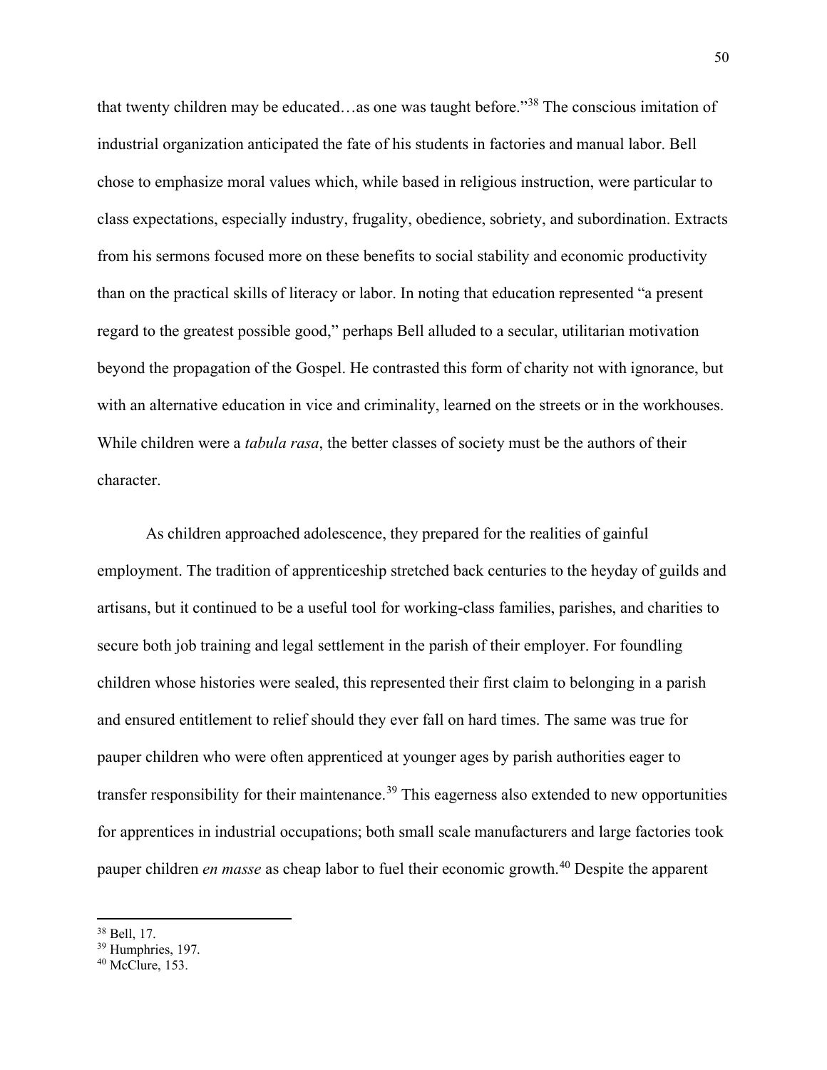that twenty children may be educated…as one was taught before."[38] The conscious imitation of industrial organization anticipated the fate of his students in factories and manual labor. Bell chose to emphasize moral values which, while based in religious instruction, were particular to class expectations, especially industry, frugality, obedience, sobriety, and subordination. Extracts from his sermons focused more on these benefits to social stability and economic productivity than on the practical skills of literacy or labor. In noting that education represented "a present regard to the greatest possible good," perhaps Bell alluded to a secular, utilitarian motivation beyond the propagation of the Gospel. He contrasted this form of charity not with ignorance, but with an alternative education in vice and criminality, learned on the streets or in the workhouses. While children were a *tabula rasa*, the better classes of society must be the authors of their character.

As children approached adolescence, they prepared for the realities of gainful employment. The tradition of apprenticeship stretched back centuries to the heyday of guilds and artisans, but it continued to be a useful tool for working-class families, parishes, and charities to secure both job training and legal settlement in the parish of their employer. For foundling children whose histories were sealed, this represented their first claim to belonging in a parish and ensured entitlement to relief should they ever fall on hard times. The same was true for pauper children who were often apprenticed at younger ages by parish authorities eager to transfer responsibility for their maintenance.[39] This eagerness also extended to new opportunities for apprentices in industrial occupations; both small scale manufacturers and large factories took pauper children *en masse* as cheap labor to fuel their economic growth.[40] Despite the apparent

---

[38] Bell, 17.
[39] Humphries, 197.
[40] McClure, 153.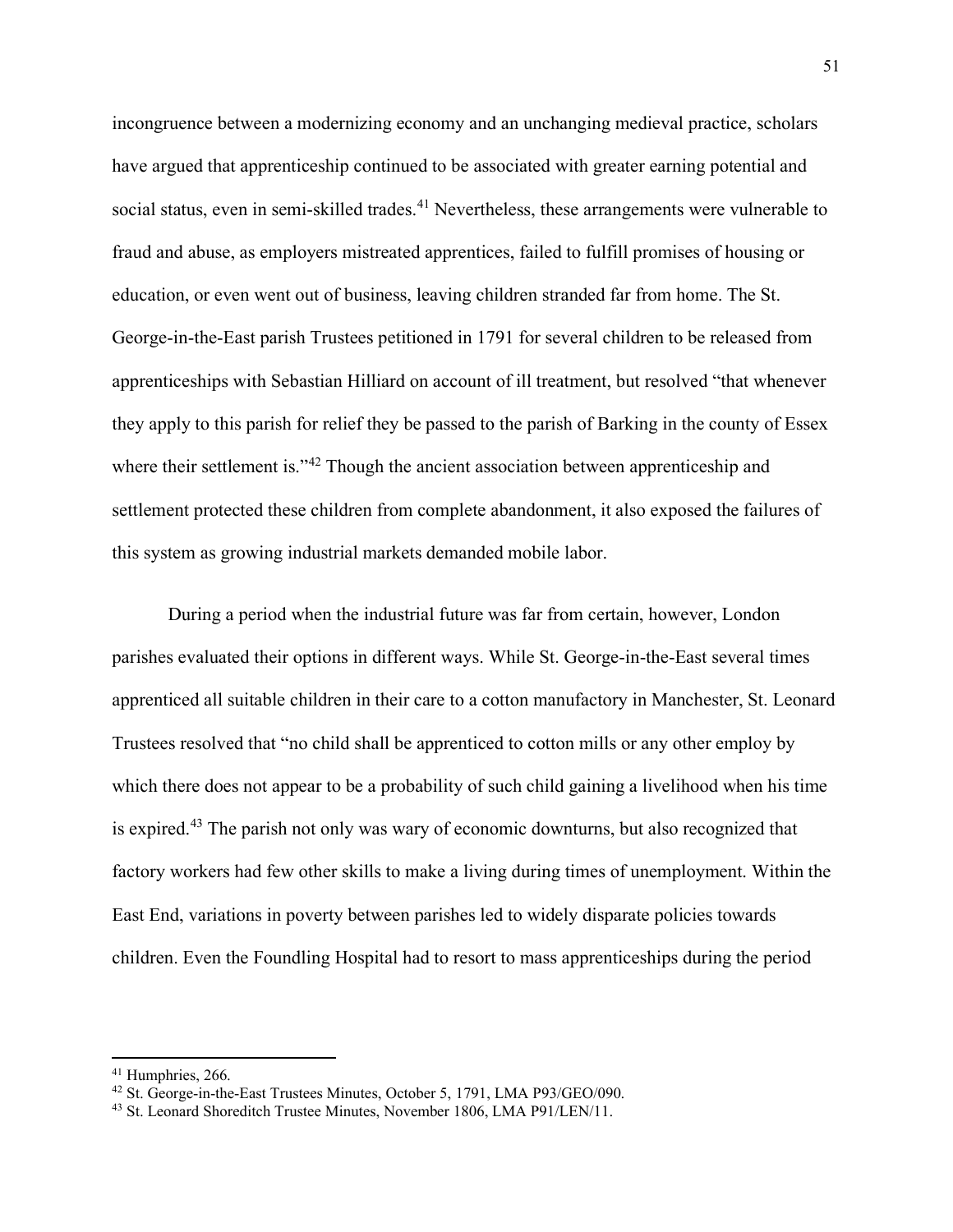incongruence between a modernizing economy and an unchanging medieval practice, scholars have argued that apprenticeship continued to be associated with greater earning potential and social status, even in semi-skilled trades.[41] Nevertheless, these arrangements were vulnerable to fraud and abuse, as employers mistreated apprentices, failed to fulfill promises of housing or education, or even went out of business, leaving children stranded far from home. The St. George-in-the-East parish Trustees petitioned in 1791 for several children to be released from apprenticeships with Sebastian Hilliard on account of ill treatment, but resolved "that whenever they apply to this parish for relief they be passed to the parish of Barking in the county of Essex where their settlement is."[42] Though the ancient association between apprenticeship and settlement protected these children from complete abandonment, it also exposed the failures of this system as growing industrial markets demanded mobile labor.

During a period when the industrial future was far from certain, however, London parishes evaluated their options in different ways. While St. George-in-the-East several times apprenticed all suitable children in their care to a cotton manufactory in Manchester, St. Leonard Trustees resolved that "no child shall be apprenticed to cotton mills or any other employ by which there does not appear to be a probability of such child gaining a livelihood when his time is expired.[43] The parish not only was wary of economic downturns, but also recognized that factory workers had few other skills to make a living during times of unemployment. Within the East End, variations in poverty between parishes led to widely disparate policies towards children. Even the Foundling Hospital had to resort to mass apprenticeships during the period

[41] Humphries, 266.

[42] St. George-in-the-East Trustees Minutes, October 5, 1791, LMA P93/GEO/090.

[43] St. Leonard Shoreditch Trustee Minutes, November 1806, LMA P91/LEN/11.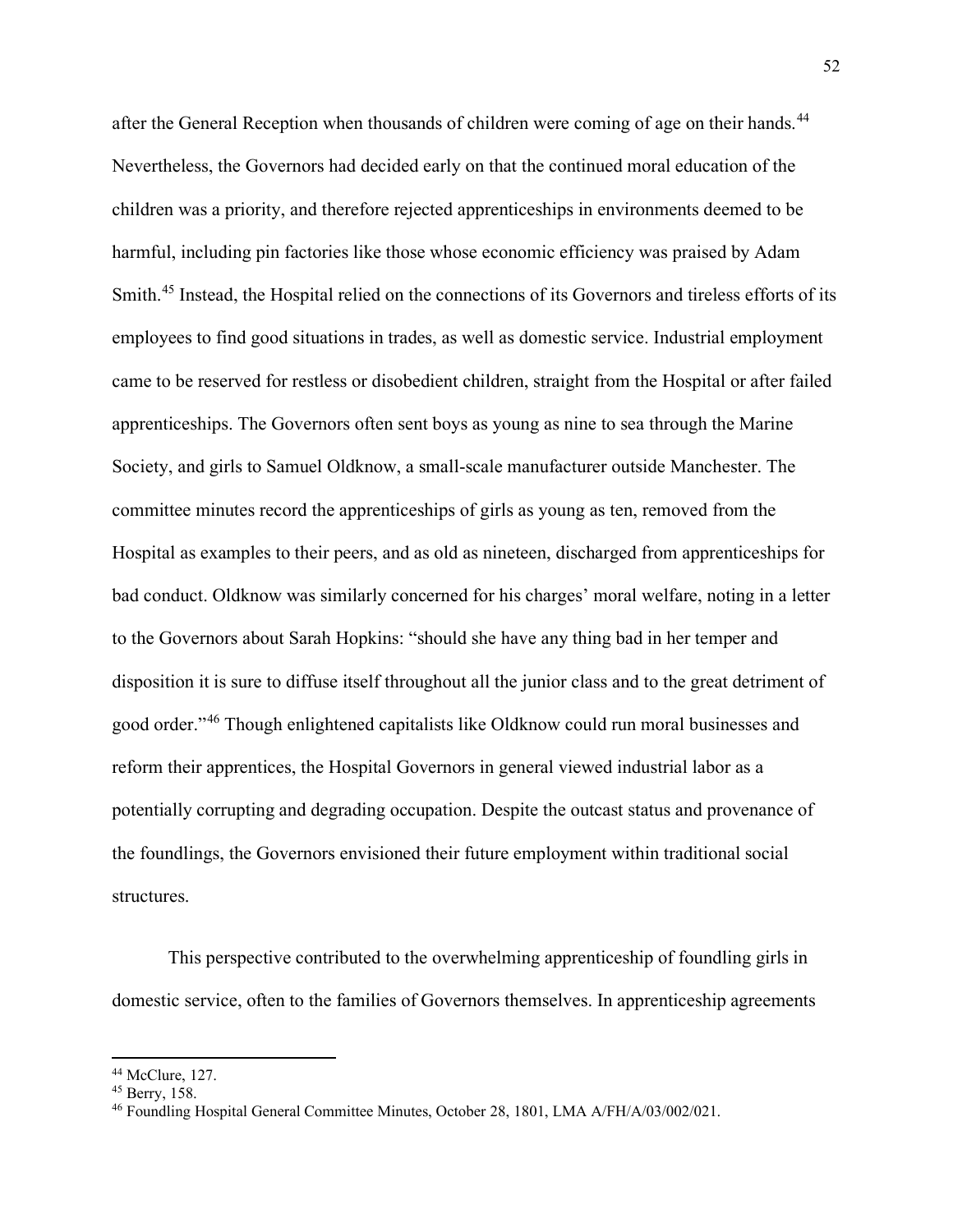after the General Reception when thousands of children were coming of age on their hands.[44] Nevertheless, the Governors had decided early on that the continued moral education of the children was a priority, and therefore rejected apprenticeships in environments deemed to be harmful, including pin factories like those whose economic efficiency was praised by Adam Smith.[45] Instead, the Hospital relied on the connections of its Governors and tireless efforts of its employees to find good situations in trades, as well as domestic service. Industrial employment came to be reserved for restless or disobedient children, straight from the Hospital or after failed apprenticeships. The Governors often sent boys as young as nine to sea through the Marine Society, and girls to Samuel Oldknow, a small-scale manufacturer outside Manchester. The committee minutes record the apprenticeships of girls as young as ten, removed from the Hospital as examples to their peers, and as old as nineteen, discharged from apprenticeships for bad conduct. Oldknow was similarly concerned for his charges' moral welfare, noting in a letter to the Governors about Sarah Hopkins: "should she have any thing bad in her temper and disposition it is sure to diffuse itself throughout all the junior class and to the great detriment of good order."[46] Though enlightened capitalists like Oldknow could run moral businesses and reform their apprentices, the Hospital Governors in general viewed industrial labor as a potentially corrupting and degrading occupation. Despite the outcast status and provenance of the foundlings, the Governors envisioned their future employment within traditional social structures.

This perspective contributed to the overwhelming apprenticeship of foundling girls in domestic service, often to the families of Governors themselves. In apprenticeship agreements

---

[44] McClure, 127.

[45] Berry, 158.

[46] Foundling Hospital General Committee Minutes, October 28, 1801, LMA A/FH/A/03/002/021.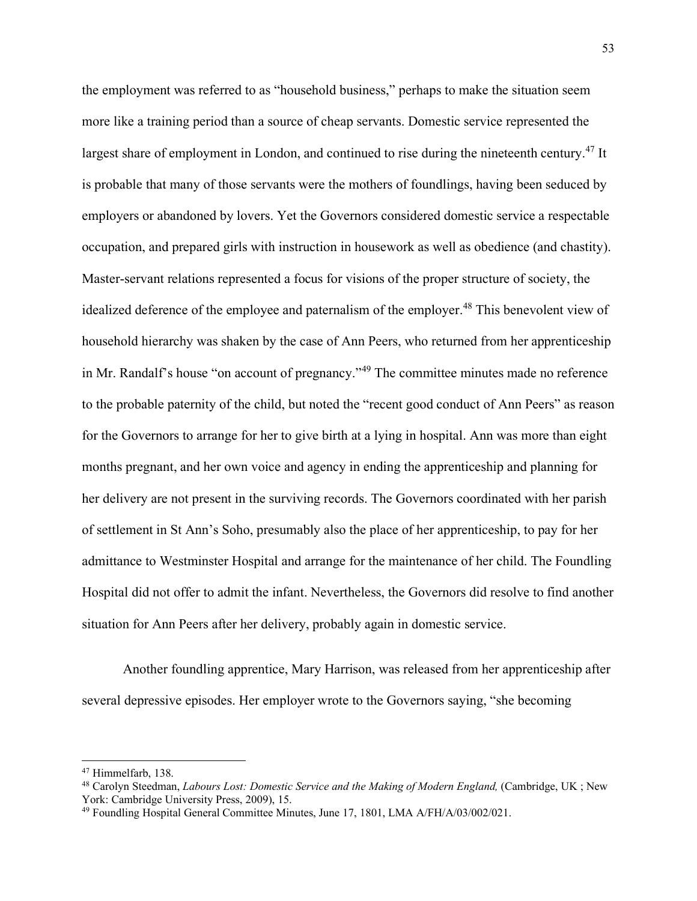the employment was referred to as "household business," perhaps to make the situation seem more like a training period than a source of cheap servants. Domestic service represented the largest share of employment in London, and continued to rise during the nineteenth century.[47] It is probable that many of those servants were the mothers of foundlings, having been seduced by employers or abandoned by lovers. Yet the Governors considered domestic service a respectable occupation, and prepared girls with instruction in housework as well as obedience (and chastity). Master-servant relations represented a focus for visions of the proper structure of society, the idealized deference of the employee and paternalism of the employer.[48] This benevolent view of household hierarchy was shaken by the case of Ann Peers, who returned from her apprenticeship in Mr. Randalf's house "on account of pregnancy."[49] The committee minutes made no reference to the probable paternity of the child, but noted the "recent good conduct of Ann Peers" as reason for the Governors to arrange for her to give birth at a lying in hospital. Ann was more than eight months pregnant, and her own voice and agency in ending the apprenticeship and planning for her delivery are not present in the surviving records. The Governors coordinated with her parish of settlement in St Ann's Soho, presumably also the place of her apprenticeship, to pay for her admittance to Westminster Hospital and arrange for the maintenance of her child. The Foundling Hospital did not offer to admit the infant. Nevertheless, the Governors did resolve to find another situation for Ann Peers after her delivery, probably again in domestic service.

Another foundling apprentice, Mary Harrison, was released from her apprenticeship after several depressive episodes. Her employer wrote to the Governors saying, "she becoming

---

[47] Himmelfarb, 138.

[48] Carolyn Steedman, *Labours Lost: Domestic Service and the Making of Modern England,* (Cambridge, UK ; New York: Cambridge University Press, 2009), 15.

[49] Foundling Hospital General Committee Minutes, June 17, 1801, LMA A/FH/A/03/002/021.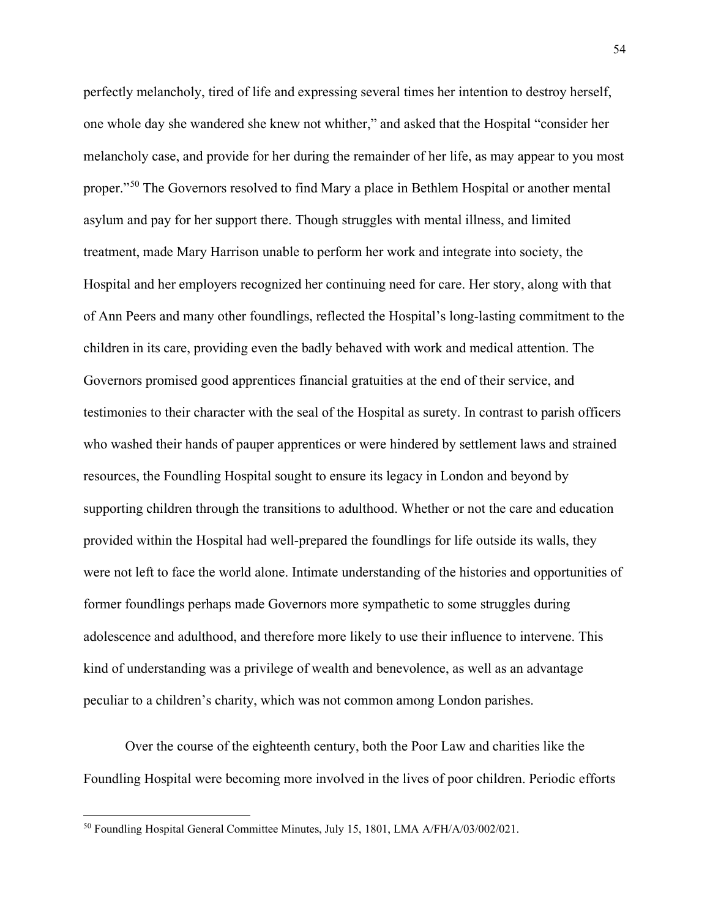perfectly melancholy, tired of life and expressing several times her intention to destroy herself, one whole day she wandered she knew not whither," and asked that the Hospital "consider her melancholy case, and provide for her during the remainder of her life, as may appear to you most proper."[50] The Governors resolved to find Mary a place in Bethlem Hospital or another mental asylum and pay for her support there. Though struggles with mental illness, and limited treatment, made Mary Harrison unable to perform her work and integrate into society, the Hospital and her employers recognized her continuing need for care. Her story, along with that of Ann Peers and many other foundlings, reflected the Hospital's long-lasting commitment to the children in its care, providing even the badly behaved with work and medical attention. The Governors promised good apprentices financial gratuities at the end of their service, and testimonies to their character with the seal of the Hospital as surety. In contrast to parish officers who washed their hands of pauper apprentices or were hindered by settlement laws and strained resources, the Foundling Hospital sought to ensure its legacy in London and beyond by supporting children through the transitions to adulthood. Whether or not the care and education provided within the Hospital had well-prepared the foundlings for life outside its walls, they were not left to face the world alone. Intimate understanding of the histories and opportunities of former foundlings perhaps made Governors more sympathetic to some struggles during adolescence and adulthood, and therefore more likely to use their influence to intervene. This kind of understanding was a privilege of wealth and benevolence, as well as an advantage peculiar to a children's charity, which was not common among London parishes.

Over the course of the eighteenth century, both the Poor Law and charities like the Foundling Hospital were becoming more involved in the lives of poor children. Periodic efforts

[50] Foundling Hospital General Committee Minutes, July 15, 1801, LMA A/FH/A/03/002/021.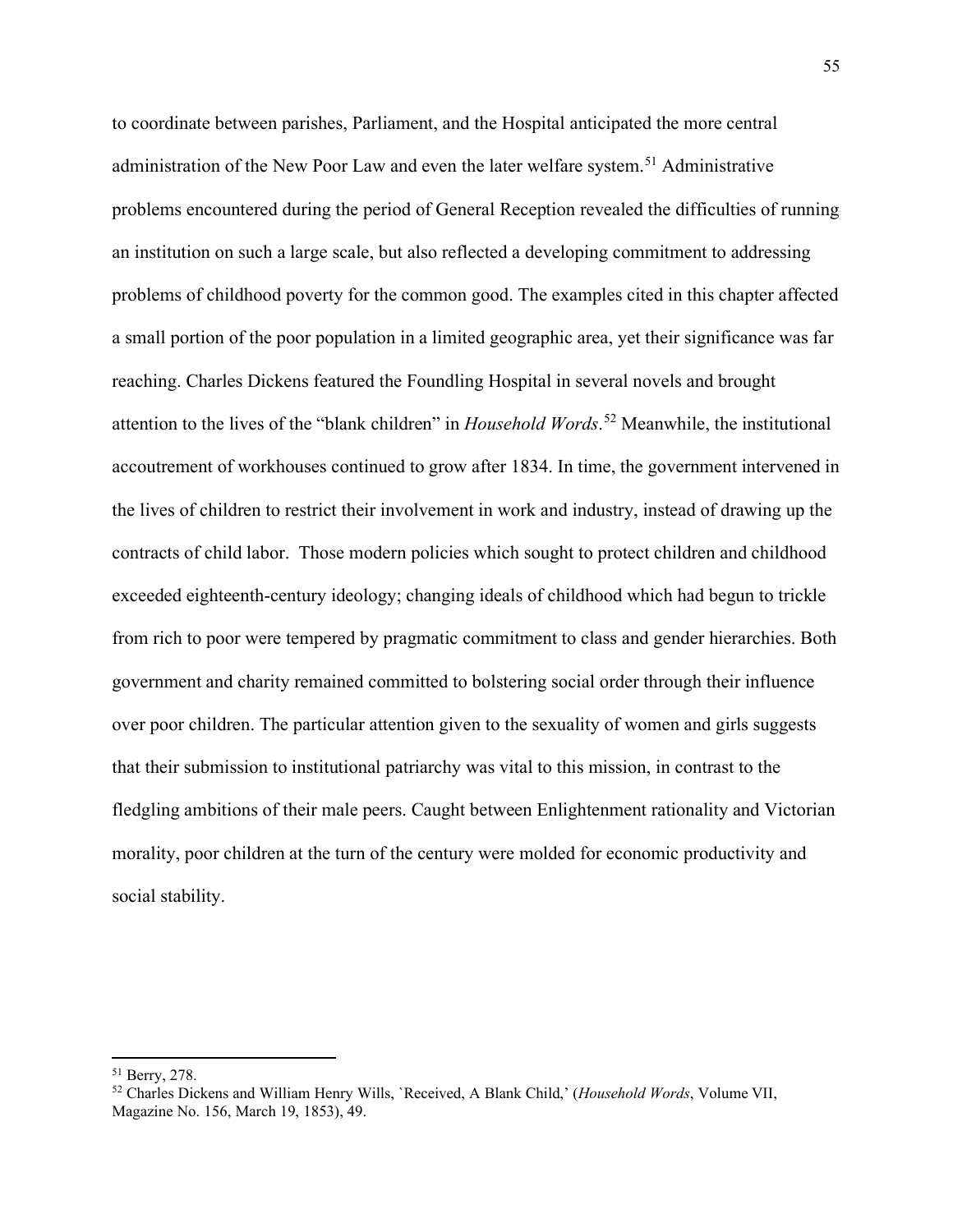to coordinate between parishes, Parliament, and the Hospital anticipated the more central administration of the New Poor Law and even the later welfare system.[51] Administrative problems encountered during the period of General Reception revealed the difficulties of running an institution on such a large scale, but also reflected a developing commitment to addressing problems of childhood poverty for the common good. The examples cited in this chapter affected a small portion of the poor population in a limited geographic area, yet their significance was far reaching. Charles Dickens featured the Foundling Hospital in several novels and brought attention to the lives of the "blank children" in *Household Words*.[52] Meanwhile, the institutional accoutrement of workhouses continued to grow after 1834. In time, the government intervened in the lives of children to restrict their involvement in work and industry, instead of drawing up the contracts of child labor. Those modern policies which sought to protect children and childhood exceeded eighteenth-century ideology; changing ideals of childhood which had begun to trickle from rich to poor were tempered by pragmatic commitment to class and gender hierarchies. Both government and charity remained committed to bolstering social order through their influence over poor children. The particular attention given to the sexuality of women and girls suggests that their submission to institutional patriarchy was vital to this mission, in contrast to the fledgling ambitions of their male peers. Caught between Enlightenment rationality and Victorian morality, poor children at the turn of the century were molded for economic productivity and social stability.

---

[51] Berry, 278.

[52] Charles Dickens and William Henry Wills, `Received, A Blank Child,' (*Household Words*, Volume VII, Magazine No. 156, March 19, 1853), 49.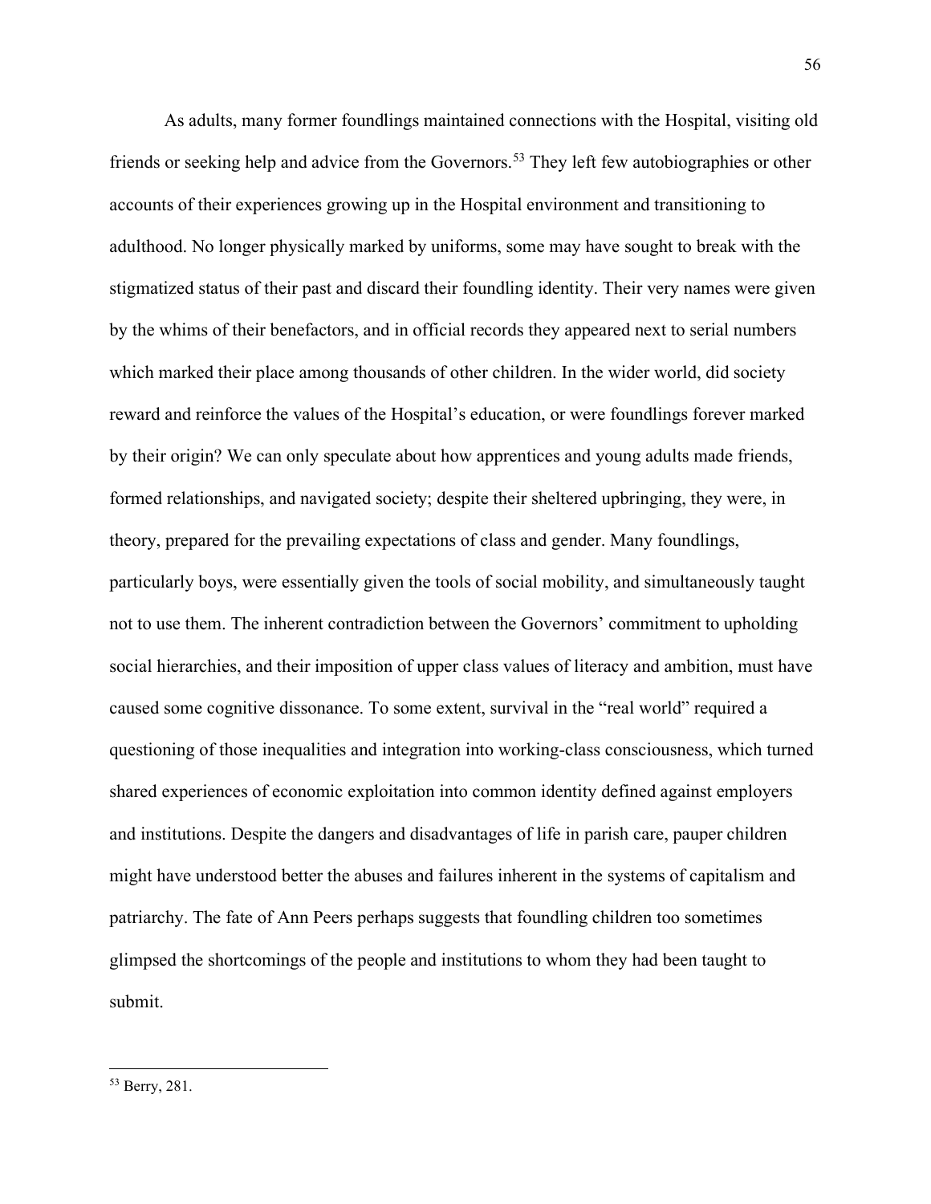As adults, many former foundlings maintained connections with the Hospital, visiting old friends or seeking help and advice from the Governors.[53] They left few autobiographies or other accounts of their experiences growing up in the Hospital environment and transitioning to adulthood. No longer physically marked by uniforms, some may have sought to break with the stigmatized status of their past and discard their foundling identity. Their very names were given by the whims of their benefactors, and in official records they appeared next to serial numbers which marked their place among thousands of other children. In the wider world, did society reward and reinforce the values of the Hospital's education, or were foundlings forever marked by their origin? We can only speculate about how apprentices and young adults made friends, formed relationships, and navigated society; despite their sheltered upbringing, they were, in theory, prepared for the prevailing expectations of class and gender. Many foundlings, particularly boys, were essentially given the tools of social mobility, and simultaneously taught not to use them. The inherent contradiction between the Governors' commitment to upholding social hierarchies, and their imposition of upper class values of literacy and ambition, must have caused some cognitive dissonance. To some extent, survival in the "real world" required a questioning of those inequalities and integration into working-class consciousness, which turned shared experiences of economic exploitation into common identity defined against employers and institutions. Despite the dangers and disadvantages of life in parish care, pauper children might have understood better the abuses and failures inherent in the systems of capitalism and patriarchy. The fate of Ann Peers perhaps suggests that foundling children too sometimes glimpsed the shortcomings of the people and institutions to whom they had been taught to submit.

---

[53] Berry, 281.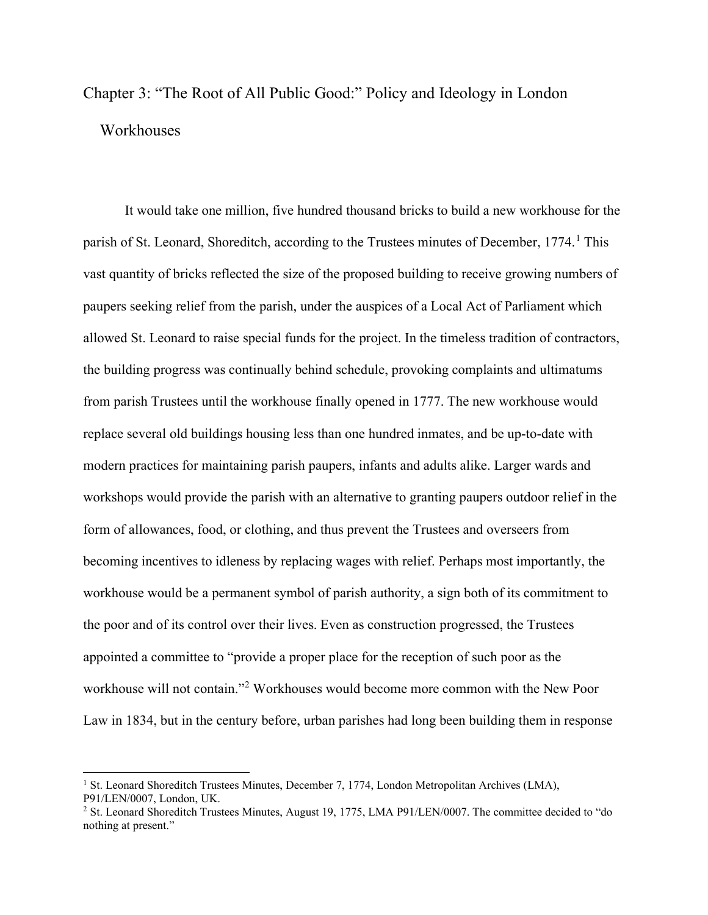# Chapter 3: "The Root of All Public Good:" Policy and Ideology in London Workhouses

It would take one million, five hundred thousand bricks to build a new workhouse for the parish of St. Leonard, Shoreditch, according to the Trustees minutes of December, 1774.[1] This vast quantity of bricks reflected the size of the proposed building to receive growing numbers of paupers seeking relief from the parish, under the auspices of a Local Act of Parliament which allowed St. Leonard to raise special funds for the project. In the timeless tradition of contractors, the building progress was continually behind schedule, provoking complaints and ultimatums from parish Trustees until the workhouse finally opened in 1777. The new workhouse would replace several old buildings housing less than one hundred inmates, and be up-to-date with modern practices for maintaining parish paupers, infants and adults alike. Larger wards and workshops would provide the parish with an alternative to granting paupers outdoor relief in the form of allowances, food, or clothing, and thus prevent the Trustees and overseers from becoming incentives to idleness by replacing wages with relief. Perhaps most importantly, the workhouse would be a permanent symbol of parish authority, a sign both of its commitment to the poor and of its control over their lives. Even as construction progressed, the Trustees appointed a committee to "provide a proper place for the reception of such poor as the workhouse will not contain."[2] Workhouses would become more common with the New Poor Law in 1834, but in the century before, urban parishes had long been building them in response

[1] St. Leonard Shoreditch Trustees Minutes, December 7, 1774, London Metropolitan Archives (LMA), P91/LEN/0007, London, UK.

[2] St. Leonard Shoreditch Trustees Minutes, August 19, 1775, LMA P91/LEN/0007. The committee decided to "do nothing at present."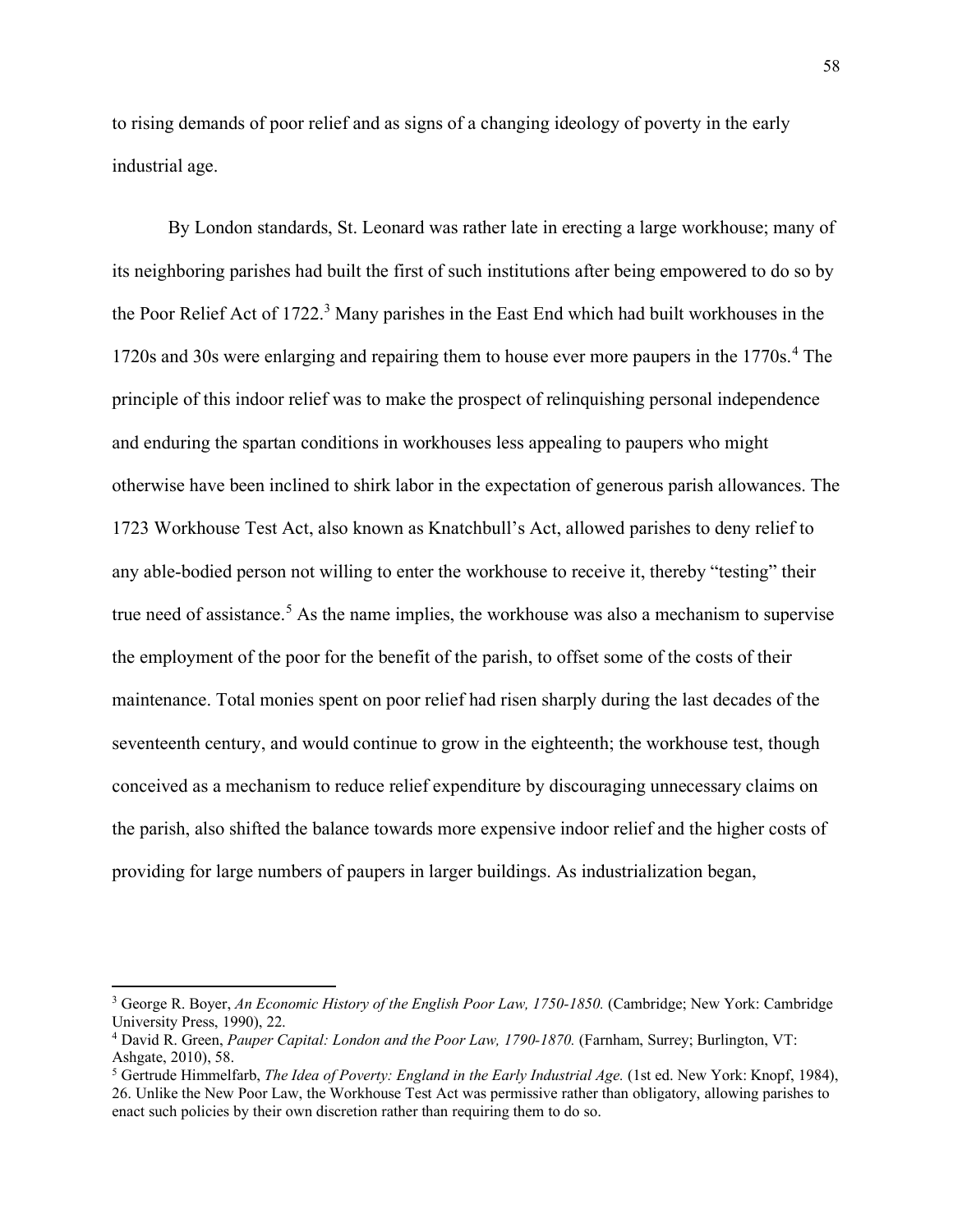to rising demands of poor relief and as signs of a changing ideology of poverty in the early industrial age.

By London standards, St. Leonard was rather late in erecting a large workhouse; many of its neighboring parishes had built the first of such institutions after being empowered to do so by the Poor Relief Act of 1722.[3] Many parishes in the East End which had built workhouses in the 1720s and 30s were enlarging and repairing them to house ever more paupers in the 1770s.[4] The principle of this indoor relief was to make the prospect of relinquishing personal independence and enduring the spartan conditions in workhouses less appealing to paupers who might otherwise have been inclined to shirk labor in the expectation of generous parish allowances. The 1723 Workhouse Test Act, also known as Knatchbull's Act, allowed parishes to deny relief to any able-bodied person not willing to enter the workhouse to receive it, thereby "testing" their true need of assistance.[5] As the name implies, the workhouse was also a mechanism to supervise the employment of the poor for the benefit of the parish, to offset some of the costs of their maintenance. Total monies spent on poor relief had risen sharply during the last decades of the seventeenth century, and would continue to grow in the eighteenth; the workhouse test, though conceived as a mechanism to reduce relief expenditure by discouraging unnecessary claims on the parish, also shifted the balance towards more expensive indoor relief and the higher costs of providing for large numbers of paupers in larger buildings. As industrialization began,

---

[3] George R. Boyer, *An Economic History of the English Poor Law, 1750-1850.* (Cambridge; New York: Cambridge University Press, 1990), 22.

[4] David R. Green, *Pauper Capital: London and the Poor Law, 1790-1870.* (Farnham, Surrey; Burlington, VT: Ashgate, 2010), 58.

[5] Gertrude Himmelfarb, *The Idea of Poverty: England in the Early Industrial Age.* (1st ed. New York: Knopf, 1984), 26. Unlike the New Poor Law, the Workhouse Test Act was permissive rather than obligatory, allowing parishes to enact such policies by their own discretion rather than requiring them to do so.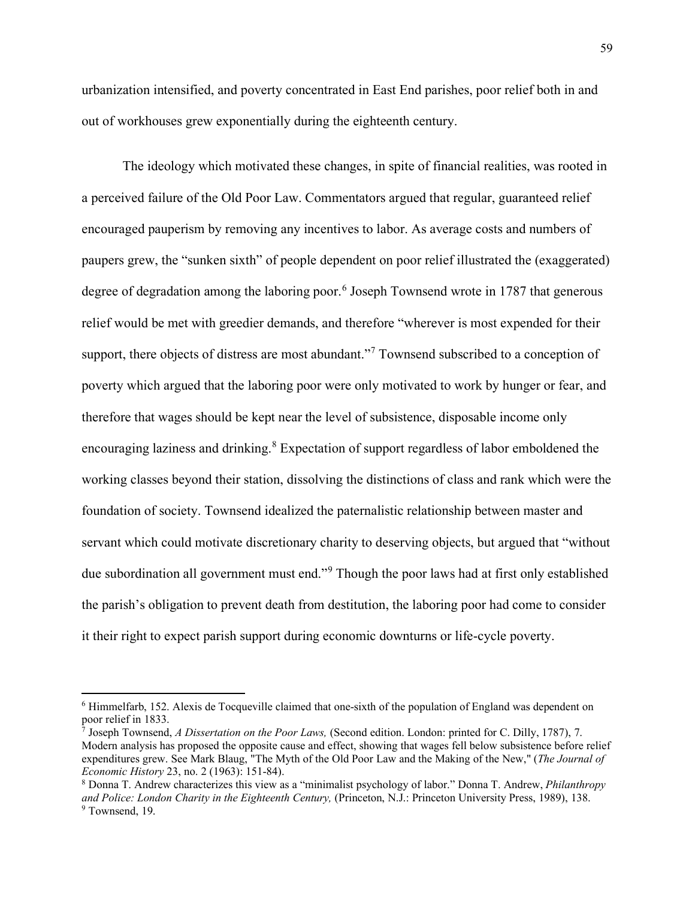urbanization intensified, and poverty concentrated in East End parishes, poor relief both in and out of workhouses grew exponentially during the eighteenth century.

The ideology which motivated these changes, in spite of financial realities, was rooted in a perceived failure of the Old Poor Law. Commentators argued that regular, guaranteed relief encouraged pauperism by removing any incentives to labor. As average costs and numbers of paupers grew, the "sunken sixth" of people dependent on poor relief illustrated the (exaggerated) degree of degradation among the laboring poor.[6] Joseph Townsend wrote in 1787 that generous relief would be met with greedier demands, and therefore "wherever is most expended for their support, there objects of distress are most abundant."[7] Townsend subscribed to a conception of poverty which argued that the laboring poor were only motivated to work by hunger or fear, and therefore that wages should be kept near the level of subsistence, disposable income only encouraging laziness and drinking.[8] Expectation of support regardless of labor emboldened the working classes beyond their station, dissolving the distinctions of class and rank which were the foundation of society. Townsend idealized the paternalistic relationship between master and servant which could motivate discretionary charity to deserving objects, but argued that "without due subordination all government must end."[9] Though the poor laws had at first only established the parish's obligation to prevent death from destitution, the laboring poor had come to consider it their right to expect parish support during economic downturns or life-cycle poverty.

---

[6] Himmelfarb, 152. Alexis de Tocqueville claimed that one-sixth of the population of England was dependent on poor relief in 1833.

[7] Joseph Townsend, *A Dissertation on the Poor Laws,* (Second edition. London: printed for C. Dilly, 1787), 7. Modern analysis has proposed the opposite cause and effect, showing that wages fell below subsistence before relief expenditures grew. See Mark Blaug, "The Myth of the Old Poor Law and the Making of the New," (*The Journal of Economic History* 23, no. 2 (1963): 151-84).

[8] Donna T. Andrew characterizes this view as a "minimalist psychology of labor." Donna T. Andrew, *Philanthropy and Police: London Charity in the Eighteenth Century,* (Princeton, N.J.: Princeton University Press, 1989), 138.

[9] Townsend, 19.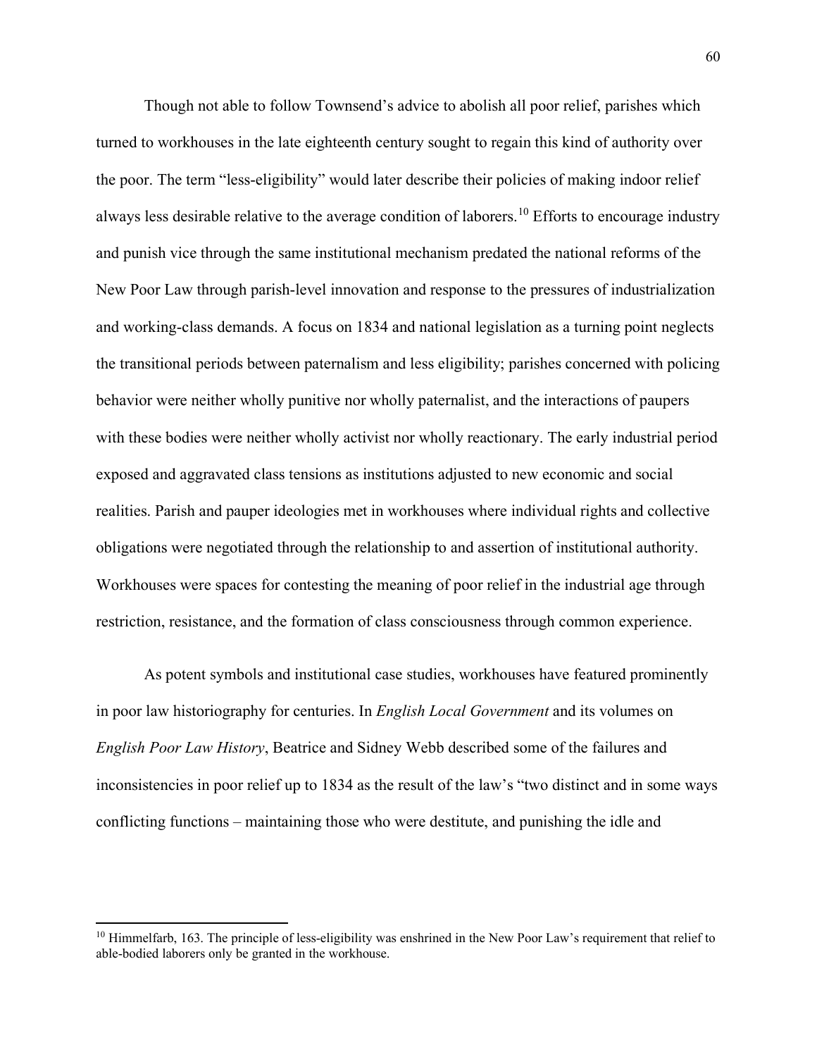Though not able to follow Townsend's advice to abolish all poor relief, parishes which turned to workhouses in the late eighteenth century sought to regain this kind of authority over the poor. The term "less-eligibility" would later describe their policies of making indoor relief always less desirable relative to the average condition of laborers.[10] Efforts to encourage industry and punish vice through the same institutional mechanism predated the national reforms of the New Poor Law through parish-level innovation and response to the pressures of industrialization and working-class demands. A focus on 1834 and national legislation as a turning point neglects the transitional periods between paternalism and less eligibility; parishes concerned with policing behavior were neither wholly punitive nor wholly paternalist, and the interactions of paupers with these bodies were neither wholly activist nor wholly reactionary. The early industrial period exposed and aggravated class tensions as institutions adjusted to new economic and social realities. Parish and pauper ideologies met in workhouses where individual rights and collective obligations were negotiated through the relationship to and assertion of institutional authority. Workhouses were spaces for contesting the meaning of poor relief in the industrial age through restriction, resistance, and the formation of class consciousness through common experience.

As potent symbols and institutional case studies, workhouses have featured prominently in poor law historiography for centuries. In *English Local Government* and its volumes on *English Poor Law History*, Beatrice and Sidney Webb described some of the failures and inconsistencies in poor relief up to 1834 as the result of the law's "two distinct and in some ways conflicting functions – maintaining those who were destitute, and punishing the idle and

[10] Himmelfarb, 163. The principle of less-eligibility was enshrined in the New Poor Law's requirement that relief to able-bodied laborers only be granted in the workhouse.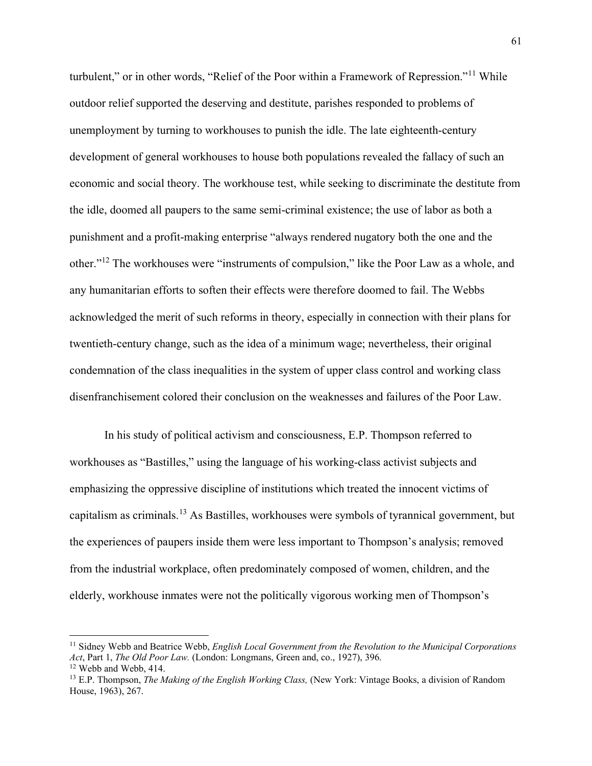turbulent," or in other words, "Relief of the Poor within a Framework of Repression."[11] While outdoor relief supported the deserving and destitute, parishes responded to problems of unemployment by turning to workhouses to punish the idle. The late eighteenth-century development of general workhouses to house both populations revealed the fallacy of such an economic and social theory. The workhouse test, while seeking to discriminate the destitute from the idle, doomed all paupers to the same semi-criminal existence; the use of labor as both a punishment and a profit-making enterprise "always rendered nugatory both the one and the other."[12] The workhouses were "instruments of compulsion," like the Poor Law as a whole, and any humanitarian efforts to soften their effects were therefore doomed to fail. The Webbs acknowledged the merit of such reforms in theory, especially in connection with their plans for twentieth-century change, such as the idea of a minimum wage; nevertheless, their original condemnation of the class inequalities in the system of upper class control and working class disenfranchisement colored their conclusion on the weaknesses and failures of the Poor Law.

In his study of political activism and consciousness, E.P. Thompson referred to workhouses as "Bastilles," using the language of his working-class activist subjects and emphasizing the oppressive discipline of institutions which treated the innocent victims of capitalism as criminals.[13] As Bastilles, workhouses were symbols of tyrannical government, but the experiences of paupers inside them were less important to Thompson's analysis; removed from the industrial workplace, often predominately composed of women, children, and the elderly, workhouse inmates were not the politically vigorous working men of Thompson's

---

[11] Sidney Webb and Beatrice Webb, *English Local Government from the Revolution to the Municipal Corporations Act*, Part 1, *The Old Poor Law.* (London: Longmans, Green and, co., 1927), 396.

[12] Webb and Webb, 414.

[13] E.P. Thompson, *The Making of the English Working Class,* (New York: Vintage Books, a division of Random House, 1963), 267.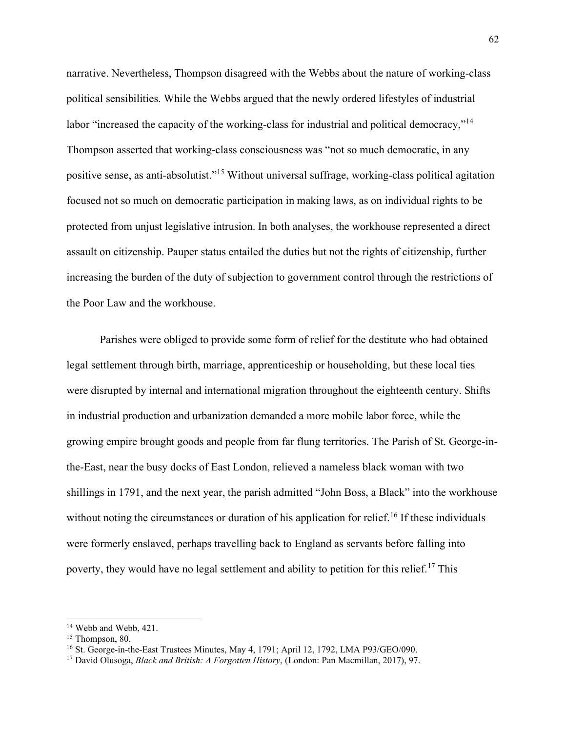narrative. Nevertheless, Thompson disagreed with the Webbs about the nature of working-class political sensibilities. While the Webbs argued that the newly ordered lifestyles of industrial labor "increased the capacity of the working-class for industrial and political democracy,"[14] Thompson asserted that working-class consciousness was "not so much democratic, in any positive sense, as anti-absolutist."[15] Without universal suffrage, working-class political agitation focused not so much on democratic participation in making laws, as on individual rights to be protected from unjust legislative intrusion. In both analyses, the workhouse represented a direct assault on citizenship. Pauper status entailed the duties but not the rights of citizenship, further increasing the burden of the duty of subjection to government control through the restrictions of the Poor Law and the workhouse.

Parishes were obliged to provide some form of relief for the destitute who had obtained legal settlement through birth, marriage, apprenticeship or householding, but these local ties were disrupted by internal and international migration throughout the eighteenth century. Shifts in industrial production and urbanization demanded a more mobile labor force, while the growing empire brought goods and people from far flung territories. The Parish of St. George-in-the-East, near the busy docks of East London, relieved a nameless black woman with two shillings in 1791, and the next year, the parish admitted "John Boss, a Black" into the workhouse without noting the circumstances or duration of his application for relief.[16] If these individuals were formerly enslaved, perhaps travelling back to England as servants before falling into poverty, they would have no legal settlement and ability to petition for this relief.[17] This

---

[14] Webb and Webb, 421.

[15] Thompson, 80.

[16] St. George-in-the-East Trustees Minutes, May 4, 1791; April 12, 1792, LMA P93/GEO/090.

[17] David Olusoga, *Black and British: A Forgotten History*, (London: Pan Macmillan, 2017), 97.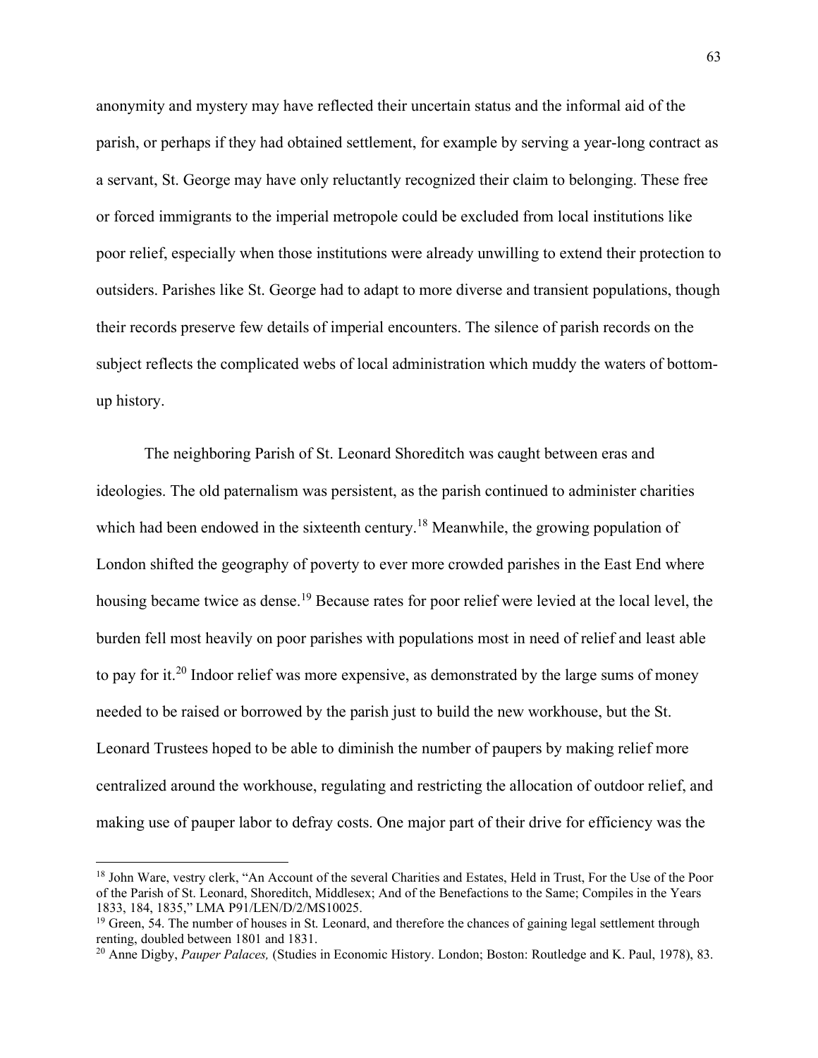anonymity and mystery may have reflected their uncertain status and the informal aid of the parish, or perhaps if they had obtained settlement, for example by serving a year-long contract as a servant, St. George may have only reluctantly recognized their claim to belonging. These free or forced immigrants to the imperial metropole could be excluded from local institutions like poor relief, especially when those institutions were already unwilling to extend their protection to outsiders. Parishes like St. George had to adapt to more diverse and transient populations, though their records preserve few details of imperial encounters. The silence of parish records on the subject reflects the complicated webs of local administration which muddy the waters of bottom-up history.

The neighboring Parish of St. Leonard Shoreditch was caught between eras and ideologies. The old paternalism was persistent, as the parish continued to administer charities which had been endowed in the sixteenth century.[18] Meanwhile, the growing population of London shifted the geography of poverty to ever more crowded parishes in the East End where housing became twice as dense.[19] Because rates for poor relief were levied at the local level, the burden fell most heavily on poor parishes with populations most in need of relief and least able to pay for it.[20] Indoor relief was more expensive, as demonstrated by the large sums of money needed to be raised or borrowed by the parish just to build the new workhouse, but the St. Leonard Trustees hoped to be able to diminish the number of paupers by making relief more centralized around the workhouse, regulating and restricting the allocation of outdoor relief, and making use of pauper labor to defray costs. One major part of their drive for efficiency was the

---

[18] John Ware, vestry clerk, "An Account of the several Charities and Estates, Held in Trust, For the Use of the Poor of the Parish of St. Leonard, Shoreditch, Middlesex; And of the Benefactions to the Same; Compiles in the Years 1833, 184, 1835," LMA P91/LEN/D/2/MS10025.

[19] Green, 54. The number of houses in St. Leonard, and therefore the chances of gaining legal settlement through renting, doubled between 1801 and 1831.

[20] Anne Digby, *Pauper Palaces,* (Studies in Economic History. London; Boston: Routledge and K. Paul, 1978), 83.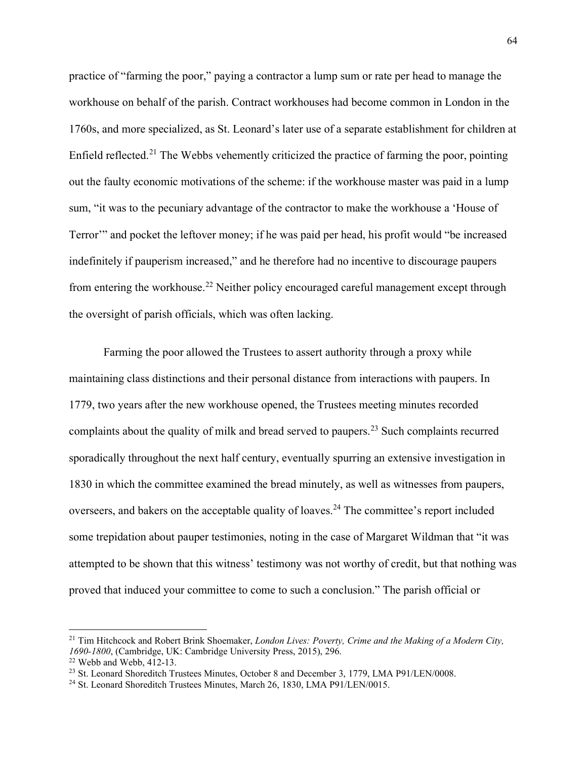practice of "farming the poor," paying a contractor a lump sum or rate per head to manage the workhouse on behalf of the parish. Contract workhouses had become common in London in the 1760s, and more specialized, as St. Leonard's later use of a separate establishment for children at Enfield reflected.[21] The Webbs vehemently criticized the practice of farming the poor, pointing out the faulty economic motivations of the scheme: if the workhouse master was paid in a lump sum, "it was to the pecuniary advantage of the contractor to make the workhouse a 'House of Terror'" and pocket the leftover money; if he was paid per head, his profit would "be increased indefinitely if pauperism increased," and he therefore had no incentive to discourage paupers from entering the workhouse.[22] Neither policy encouraged careful management except through the oversight of parish officials, which was often lacking.

Farming the poor allowed the Trustees to assert authority through a proxy while maintaining class distinctions and their personal distance from interactions with paupers. In 1779, two years after the new workhouse opened, the Trustees meeting minutes recorded complaints about the quality of milk and bread served to paupers.[23] Such complaints recurred sporadically throughout the next half century, eventually spurring an extensive investigation in 1830 in which the committee examined the bread minutely, as well as witnesses from paupers, overseers, and bakers on the acceptable quality of loaves.[24] The committee's report included some trepidation about pauper testimonies, noting in the case of Margaret Wildman that "it was attempted to be shown that this witness' testimony was not worthy of credit, but that nothing was proved that induced your committee to come to such a conclusion." The parish official or

---

[21] Tim Hitchcock and Robert Brink Shoemaker, *London Lives: Poverty, Crime and the Making of a Modern City, 1690-1800*, (Cambridge, UK: Cambridge University Press, 2015), 296.

[22] Webb and Webb, 412-13.

[23] St. Leonard Shoreditch Trustees Minutes, October 8 and December 3, 1779, LMA P91/LEN/0008.

[24] St. Leonard Shoreditch Trustees Minutes, March 26, 1830, LMA P91/LEN/0015.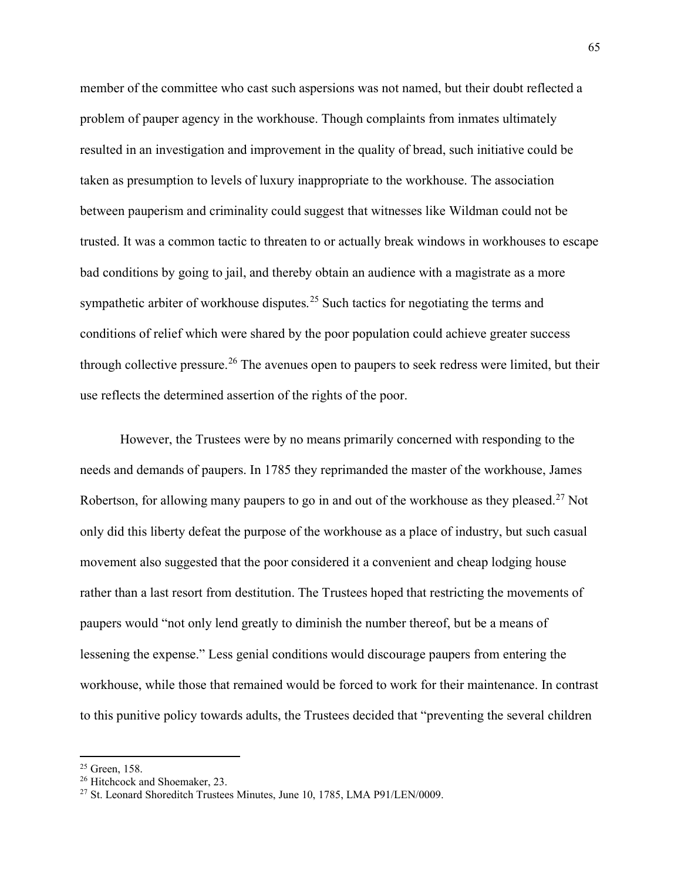member of the committee who cast such aspersions was not named, but their doubt reflected a problem of pauper agency in the workhouse. Though complaints from inmates ultimately resulted in an investigation and improvement in the quality of bread, such initiative could be taken as presumption to levels of luxury inappropriate to the workhouse. The association between pauperism and criminality could suggest that witnesses like Wildman could not be trusted. It was a common tactic to threaten to or actually break windows in workhouses to escape bad conditions by going to jail, and thereby obtain an audience with a magistrate as a more sympathetic arbiter of workhouse disputes.[25] Such tactics for negotiating the terms and conditions of relief which were shared by the poor population could achieve greater success through collective pressure.[26] The avenues open to paupers to seek redress were limited, but their use reflects the determined assertion of the rights of the poor.

However, the Trustees were by no means primarily concerned with responding to the needs and demands of paupers. In 1785 they reprimanded the master of the workhouse, James Robertson, for allowing many paupers to go in and out of the workhouse as they pleased.[27] Not only did this liberty defeat the purpose of the workhouse as a place of industry, but such casual movement also suggested that the poor considered it a convenient and cheap lodging house rather than a last resort from destitution. The Trustees hoped that restricting the movements of paupers would "not only lend greatly to diminish the number thereof, but be a means of lessening the expense." Less genial conditions would discourage paupers from entering the workhouse, while those that remained would be forced to work for their maintenance. In contrast to this punitive policy towards adults, the Trustees decided that "preventing the several children

---

[25] Green, 158.

[26] Hitchcock and Shoemaker, 23.

[27] St. Leonard Shoreditch Trustees Minutes, June 10, 1785, LMA P91/LEN/0009.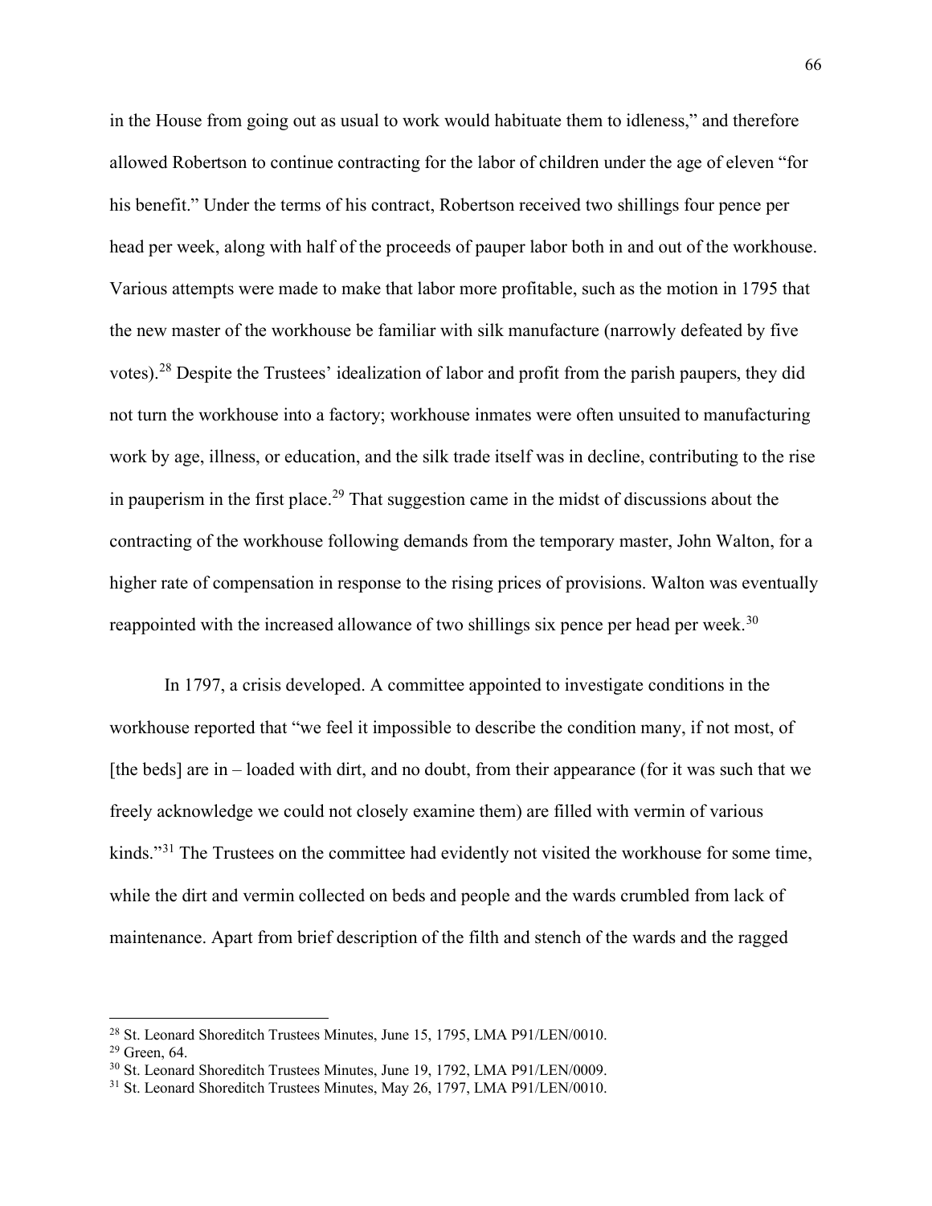in the House from going out as usual to work would habituate them to idleness," and therefore allowed Robertson to continue contracting for the labor of children under the age of eleven "for his benefit." Under the terms of his contract, Robertson received two shillings four pence per head per week, along with half of the proceeds of pauper labor both in and out of the workhouse. Various attempts were made to make that labor more profitable, such as the motion in 1795 that the new master of the workhouse be familiar with silk manufacture (narrowly defeated by five votes).[28] Despite the Trustees' idealization of labor and profit from the parish paupers, they did not turn the workhouse into a factory; workhouse inmates were often unsuited to manufacturing work by age, illness, or education, and the silk trade itself was in decline, contributing to the rise in pauperism in the first place.[29] That suggestion came in the midst of discussions about the contracting of the workhouse following demands from the temporary master, John Walton, for a higher rate of compensation in response to the rising prices of provisions. Walton was eventually reappointed with the increased allowance of two shillings six pence per head per week.[30]

In 1797, a crisis developed. A committee appointed to investigate conditions in the workhouse reported that "we feel it impossible to describe the condition many, if not most, of [the beds] are in – loaded with dirt, and no doubt, from their appearance (for it was such that we freely acknowledge we could not closely examine them) are filled with vermin of various kinds."[31] The Trustees on the committee had evidently not visited the workhouse for some time, while the dirt and vermin collected on beds and people and the wards crumbled from lack of maintenance. Apart from brief description of the filth and stench of the wards and the ragged

[28] St. Leonard Shoreditch Trustees Minutes, June 15, 1795, LMA P91/LEN/0010.

[29] Green, 64.

[30] St. Leonard Shoreditch Trustees Minutes, June 19, 1792, LMA P91/LEN/0009.

[31] St. Leonard Shoreditch Trustees Minutes, May 26, 1797, LMA P91/LEN/0010.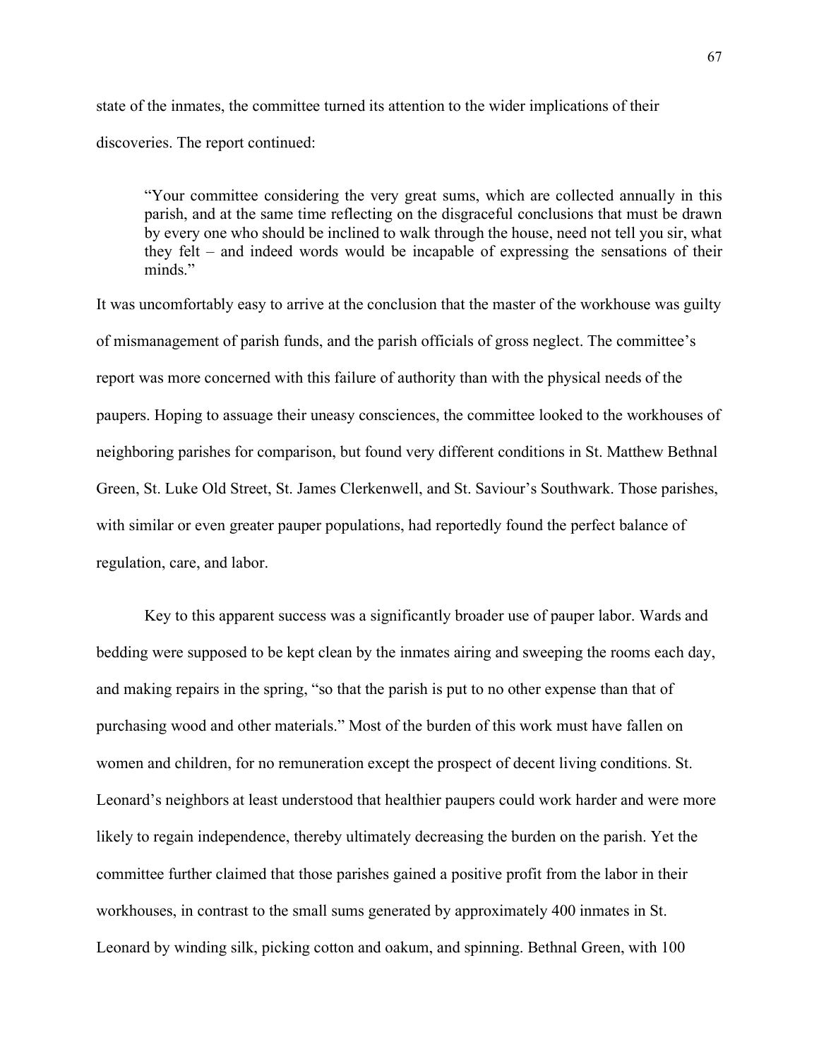state of the inmates, the committee turned its attention to the wider implications of their discoveries. The report continued:

> "Your committee considering the very great sums, which are collected annually in this parish, and at the same time reflecting on the disgraceful conclusions that must be drawn by every one who should be inclined to walk through the house, need not tell you sir, what they felt – and indeed words would be incapable of expressing the sensations of their minds."

It was uncomfortably easy to arrive at the conclusion that the master of the workhouse was guilty of mismanagement of parish funds, and the parish officials of gross neglect. The committee's report was more concerned with this failure of authority than with the physical needs of the paupers. Hoping to assuage their uneasy consciences, the committee looked to the workhouses of neighboring parishes for comparison, but found very different conditions in St. Matthew Bethnal Green, St. Luke Old Street, St. James Clerkenwell, and St. Saviour's Southwark. Those parishes, with similar or even greater pauper populations, had reportedly found the perfect balance of regulation, care, and labor.

Key to this apparent success was a significantly broader use of pauper labor. Wards and bedding were supposed to be kept clean by the inmates airing and sweeping the rooms each day, and making repairs in the spring, "so that the parish is put to no other expense than that of purchasing wood and other materials." Most of the burden of this work must have fallen on women and children, for no remuneration except the prospect of decent living conditions. St. Leonard's neighbors at least understood that healthier paupers could work harder and were more likely to regain independence, thereby ultimately decreasing the burden on the parish. Yet the committee further claimed that those parishes gained a positive profit from the labor in their workhouses, in contrast to the small sums generated by approximately 400 inmates in St. Leonard by winding silk, picking cotton and oakum, and spinning. Bethnal Green, with 100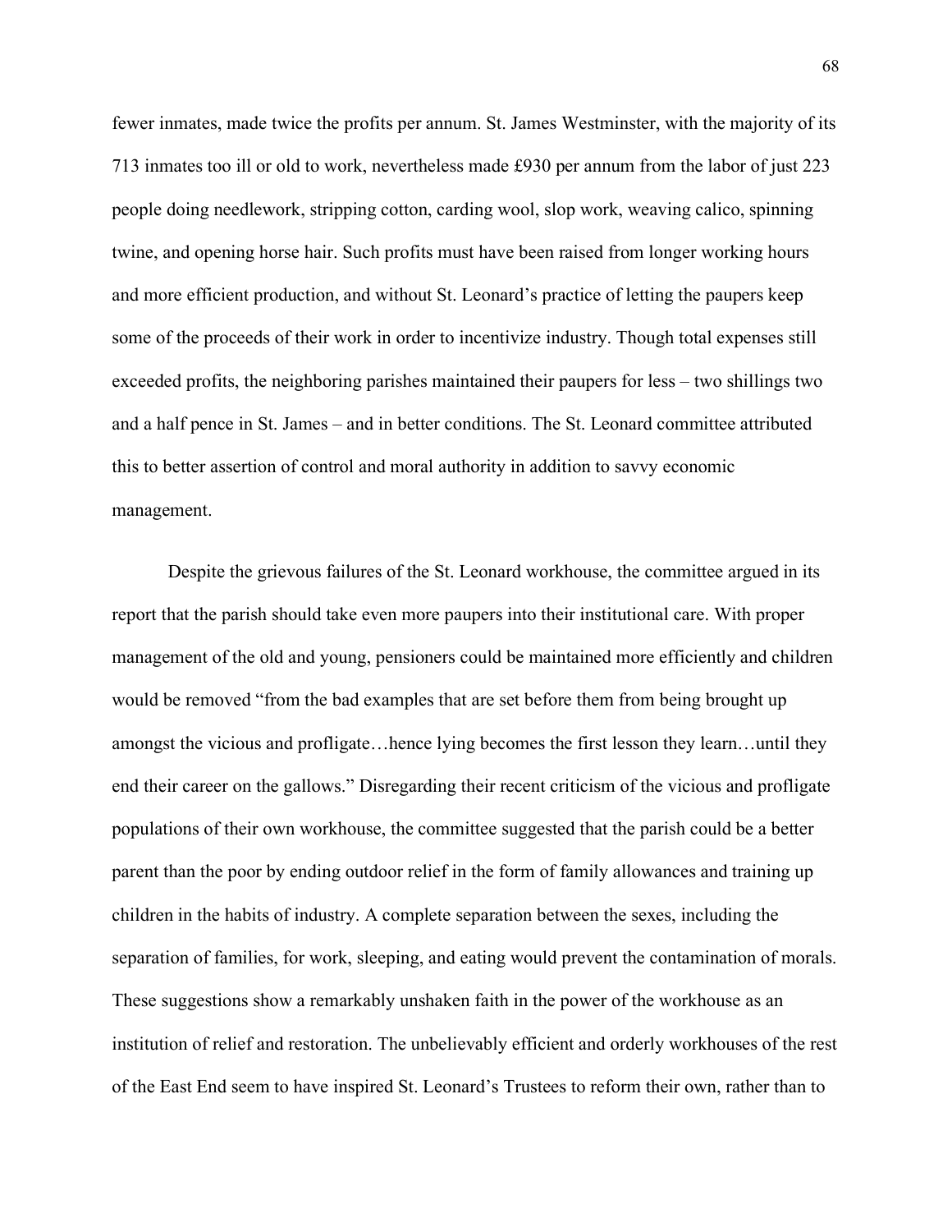fewer inmates, made twice the profits per annum. St. James Westminster, with the majority of its 713 inmates too ill or old to work, nevertheless made £930 per annum from the labor of just 223 people doing needlework, stripping cotton, carding wool, slop work, weaving calico, spinning twine, and opening horse hair. Such profits must have been raised from longer working hours and more efficient production, and without St. Leonard's practice of letting the paupers keep some of the proceeds of their work in order to incentivize industry. Though total expenses still exceeded profits, the neighboring parishes maintained their paupers for less – two shillings two and a half pence in St. James – and in better conditions. The St. Leonard committee attributed this to better assertion of control and moral authority in addition to savvy economic management.

Despite the grievous failures of the St. Leonard workhouse, the committee argued in its report that the parish should take even more paupers into their institutional care. With proper management of the old and young, pensioners could be maintained more efficiently and children would be removed "from the bad examples that are set before them from being brought up amongst the vicious and profligate…hence lying becomes the first lesson they learn…until they end their career on the gallows." Disregarding their recent criticism of the vicious and profligate populations of their own workhouse, the committee suggested that the parish could be a better parent than the poor by ending outdoor relief in the form of family allowances and training up children in the habits of industry. A complete separation between the sexes, including the separation of families, for work, sleeping, and eating would prevent the contamination of morals. These suggestions show a remarkably unshaken faith in the power of the workhouse as an institution of relief and restoration. The unbelievably efficient and orderly workhouses of the rest of the East End seem to have inspired St. Leonard's Trustees to reform their own, rather than to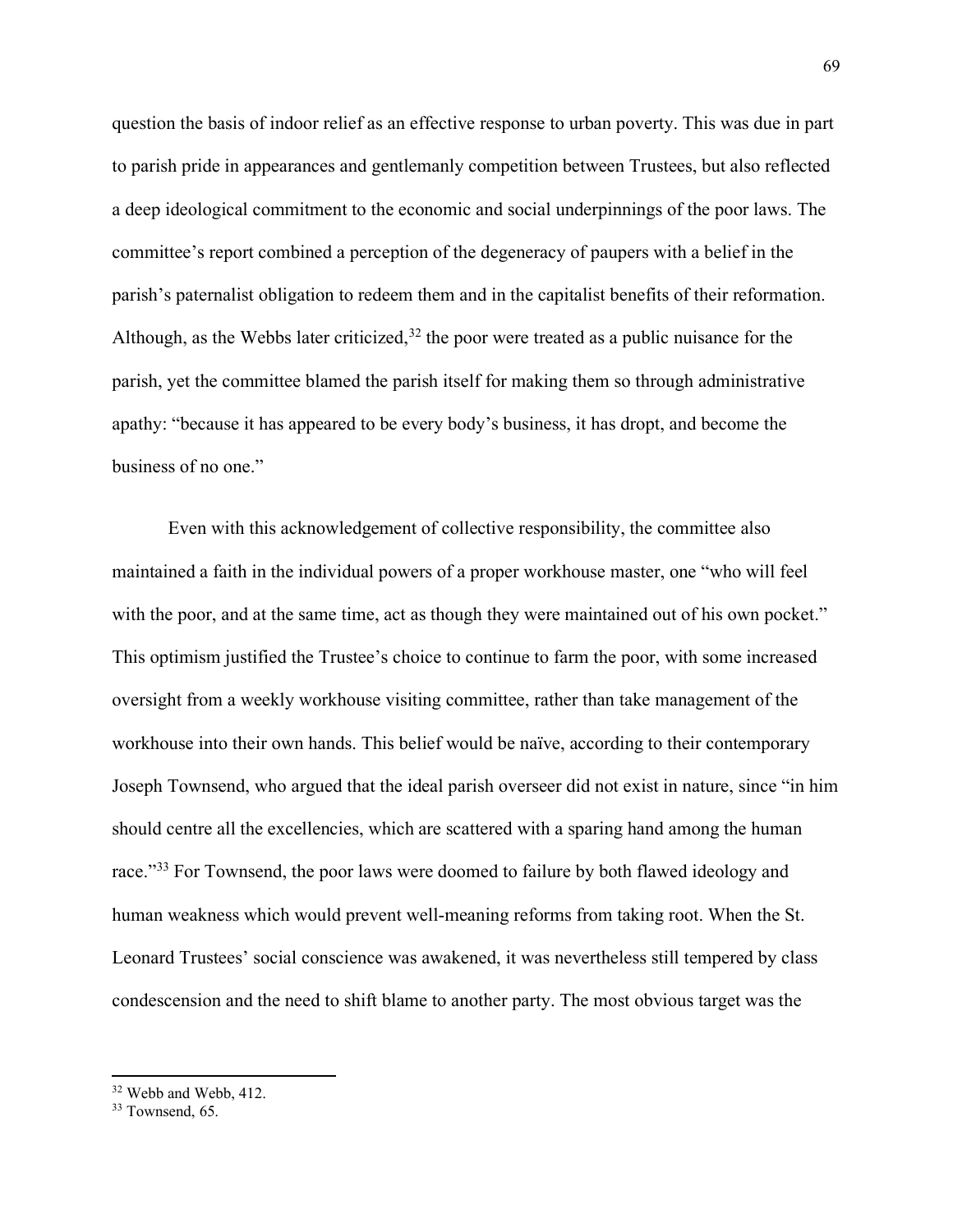question the basis of indoor relief as an effective response to urban poverty. This was due in part to parish pride in appearances and gentlemanly competition between Trustees, but also reflected a deep ideological commitment to the economic and social underpinnings of the poor laws. The committee's report combined a perception of the degeneracy of paupers with a belief in the parish's paternalist obligation to redeem them and in the capitalist benefits of their reformation. Although, as the Webbs later criticized,[32] the poor were treated as a public nuisance for the parish, yet the committee blamed the parish itself for making them so through administrative apathy: "because it has appeared to be every body's business, it has dropt, and become the business of no one."

Even with this acknowledgement of collective responsibility, the committee also maintained a faith in the individual powers of a proper workhouse master, one "who will feel with the poor, and at the same time, act as though they were maintained out of his own pocket." This optimism justified the Trustee's choice to continue to farm the poor, with some increased oversight from a weekly workhouse visiting committee, rather than take management of the workhouse into their own hands. This belief would be naïve, according to their contemporary Joseph Townsend, who argued that the ideal parish overseer did not exist in nature, since "in him should centre all the excellencies, which are scattered with a sparing hand among the human race."[33] For Townsend, the poor laws were doomed to failure by both flawed ideology and human weakness which would prevent well-meaning reforms from taking root. When the St. Leonard Trustees' social conscience was awakened, it was nevertheless still tempered by class condescension and the need to shift blame to another party. The most obvious target was the

---

[32] Webb and Webb, 412.

[33] Townsend, 65.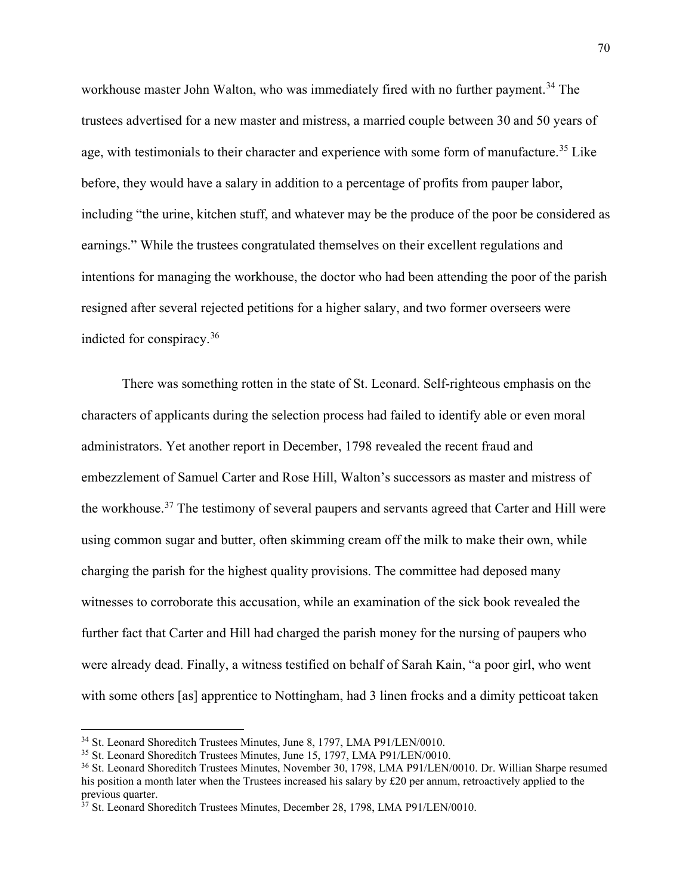workhouse master John Walton, who was immediately fired with no further payment.[34] The trustees advertised for a new master and mistress, a married couple between 30 and 50 years of age, with testimonials to their character and experience with some form of manufacture.[35] Like before, they would have a salary in addition to a percentage of profits from pauper labor, including "the urine, kitchen stuff, and whatever may be the produce of the poor be considered as earnings." While the trustees congratulated themselves on their excellent regulations and intentions for managing the workhouse, the doctor who had been attending the poor of the parish resigned after several rejected petitions for a higher salary, and two former overseers were indicted for conspiracy.[36]

There was something rotten in the state of St. Leonard. Self-righteous emphasis on the characters of applicants during the selection process had failed to identify able or even moral administrators. Yet another report in December, 1798 revealed the recent fraud and embezzlement of Samuel Carter and Rose Hill, Walton's successors as master and mistress of the workhouse.[37] The testimony of several paupers and servants agreed that Carter and Hill were using common sugar and butter, often skimming cream off the milk to make their own, while charging the parish for the highest quality provisions. The committee had deposed many witnesses to corroborate this accusation, while an examination of the sick book revealed the further fact that Carter and Hill had charged the parish money for the nursing of paupers who were already dead. Finally, a witness testified on behalf of Sarah Kain, "a poor girl, who went with some others [as] apprentice to Nottingham, had 3 linen frocks and a dimity petticoat taken

---

[34] St. Leonard Shoreditch Trustees Minutes, June 8, 1797, LMA P91/LEN/0010.

[35] St. Leonard Shoreditch Trustees Minutes, June 15, 1797, LMA P91/LEN/0010.

[36] St. Leonard Shoreditch Trustees Minutes, November 30, 1798, LMA P91/LEN/0010. Dr. Willian Sharpe resumed his position a month later when the Trustees increased his salary by £20 per annum, retroactively applied to the previous quarter.

[37] St. Leonard Shoreditch Trustees Minutes, December 28, 1798, LMA P91/LEN/0010.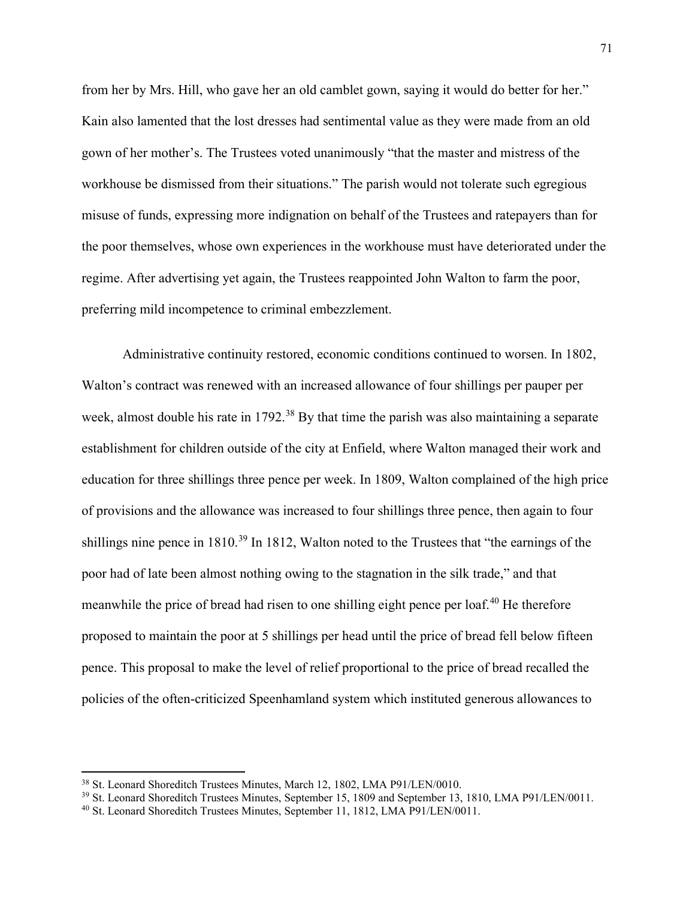from her by Mrs. Hill, who gave her an old camblet gown, saying it would do better for her." Kain also lamented that the lost dresses had sentimental value as they were made from an old gown of her mother's. The Trustees voted unanimously "that the master and mistress of the workhouse be dismissed from their situations." The parish would not tolerate such egregious misuse of funds, expressing more indignation on behalf of the Trustees and ratepayers than for the poor themselves, whose own experiences in the workhouse must have deteriorated under the regime. After advertising yet again, the Trustees reappointed John Walton to farm the poor, preferring mild incompetence to criminal embezzlement.

Administrative continuity restored, economic conditions continued to worsen. In 1802, Walton's contract was renewed with an increased allowance of four shillings per pauper per week, almost double his rate in 1792.[38] By that time the parish was also maintaining a separate establishment for children outside of the city at Enfield, where Walton managed their work and education for three shillings three pence per week. In 1809, Walton complained of the high price of provisions and the allowance was increased to four shillings three pence, then again to four shillings nine pence in 1810.[39] In 1812, Walton noted to the Trustees that "the earnings of the poor had of late been almost nothing owing to the stagnation in the silk trade," and that meanwhile the price of bread had risen to one shilling eight pence per loaf.[40] He therefore proposed to maintain the poor at 5 shillings per head until the price of bread fell below fifteen pence. This proposal to make the level of relief proportional to the price of bread recalled the policies of the often-criticized Speenhamland system which instituted generous allowances to

---

[38] St. Leonard Shoreditch Trustees Minutes, March 12, 1802, LMA P91/LEN/0010.

[39] St. Leonard Shoreditch Trustees Minutes, September 15, 1809 and September 13, 1810, LMA P91/LEN/0011.

[40] St. Leonard Shoreditch Trustees Minutes, September 11, 1812, LMA P91/LEN/0011.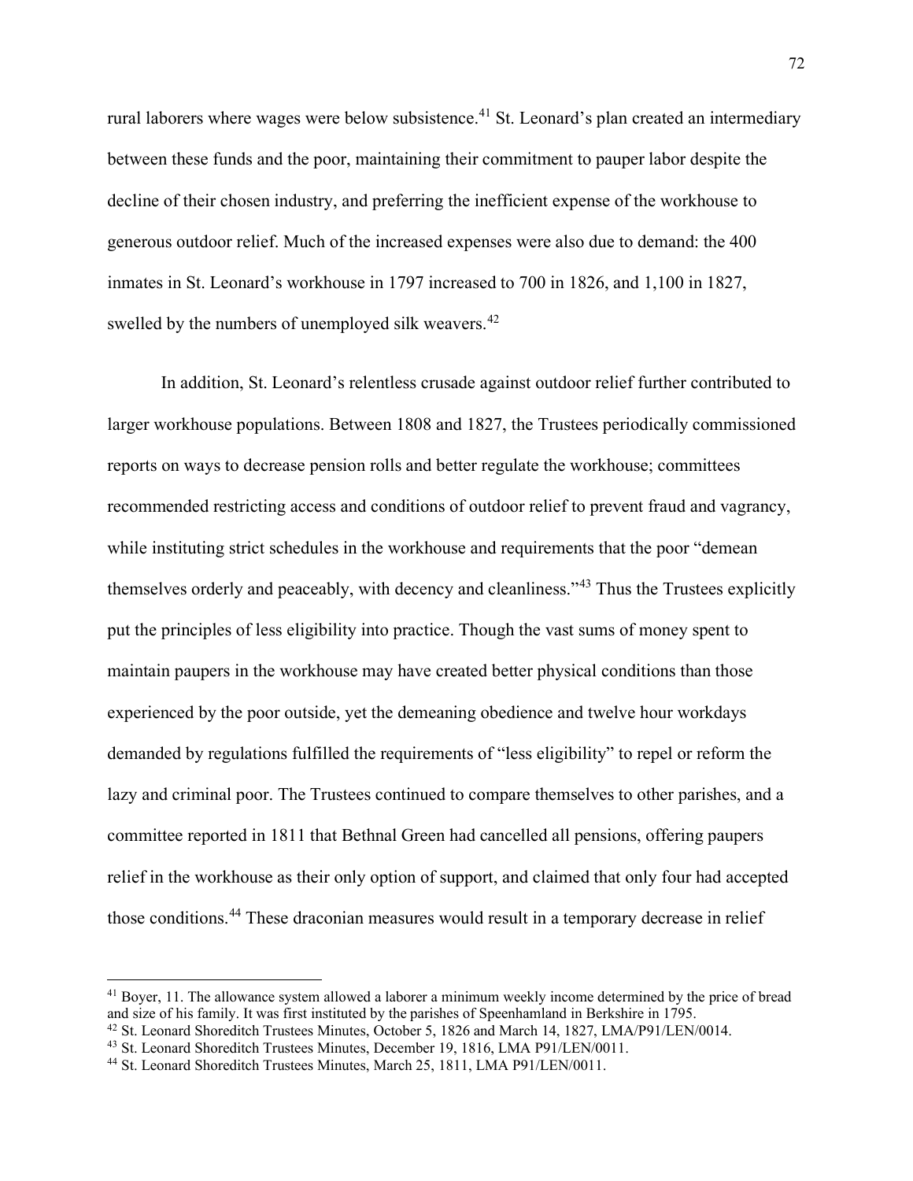rural laborers where wages were below subsistence.[41] St. Leonard's plan created an intermediary between these funds and the poor, maintaining their commitment to pauper labor despite the decline of their chosen industry, and preferring the inefficient expense of the workhouse to generous outdoor relief. Much of the increased expenses were also due to demand: the 400 inmates in St. Leonard's workhouse in 1797 increased to 700 in 1826, and 1,100 in 1827, swelled by the numbers of unemployed silk weavers.[42]

In addition, St. Leonard's relentless crusade against outdoor relief further contributed to larger workhouse populations. Between 1808 and 1827, the Trustees periodically commissioned reports on ways to decrease pension rolls and better regulate the workhouse; committees recommended restricting access and conditions of outdoor relief to prevent fraud and vagrancy, while instituting strict schedules in the workhouse and requirements that the poor "demean themselves orderly and peaceably, with decency and cleanliness."[43] Thus the Trustees explicitly put the principles of less eligibility into practice. Though the vast sums of money spent to maintain paupers in the workhouse may have created better physical conditions than those experienced by the poor outside, yet the demeaning obedience and twelve hour workdays demanded by regulations fulfilled the requirements of "less eligibility" to repel or reform the lazy and criminal poor. The Trustees continued to compare themselves to other parishes, and a committee reported in 1811 that Bethnal Green had cancelled all pensions, offering paupers relief in the workhouse as their only option of support, and claimed that only four had accepted those conditions.[44] These draconian measures would result in a temporary decrease in relief

---

[41] Boyer, 11. The allowance system allowed a laborer a minimum weekly income determined by the price of bread and size of his family. It was first instituted by the parishes of Speenhamland in Berkshire in 1795.

[42] St. Leonard Shoreditch Trustees Minutes, October 5, 1826 and March 14, 1827, LMA/P91/LEN/0014.

[43] St. Leonard Shoreditch Trustees Minutes, December 19, 1816, LMA P91/LEN/0011.

[44] St. Leonard Shoreditch Trustees Minutes, March 25, 1811, LMA P91/LEN/0011.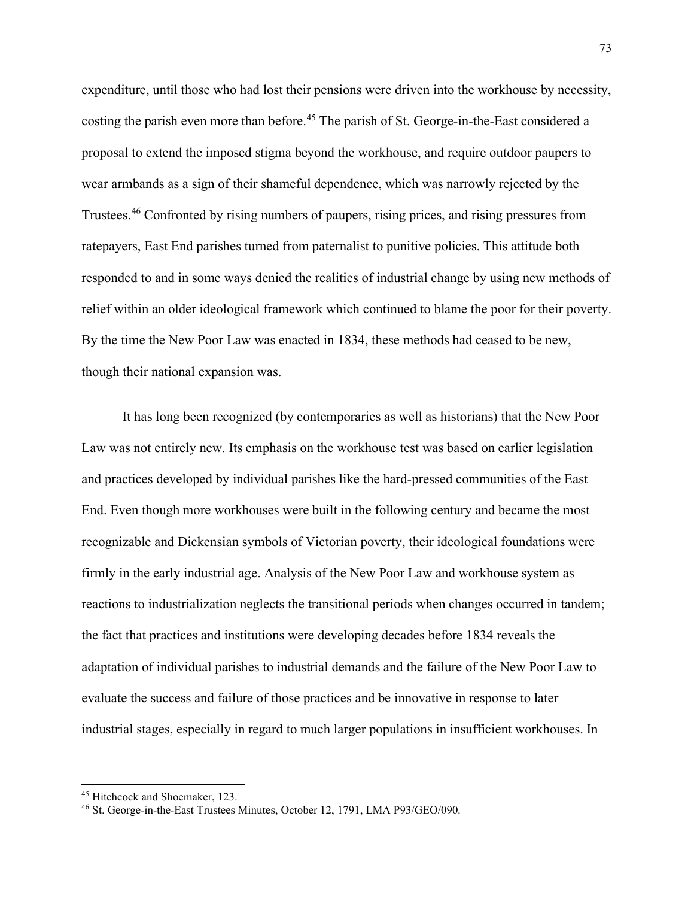expenditure, until those who had lost their pensions were driven into the workhouse by necessity, costing the parish even more than before.[45] The parish of St. George-in-the-East considered a proposal to extend the imposed stigma beyond the workhouse, and require outdoor paupers to wear armbands as a sign of their shameful dependence, which was narrowly rejected by the Trustees.[46] Confronted by rising numbers of paupers, rising prices, and rising pressures from ratepayers, East End parishes turned from paternalist to punitive policies. This attitude both responded to and in some ways denied the realities of industrial change by using new methods of relief within an older ideological framework which continued to blame the poor for their poverty. By the time the New Poor Law was enacted in 1834, these methods had ceased to be new, though their national expansion was.

It has long been recognized (by contemporaries as well as historians) that the New Poor Law was not entirely new. Its emphasis on the workhouse test was based on earlier legislation and practices developed by individual parishes like the hard-pressed communities of the East End. Even though more workhouses were built in the following century and became the most recognizable and Dickensian symbols of Victorian poverty, their ideological foundations were firmly in the early industrial age. Analysis of the New Poor Law and workhouse system as reactions to industrialization neglects the transitional periods when changes occurred in tandem; the fact that practices and institutions were developing decades before 1834 reveals the adaptation of individual parishes to industrial demands and the failure of the New Poor Law to evaluate the success and failure of those practices and be innovative in response to later industrial stages, especially in regard to much larger populations in insufficient workhouses. In

---

[45] Hitchcock and Shoemaker, 123.

[46] St. George-in-the-East Trustees Minutes, October 12, 1791, LMA P93/GEO/090.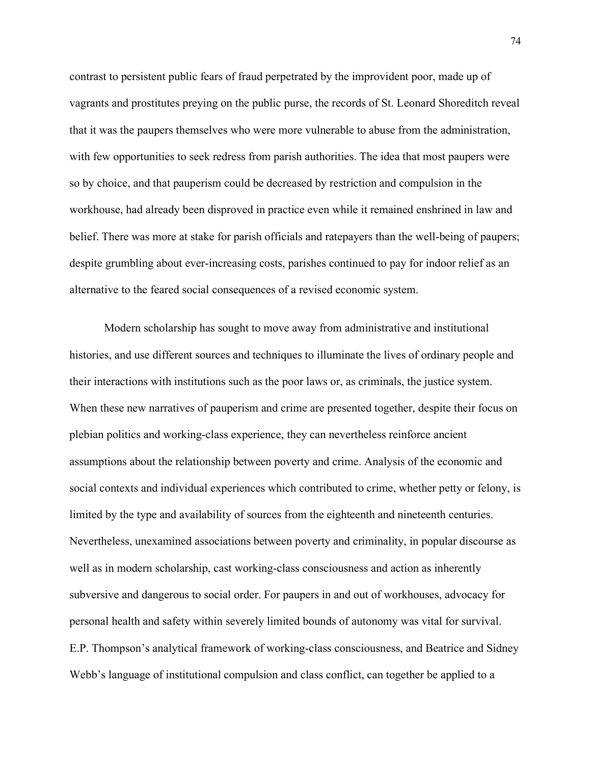contrast to persistent public fears of fraud perpetrated by the improvident poor, made up of vagrants and prostitutes preying on the public purse, the records of St. Leonard Shoreditch reveal that it was the paupers themselves who were more vulnerable to abuse from the administration, with few opportunities to seek redress from parish authorities. The idea that most paupers were so by choice, and that pauperism could be decreased by restriction and compulsion in the workhouse, had already been disproved in practice even while it remained enshrined in law and belief. There was more at stake for parish officials and ratepayers than the well-being of paupers; despite grumbling about ever-increasing costs, parishes continued to pay for indoor relief as an alternative to the feared social consequences of a revised economic system.

Modern scholarship has sought to move away from administrative and institutional histories, and use different sources and techniques to illuminate the lives of ordinary people and their interactions with institutions such as the poor laws or, as criminals, the justice system. When these new narratives of pauperism and crime are presented together, despite their focus on plebian politics and working-class experience, they can nevertheless reinforce ancient assumptions about the relationship between poverty and crime. Analysis of the economic and social contexts and individual experiences which contributed to crime, whether petty or felony, is limited by the type and availability of sources from the eighteenth and nineteenth centuries. Nevertheless, unexamined associations between poverty and criminality, in popular discourse as well as in modern scholarship, cast working-class consciousness and action as inherently subversive and dangerous to social order. For paupers in and out of workhouses, advocacy for personal health and safety within severely limited bounds of autonomy was vital for survival. E.P. Thompson's analytical framework of working-class consciousness, and Beatrice and Sidney Webb's language of institutional compulsion and class conflict, can together be applied to a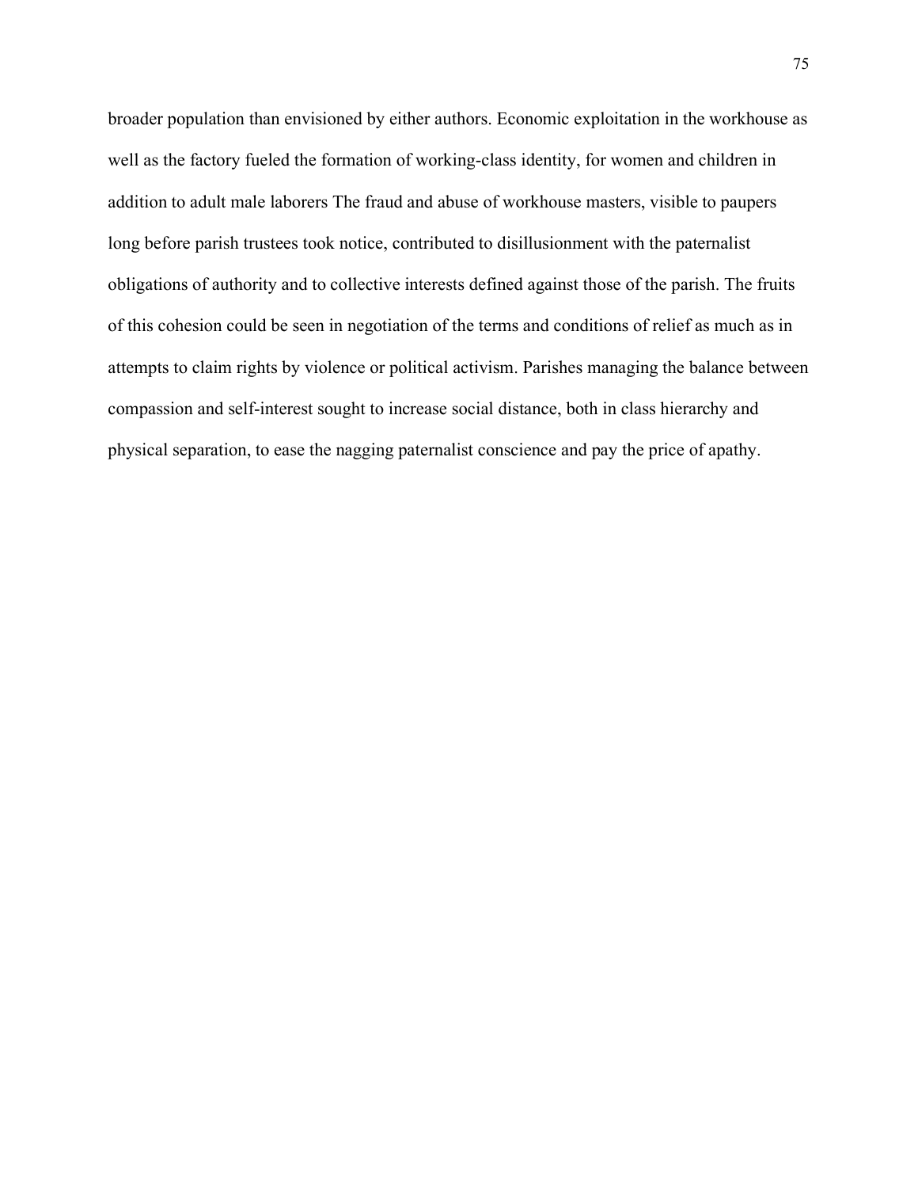broader population than envisioned by either authors. Economic exploitation in the workhouse as well as the factory fueled the formation of working-class identity, for women and children in addition to adult male laborers The fraud and abuse of workhouse masters, visible to paupers long before parish trustees took notice, contributed to disillusionment with the paternalist obligations of authority and to collective interests defined against those of the parish. The fruits of this cohesion could be seen in negotiation of the terms and conditions of relief as much as in attempts to claim rights by violence or political activism. Parishes managing the balance between compassion and self-interest sought to increase social distance, both in class hierarchy and physical separation, to ease the nagging paternalist conscience and pay the price of apathy.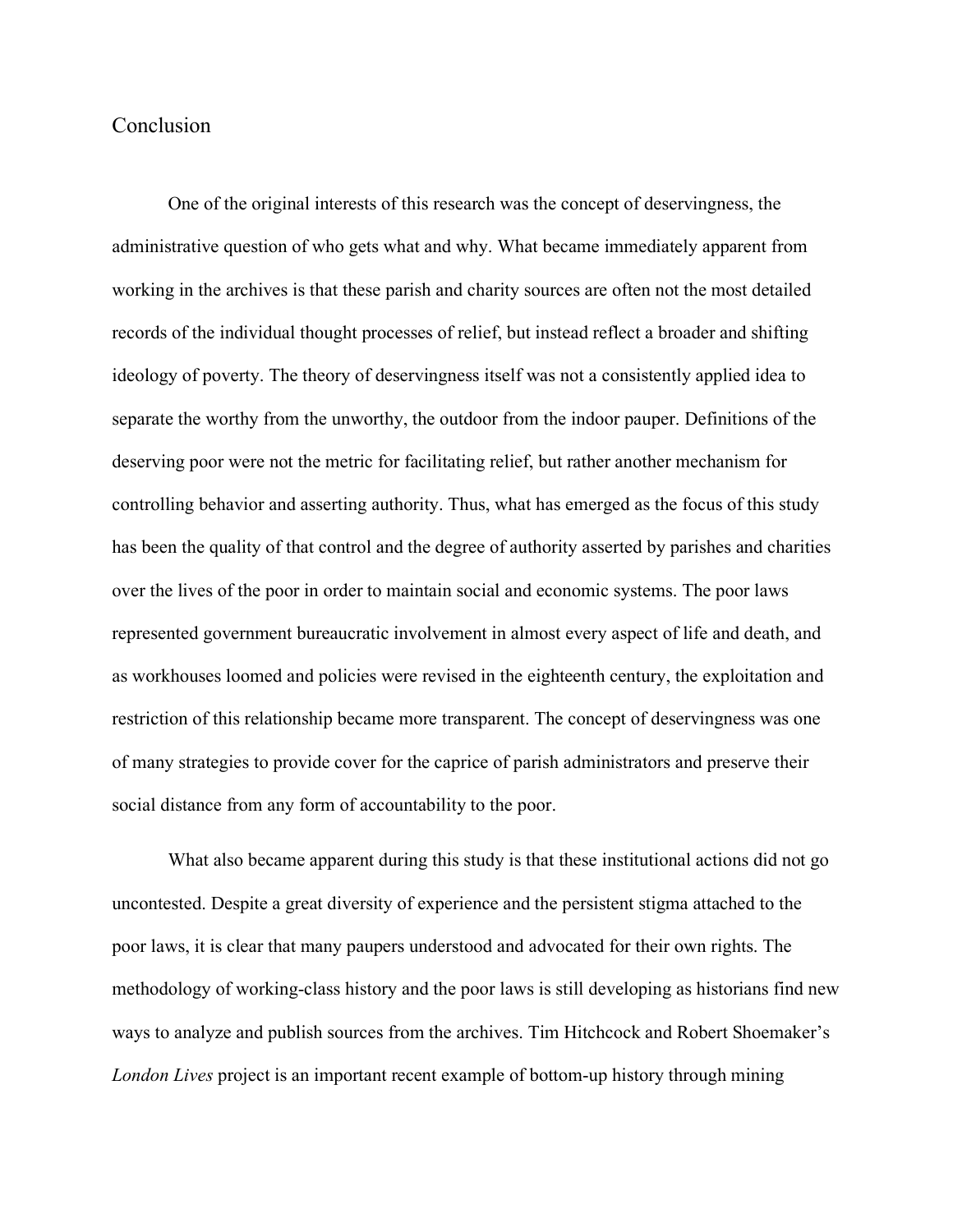# Conclusion

One of the original interests of this research was the concept of deservingness, the administrative question of who gets what and why. What became immediately apparent from working in the archives is that these parish and charity sources are often not the most detailed records of the individual thought processes of relief, but instead reflect a broader and shifting ideology of poverty. The theory of deservingness itself was not a consistently applied idea to separate the worthy from the unworthy, the outdoor from the indoor pauper. Definitions of the deserving poor were not the metric for facilitating relief, but rather another mechanism for controlling behavior and asserting authority. Thus, what has emerged as the focus of this study has been the quality of that control and the degree of authority asserted by parishes and charities over the lives of the poor in order to maintain social and economic systems. The poor laws represented government bureaucratic involvement in almost every aspect of life and death, and as workhouses loomed and policies were revised in the eighteenth century, the exploitation and restriction of this relationship became more transparent. The concept of deservingness was one of many strategies to provide cover for the caprice of parish administrators and preserve their social distance from any form of accountability to the poor.

What also became apparent during this study is that these institutional actions did not go uncontested. Despite a great diversity of experience and the persistent stigma attached to the poor laws, it is clear that many paupers understood and advocated for their own rights. The methodology of working-class history and the poor laws is still developing as historians find new ways to analyze and publish sources from the archives. Tim Hitchcock and Robert Shoemaker's *London Lives* project is an important recent example of bottom-up history through mining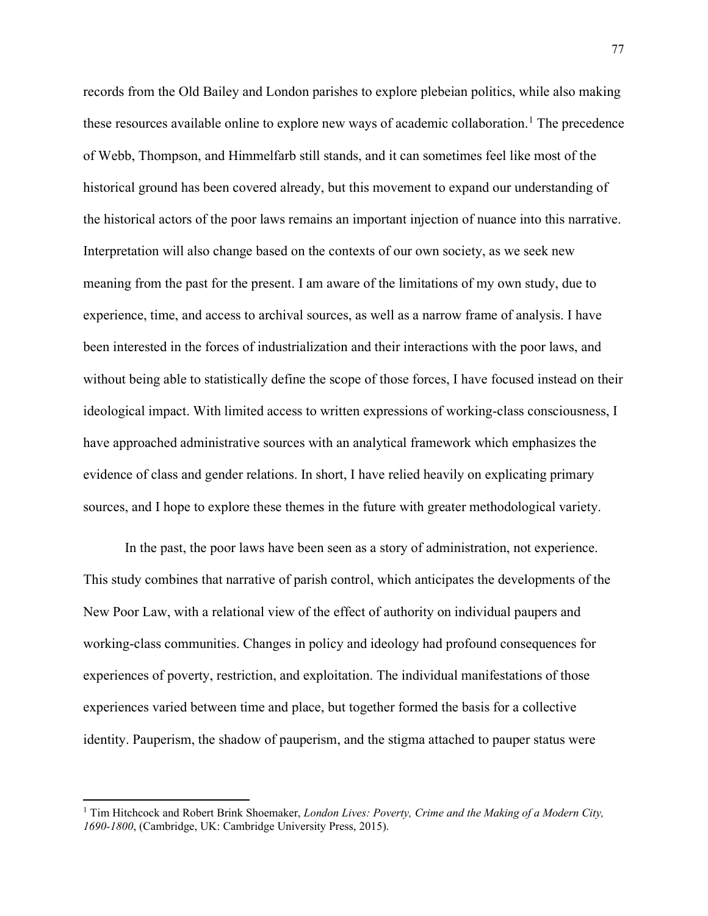records from the Old Bailey and London parishes to explore plebeian politics, while also making these resources available online to explore new ways of academic collaboration.[1] The precedence of Webb, Thompson, and Himmelfarb still stands, and it can sometimes feel like most of the historical ground has been covered already, but this movement to expand our understanding of the historical actors of the poor laws remains an important injection of nuance into this narrative. Interpretation will also change based on the contexts of our own society, as we seek new meaning from the past for the present. I am aware of the limitations of my own study, due to experience, time, and access to archival sources, as well as a narrow frame of analysis. I have been interested in the forces of industrialization and their interactions with the poor laws, and without being able to statistically define the scope of those forces, I have focused instead on their ideological impact. With limited access to written expressions of working-class consciousness, I have approached administrative sources with an analytical framework which emphasizes the evidence of class and gender relations. In short, I have relied heavily on explicating primary sources, and I hope to explore these themes in the future with greater methodological variety.

In the past, the poor laws have been seen as a story of administration, not experience. This study combines that narrative of parish control, which anticipates the developments of the New Poor Law, with a relational view of the effect of authority on individual paupers and working-class communities. Changes in policy and ideology had profound consequences for experiences of poverty, restriction, and exploitation. The individual manifestations of those experiences varied between time and place, but together formed the basis for a collective identity. Pauperism, the shadow of pauperism, and the stigma attached to pauper status were

---

[1] Tim Hitchcock and Robert Brink Shoemaker, *London Lives: Poverty, Crime and the Making of a Modern City, 1690-1800*, (Cambridge, UK: Cambridge University Press, 2015).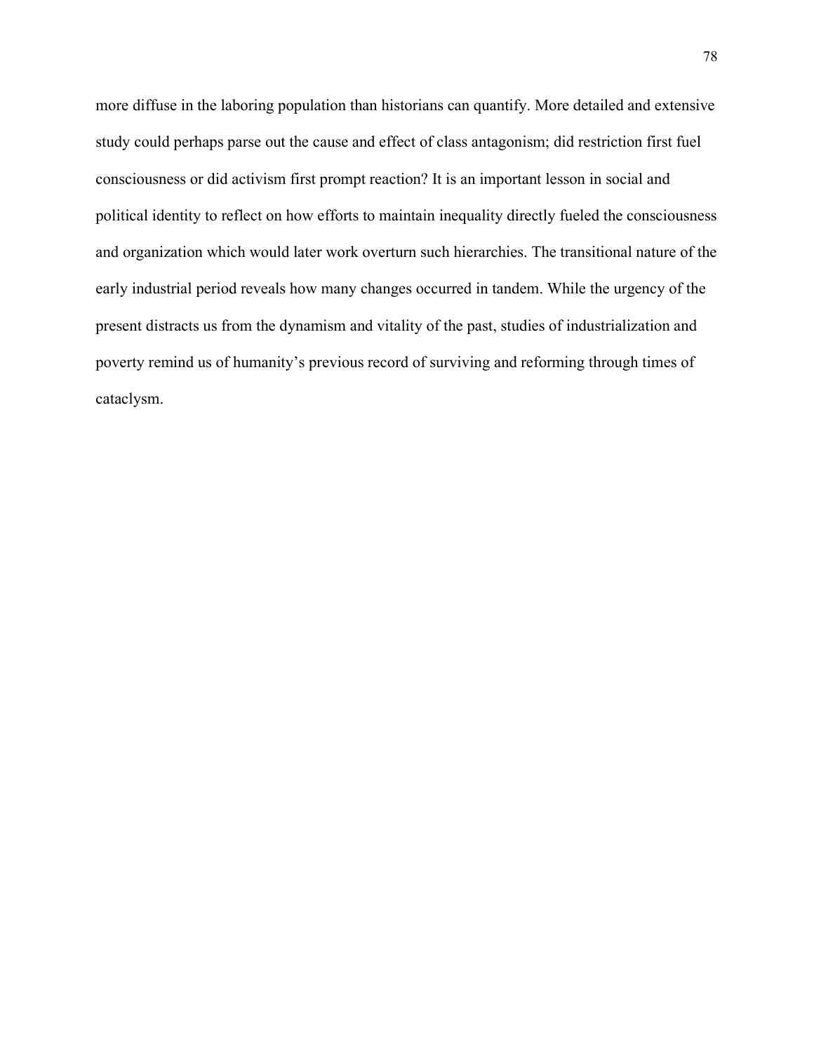more diffuse in the laboring population than historians can quantify. More detailed and extensive study could perhaps parse out the cause and effect of class antagonism; did restriction first fuel consciousness or did activism first prompt reaction? It is an important lesson in social and political identity to reflect on how efforts to maintain inequality directly fueled the consciousness and organization which would later work overturn such hierarchies. The transitional nature of the early industrial period reveals how many changes occurred in tandem. While the urgency of the present distracts us from the dynamism and vitality of the past, studies of industrialization and poverty remind us of humanity's previous record of surviving and reforming through times of cataclysm.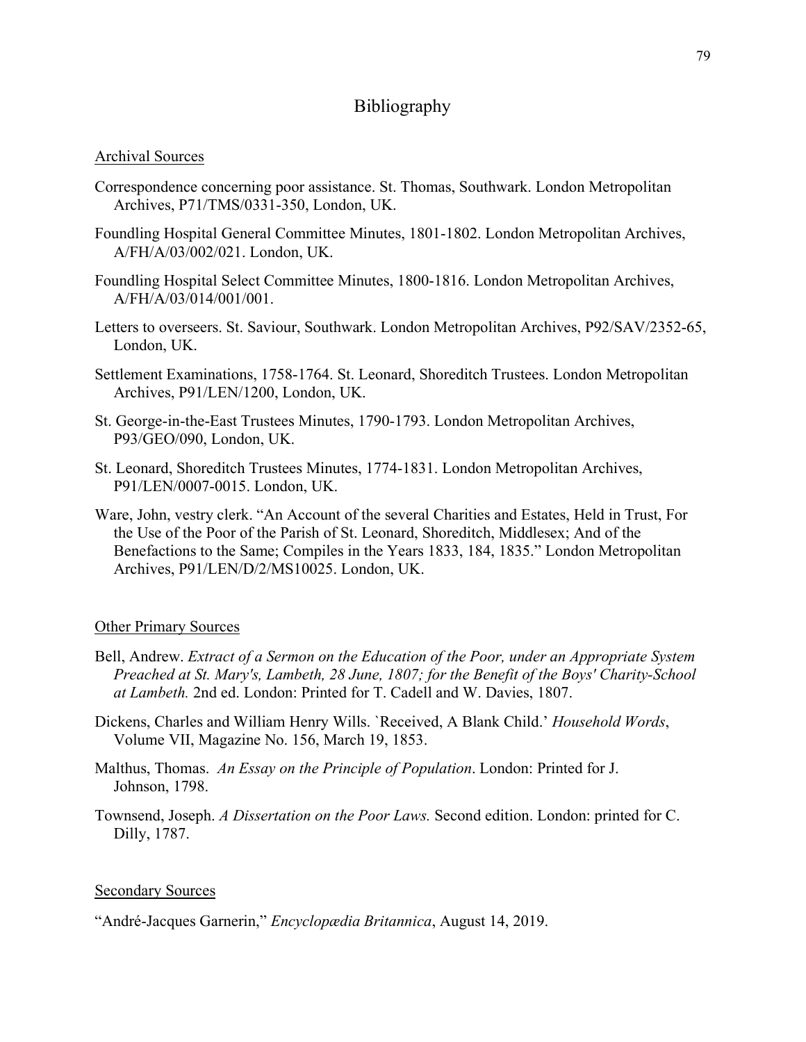# Bibliography

<u>Archival Sources</u>

Correspondence concerning poor assistance. St. Thomas, Southwark. London Metropolitan Archives, P71/TMS/0331-350, London, UK.

Foundling Hospital General Committee Minutes, 1801-1802. London Metropolitan Archives, A/FH/A/03/002/021. London, UK.

Foundling Hospital Select Committee Minutes, 1800-1816. London Metropolitan Archives, A/FH/A/03/014/001/001.

Letters to overseers. St. Saviour, Southwark. London Metropolitan Archives, P92/SAV/2352-65, London, UK.

Settlement Examinations, 1758-1764. St. Leonard, Shoreditch Trustees. London Metropolitan Archives, P91/LEN/1200, London, UK.

St. George-in-the-East Trustees Minutes, 1790-1793. London Metropolitan Archives, P93/GEO/090, London, UK.

St. Leonard, Shoreditch Trustees Minutes, 1774-1831. London Metropolitan Archives, P91/LEN/0007-0015. London, UK.

Ware, John, vestry clerk. "An Account of the several Charities and Estates, Held in Trust, For the Use of the Poor of the Parish of St. Leonard, Shoreditch, Middlesex; And of the Benefactions to the Same; Compiles in the Years 1833, 184, 1835." London Metropolitan Archives, P91/LEN/D/2/MS10025. London, UK.

<u>Other Primary Sources</u>

Bell, Andrew. *Extract of a Sermon on the Education of the Poor, under an Appropriate System Preached at St. Mary's, Lambeth, 28 June, 1807; for the Benefit of the Boys' Charity-School at Lambeth.* 2nd ed. London: Printed for T. Cadell and W. Davies, 1807.

Dickens, Charles and William Henry Wills. `Received, A Blank Child.' *Household Words*, Volume VII, Magazine No. 156, March 19, 1853.

Malthus, Thomas. *An Essay on the Principle of Population*. London: Printed for J. Johnson, 1798.

Townsend, Joseph. *A Dissertation on the Poor Laws.* Second edition. London: printed for C. Dilly, 1787.

<u>Secondary Sources</u>

"André-Jacques Garnerin," *Encyclopædia Britannica*, August 14, 2019.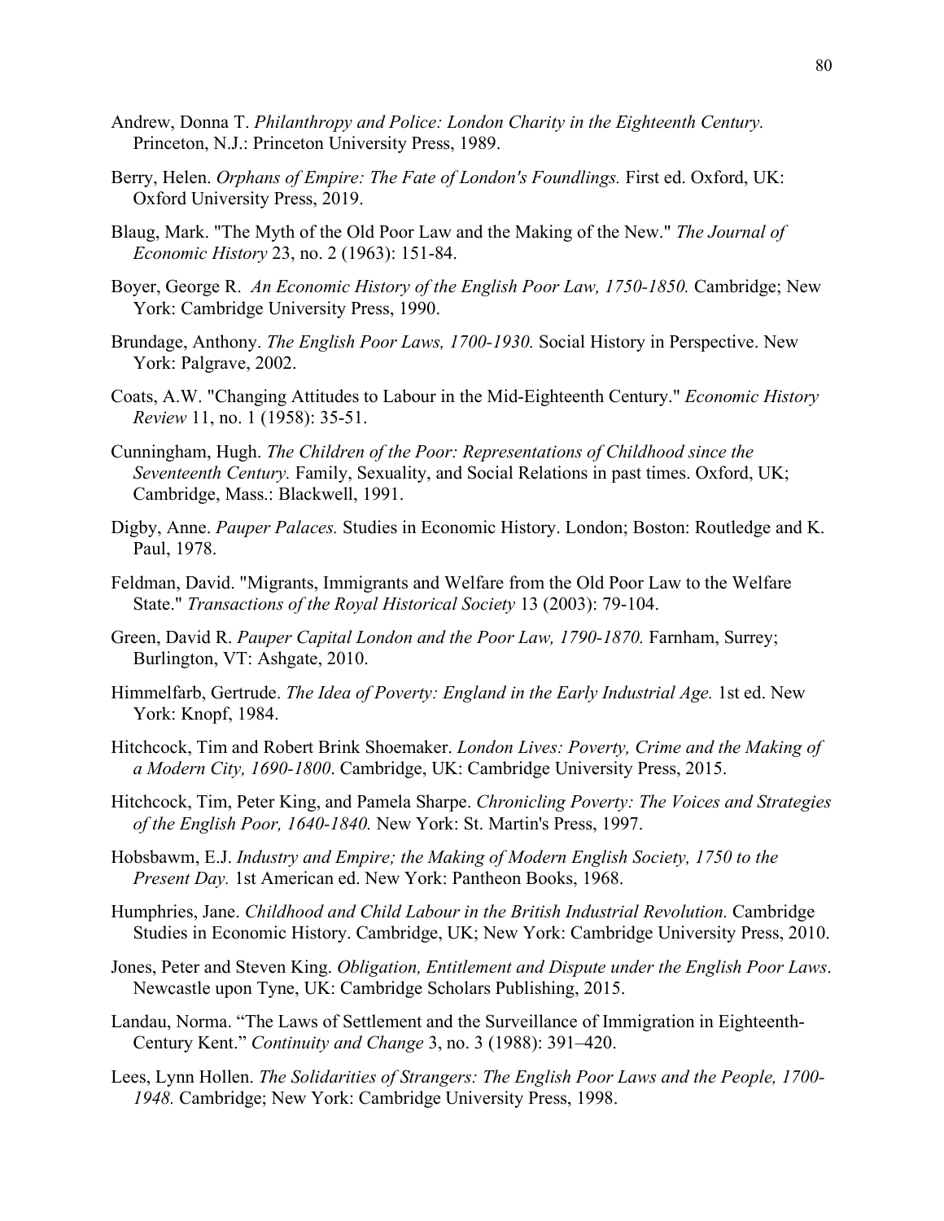Andrew, Donna T. *Philanthropy and Police: London Charity in the Eighteenth Century.* Princeton, N.J.: Princeton University Press, 1989.

Berry, Helen. *Orphans of Empire: The Fate of London's Foundlings.* First ed. Oxford, UK: Oxford University Press, 2019.

Blaug, Mark. "The Myth of the Old Poor Law and the Making of the New." *The Journal of Economic History* 23, no. 2 (1963): 151-84.

Boyer, George R. *An Economic History of the English Poor Law, 1750-1850.* Cambridge; New York: Cambridge University Press, 1990.

Brundage, Anthony. *The English Poor Laws, 1700-1930.* Social History in Perspective. New York: Palgrave, 2002.

Coats, A.W. "Changing Attitudes to Labour in the Mid-Eighteenth Century." *Economic History Review* 11, no. 1 (1958): 35-51.

Cunningham, Hugh. *The Children of the Poor: Representations of Childhood since the Seventeenth Century.* Family, Sexuality, and Social Relations in past times. Oxford, UK; Cambridge, Mass.: Blackwell, 1991.

Digby, Anne. *Pauper Palaces.* Studies in Economic History. London; Boston: Routledge and K. Paul, 1978.

Feldman, David. "Migrants, Immigrants and Welfare from the Old Poor Law to the Welfare State." *Transactions of the Royal Historical Society* 13 (2003): 79-104.

Green, David R. *Pauper Capital London and the Poor Law, 1790-1870.* Farnham, Surrey; Burlington, VT: Ashgate, 2010.

Himmelfarb, Gertrude. *The Idea of Poverty: England in the Early Industrial Age.* 1st ed. New York: Knopf, 1984.

Hitchcock, Tim and Robert Brink Shoemaker. *London Lives: Poverty, Crime and the Making of a Modern City, 1690-1800*. Cambridge, UK: Cambridge University Press, 2015.

Hitchcock, Tim, Peter King, and Pamela Sharpe. *Chronicling Poverty: The Voices and Strategies of the English Poor, 1640-1840.* New York: St. Martin's Press, 1997.

Hobsbawm, E.J. *Industry and Empire; the Making of Modern English Society, 1750 to the Present Day.* 1st American ed. New York: Pantheon Books, 1968.

Humphries, Jane. *Childhood and Child Labour in the British Industrial Revolution.* Cambridge Studies in Economic History. Cambridge, UK; New York: Cambridge University Press, 2010.

Jones, Peter and Steven King. *Obligation, Entitlement and Dispute under the English Poor Laws*. Newcastle upon Tyne, UK: Cambridge Scholars Publishing, 2015.

Landau, Norma. "The Laws of Settlement and the Surveillance of Immigration in Eighteenth-Century Kent." *Continuity and Change* 3, no. 3 (1988): 391–420.

Lees, Lynn Hollen. *The Solidarities of Strangers: The English Poor Laws and the People, 1700-1948.* Cambridge; New York: Cambridge University Press, 1998.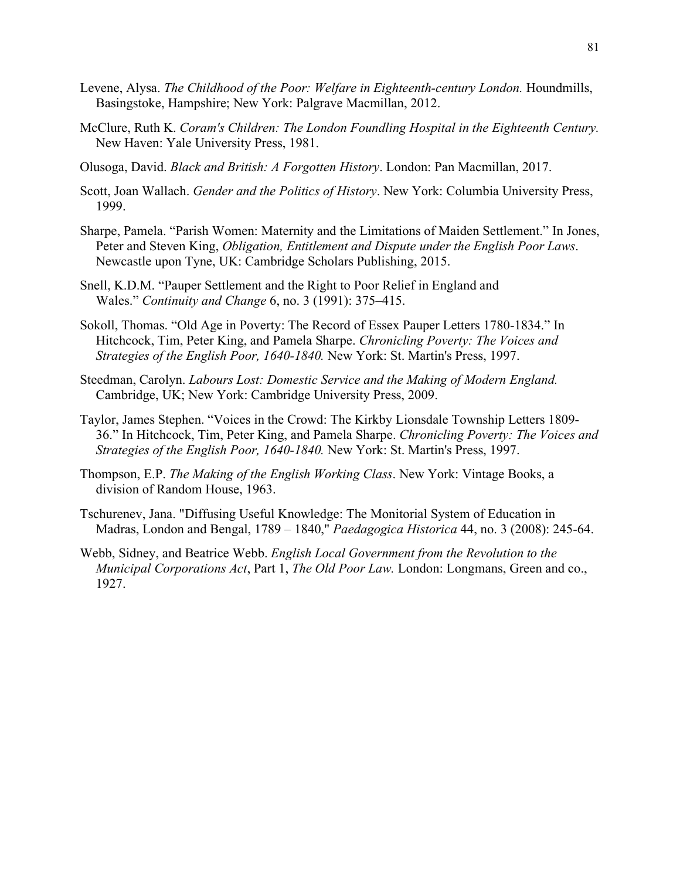Levene, Alysa. *The Childhood of the Poor: Welfare in Eighteenth-century London.* Houndmills, Basingstoke, Hampshire; New York: Palgrave Macmillan, 2012.

McClure, Ruth K. *Coram's Children: The London Foundling Hospital in the Eighteenth Century.* New Haven: Yale University Press, 1981.

Olusoga, David. *Black and British: A Forgotten History*. London: Pan Macmillan, 2017.

Scott, Joan Wallach. *Gender and the Politics of History*. New York: Columbia University Press, 1999.

Sharpe, Pamela. "Parish Women: Maternity and the Limitations of Maiden Settlement." In Jones, Peter and Steven King, *Obligation, Entitlement and Dispute under the English Poor Laws*. Newcastle upon Tyne, UK: Cambridge Scholars Publishing, 2015.

Snell, K.D.M. "Pauper Settlement and the Right to Poor Relief in England and Wales." *Continuity and Change* 6, no. 3 (1991): 375–415.

Sokoll, Thomas. "Old Age in Poverty: The Record of Essex Pauper Letters 1780-1834." In Hitchcock, Tim, Peter King, and Pamela Sharpe. *Chronicling Poverty: The Voices and Strategies of the English Poor, 1640-1840.* New York: St. Martin's Press, 1997.

Steedman, Carolyn. *Labours Lost: Domestic Service and the Making of Modern England.* Cambridge, UK; New York: Cambridge University Press, 2009.

Taylor, James Stephen. "Voices in the Crowd: The Kirkby Lionsdale Township Letters 1809-36." In Hitchcock, Tim, Peter King, and Pamela Sharpe. *Chronicling Poverty: The Voices and Strategies of the English Poor, 1640-1840.* New York: St. Martin's Press, 1997.

Thompson, E.P. *The Making of the English Working Class*. New York: Vintage Books, a division of Random House, 1963.

Tschurenev, Jana. "Diffusing Useful Knowledge: The Monitorial System of Education in Madras, London and Bengal, 1789 – 1840," *Paedagogica Historica* 44, no. 3 (2008): 245-64.

Webb, Sidney, and Beatrice Webb. *English Local Government from the Revolution to the Municipal Corporations Act*, Part 1, *The Old Poor Law.* London: Longmans, Green and co., 1927.